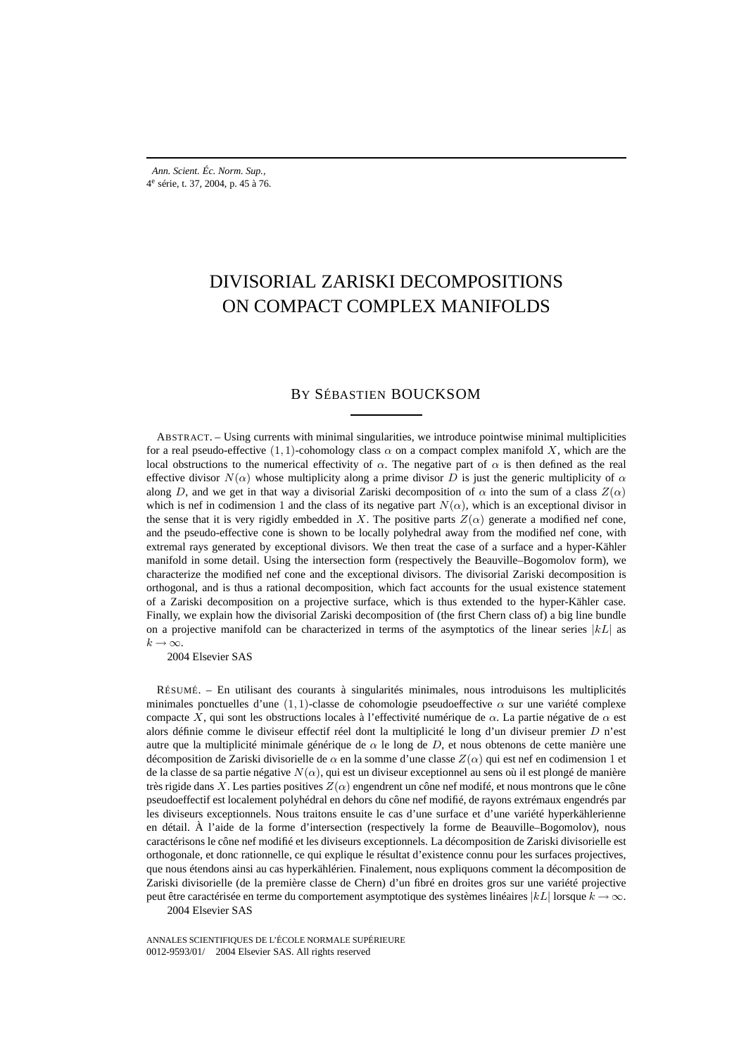Ann. Scient. Éc. Norm. Sup.,
4e série, t. 37, 2004, p. 45 à 76.

# DIVISORIAL ZARISKI DECOMPOSITIONS ON COMPACT COMPLEX MANIFOLDS

By SÉBASTIEN BOUCKSOM

ABSTRACT. – Using currents with minimal singularities, we introduce pointwise minimal multiplicities for a real pseudo-effective $(1,1)$-cohomology class $\alpha$ on a compact complex manifold $X$, which are the local obstructions to the numerical effectivity of $\alpha$. The negative part of $\alpha$ is then defined as the real effective divisor $N(\alpha)$ whose multiplicity along a prime divisor $D$ is just the generic multiplicity of $\alpha$ along $D$, and we get in that way a divisorial Zariski decomposition of $\alpha$ into the sum of a class $Z(\alpha)$ which is nef in codimension 1 and the class of its negative part $N(\alpha)$, which is an exceptional divisor in the sense that it is very rigidly embedded in $X$. The positive parts $Z(\alpha)$ generate a modified nef cone, and the pseudo-effective cone is shown to be locally polyhedral away from the modified nef cone, with extremal rays generated by exceptional divisors. We then treat the case of a surface and a hyper-Kähler manifold in some detail. Using the intersection form (respectively the Beauville–Bogomolov form), we characterize the modified nef cone and the exceptional divisors. The divisorial Zariski decomposition is orthogonal, and is thus a rational decomposition, which fact accounts for the usual existence statement of a Zariski decomposition on a projective surface, which is thus extended to the hyper-Kähler case. Finally, we explain how the divisorial Zariski decomposition of (the first Chern class of) a big line bundle on a projective manifold can be characterized in terms of the asymptotics of the linear series $|kL|$ as $k \to \infty$.

2004 Elsevier SAS

RÉSUMÉ. – En utilisant des courants à singularités minimales, nous introduisons les multiplicités minimales ponctuelles d'une $(1,1)$-classe de cohomologie pseudoeffective $\alpha$ sur une variété complexe compacte $X$, qui sont les obstructions locales à l'effectivité numérique de $\alpha$. La partie négative de $\alpha$ est alors définie comme le diviseur effectif réel dont la multiplicité le long d'un diviseur premier $D$ n'est autre que la multiplicité minimale générique de $\alpha$ le long de $D$, et nous obtenons de cette manière une décomposition de Zariski divisorielle de $\alpha$ en la somme d'une classe $Z(\alpha)$ qui est nef en codimension 1 et de la classe de sa partie négative $N(\alpha)$, qui est un diviseur exceptionnel au sens où il est plongé de manière très rigide dans $X$. Les parties positives $Z(\alpha)$ engendrent un cône nef modifié, et nous montrons que le cône pseudoeffectif est localement polyhédral en dehors du cône nef modifié, de rayons extrémaux engendrés par les diviseurs exceptionnels. Nous traitons ensuite le cas d'une surface et d'une variété hyperkählerienne en détail. À l'aide de la forme d'intersection (respectivement la forme de Beauville–Bogomolov), nous caractérisons le cône nef modifié et les diviseurs exceptionnels. La décomposition de Zariski divisorielle est orthogonale, et donc rationnelle, ce qui explique le résultat d'existence connu pour les surfaces projectives, que nous étendons ainsi au cas hyperkählérien. Finalement, nous expliquons comment la décomposition de Zariski divisorielle (de la première classe de Chern) d'un fibré en droites gros sur une variété projective peut être caractérisée en terme du comportement asymptotique des systèmes linéaires $|kL|$ lorsque $k \to \infty$.

2004 Elsevier SAS

ANNALES SCIENTIFIQUES DE L'ÉCOLE NORMALE SUPÉRIEURE
0012-9593/01/ 2004 Elsevier SAS. All rights reserved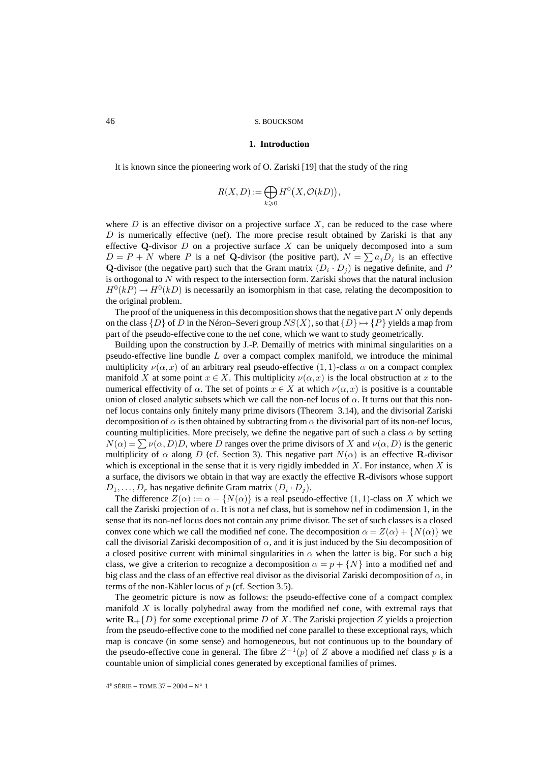## 1. Introduction

It is known since the pioneering work of O. Zariski [19] that the study of the ring

$$R(X,D) := \bigoplus_{k\geqslant 0} H^0\big(X, \mathcal{O}(kD)\big),$$

where $D$ is an effective divisor on a projective surface $X$, can be reduced to the case where $D$ is numerically effective (nef). The more precise result obtained by Zariski is that any effective $\mathbf{Q}$-divisor $D$ on a projective surface $X$ can be uniquely decomposed into a sum $D = P + N$ where $P$ is a nef $\mathbf{Q}$-divisor (the positive part), $N = \sum a_j D_j$ is an effective $\mathbf{Q}$-divisor (the negative part) such that the Gram matrix $(D_i \cdot D_j)$ is negative definite, and $P$ is orthogonal to $N$ with respect to the intersection form. Zariski shows that the natural inclusion $H^0(kP) \to H^0(kD)$ is necessarily an isomorphism in that case, relating the decomposition to the original problem.

The proof of the uniqueness in this decomposition shows that the negative part $N$ only depends on the class $\{D\}$ of $D$ in the Néron–Severi group $NS(X)$, so that $\{D\} \mapsto \{P\}$ yields a map from part of the pseudo-effective cone to the nef cone, which we want to study geometrically.

Building upon the construction by J.-P. Demailly of metrics with minimal singularities on a pseudo-effective line bundle $L$ over a compact complex manifold, we introduce the minimal multiplicity $\nu(\alpha, x)$ of an arbitrary real pseudo-effective $(1,1)$-class $\alpha$ on a compact complex manifold $X$ at some point $x \in X$. This multiplicity $\nu(\alpha, x)$ is the local obstruction at $x$ to the numerical effectivity of $\alpha$. The set of points $x \in X$ at which $\nu(\alpha, x)$ is positive is a countable union of closed analytic subsets which we call the non-nef locus of $\alpha$. It turns out that this non-nef locus contains only finitely many prime divisors (Theorem 3.14), and the divisorial Zariski decomposition of $\alpha$ is then obtained by subtracting from $\alpha$ the divisorial part of its non-nef locus, counting multiplicities. More precisely, we define the negative part of such a class $\alpha$ by setting $N(\alpha) = \sum \nu(\alpha, D) D$, where $D$ ranges over the prime divisors of $X$ and $\nu(\alpha, D)$ is the generic multiplicity of $\alpha$ along $D$ (cf. Section 3). This negative part $N(\alpha)$ is an effective $\mathbf{R}$-divisor which is exceptional in the sense that it is very rigidly imbedded in $X$. For instance, when $X$ is a surface, the divisors we obtain in that way are exactly the effective $\mathbf{R}$-divisors whose support $D_1, \ldots, D_r$ has negative definite Gram matrix $(D_i \cdot D_j)$.

The difference $Z(\alpha) := \alpha - \{N(\alpha)\}$ is a real pseudo-effective $(1,1)$-class on $X$ which we call the Zariski projection of $\alpha$. It is not a nef class, but is somehow nef in codimension 1, in the sense that its non-nef locus does not contain any prime divisor. The set of such classes is a closed convex cone which we call the modified nef cone. The decomposition $\alpha = Z(\alpha) + \{N(\alpha)\}$ we call the divisorial Zariski decomposition of $\alpha$, and it is just induced by the Siu decomposition of a closed positive current with minimal singularities in $\alpha$ when the latter is big. For such a big class, we give a criterion to recognize a decomposition $\alpha = p + \{N\}$ into a modified nef and big class and the class of an effective real divisor as the divisorial Zariski decomposition of $\alpha$, in terms of the non-Kähler locus of $p$ (cf. Section 3.5).

The geometric picture is now as follows: the pseudo-effective cone of a compact complex manifold $X$ is locally polyhedral away from the modified nef cone, with extremal rays that write $\mathbf{R}_+\{D\}$ for some exceptional prime $D$ of $X$. The Zariski projection $Z$ yields a projection from the pseudo-effective cone to the modified nef cone parallel to these exceptional rays, which map is concave (in some sense) and homogeneous, but not continuous up to the boundary of the pseudo-effective cone in general. The fibre $Z^{-1}(p)$ of $Z$ above a modified nef class $p$ is a countable union of simplicial cones generated by exceptional families of primes.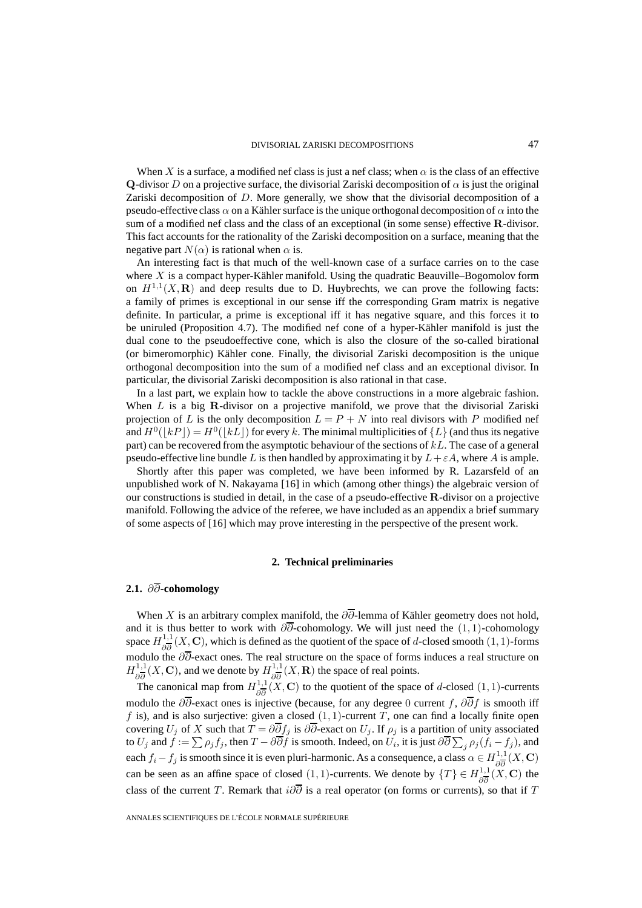When $X$ is a surface, a modified nef class is just a nef class; when $\alpha$ is the class of an effective $\mathbf{Q}$-divisor $D$ on a projective surface, the divisorial Zariski decomposition of $\alpha$ is just the original Zariski decomposition of $D$. More generally, we show that the divisorial decomposition of a pseudo-effective class $\alpha$ on a Kähler surface is the unique orthogonal decomposition of $\alpha$ into the sum of a modified nef class and the class of an exceptional (in some sense) effective $\mathbf{R}$-divisor. This fact accounts for the rationality of the Zariski decomposition on a surface, meaning that the negative part $N(\alpha)$ is rational when $\alpha$ is.

An interesting fact is that much of the well-known case of a surface carries on to the case where $X$ is a compact hyper-Kähler manifold. Using the quadratic Beauville–Bogomolov form on $H^{1,1}(X,\mathbf{R})$ and deep results due to D. Huybrechts, we can prove the following facts: a family of primes is exceptional in our sense iff the corresponding Gram matrix is negative definite. In particular, a prime is exceptional iff it has negative square, and this forces it to be uniruled (Proposition 4.7). The modified nef cone of a hyper-Kähler manifold is just the dual cone to the pseudoeffective cone, which is also the closure of the so-called birational (or bimeromorphic) Kähler cone. Finally, the divisorial Zariski decomposition is the unique orthogonal decomposition into the sum of a modified nef class and an exceptional divisor. In particular, the divisorial Zariski decomposition is also rational in that case.

In a last part, we explain how to tackle the above constructions in a more algebraic fashion. When $L$ is a big $\mathbf{R}$-divisor on a projective manifold, we prove that the divisorial Zariski projection of $L$ is the only decomposition $L = P + N$ into real divisors with $P$ modified nef and $H^0(\lfloor kP \rfloor) = H^0(\lfloor kL \rfloor)$ for every $k$. The minimal multiplicities of $\{L\}$ (and thus its negative part) can be recovered from the asymptotic behaviour of the sections of $kL$. The case of a general pseudo-effective line bundle $L$ is then handled by approximating it by $L + \varepsilon A$, where $A$ is ample.

Shortly after this paper was completed, we have been informed by R. Lazarsfeld of an unpublished work of N. Nakayama [16] in which (among other things) the algebraic version of our constructions is studied in detail, in the case of a pseudo-effective $\mathbf{R}$-divisor on a projective manifold. Following the advice of the referee, we have included as an appendix a brief summary of some aspects of [16] which may prove interesting in the perspective of the present work.

## 2. Technical preliminaries

### 2.1. $\partial\overline{\partial}$-cohomology

When $X$ is an arbitrary complex manifold, the $\partial\overline{\partial}$-lemma of Kähler geometry does not hold, and it is thus better to work with $\partial\overline{\partial}$-cohomology. We will just need the $(1,1)$-cohomology space $H^{1,1}_{\partial\overline{\partial}}(X,\mathbf{C})$, which is defined as the quotient of the space of $d$-closed smooth $(1,1)$-forms modulo the $\partial\overline{\partial}$-exact ones. The real structure on the space of forms induces a real structure on $H^{1,1}_{\partial\overline{\partial}}(X,\mathbf{C})$, and we denote by $H^{1,1}_{\partial\overline{\partial}}(X,\mathbf{R})$ the space of real points.

The canonical map from $H^{1,1}_{\partial\overline{\partial}}(X,\mathbf{C})$ to the quotient of the space of $d$-closed $(1,1)$-currents modulo the $\partial\overline{\partial}$-exact ones is injective (because, for any degree $0$ current $f$, $\partial\overline{\partial} f$ is smooth iff $f$ is), and is also surjective: given a closed $(1,1)$-current $T$, one can find a locally finite open covering $U_j$ of $X$ such that $T = \partial\overline{\partial} f_j$ is $\partial\overline{\partial}$-exact on $U_j$. If $\rho_j$ is a partition of unity associated to $U_j$ and $f := \sum \rho_j f_j$, then $T - \partial\overline{\partial} f$ is smooth. Indeed, on $U_i$, it is just $\partial\overline{\partial} \sum_j \rho_j (f_i - f_j)$, and each $f_i - f_j$ is smooth since it is even pluri-harmonic. As a consequence, a class $\alpha \in H^{1,1}_{\partial\overline{\partial}}(X,\mathbf{C})$ can be seen as an affine space of closed $(1,1)$-currents. We denote by $\{T\} \in H^{1,1}_{\partial\overline{\partial}}(X,\mathbf{C})$ the class of the current $T$. Remark that $i\partial\overline{\partial}$ is a real operator (on forms or currents), so that if $T$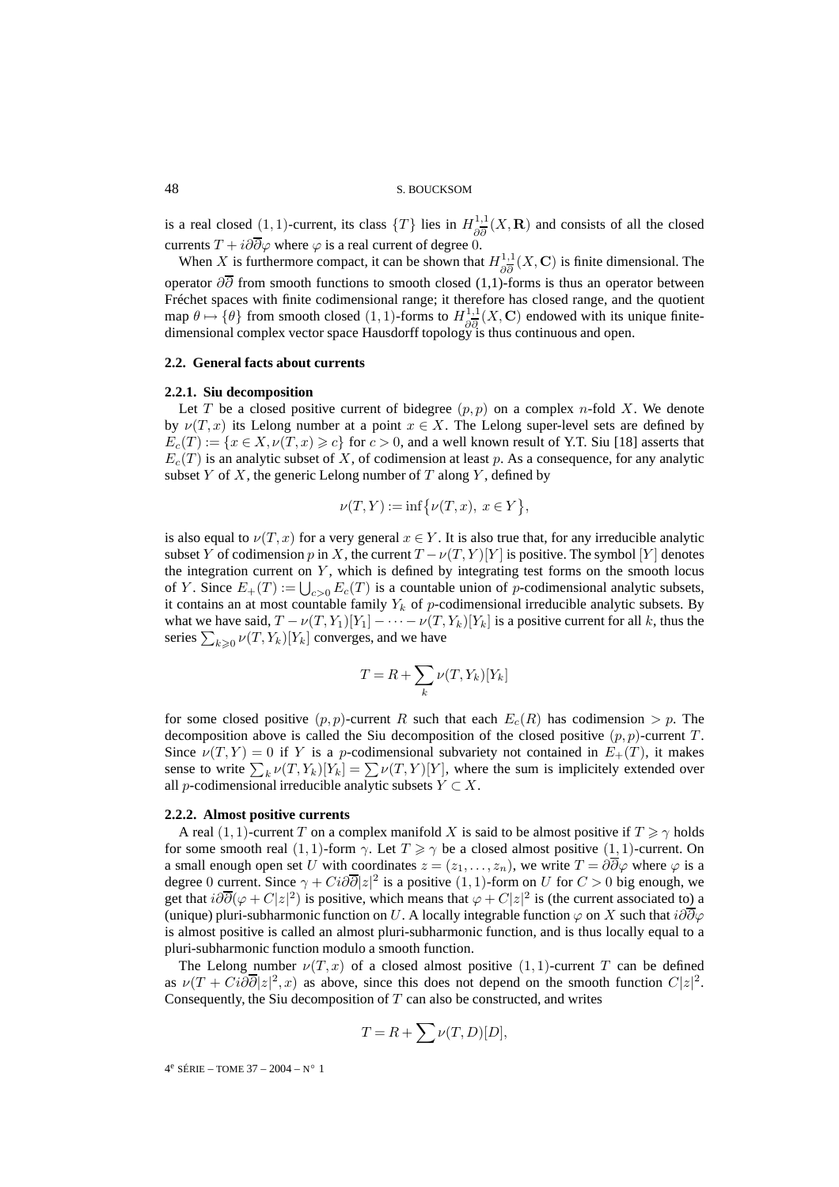is a real closed $(1,1)$-current, its class $\{T\}$ lies in $H^{1,1}_{\partial\overline{\partial}}(X,\mathbf{R})$ and consists of all the closed currents $T + i\partial\overline{\partial}\varphi$ where $\varphi$ is a real current of degree 0.

When $X$ is furthermore compact, it can be shown that $H^{1,1}_{\partial\overline{\partial}}(X,\mathbf{C})$ is finite dimensional. The operator $\partial\overline{\partial}$ from smooth functions to smooth closed (1,1)-forms is thus an operator between Fréchet spaces with finite codimensional range; it therefore has closed range, and the quotient map $\theta \mapsto \{\theta\}$ from smooth closed $(1,1)$-forms to $H^{1,1}_{\partial\overline{\partial}}(X,\mathbf{C})$ endowed with its unique finite-dimensional complex vector space Hausdorff topology is thus continuous and open.

### 2.2. General facts about currents

#### 2.2.1. Siu decomposition

Let $T$ be a closed positive current of bidegree $(p,p)$ on a complex $n$-fold $X$. We denote by $\nu(T,x)$ its Lelong number at a point $x \in X$. The Lelong super-level sets are defined by $E_c(T) := \{x \in X, \nu(T,x) \geqslant c\}$ for $c > 0$, and a well known result of Y.T. Siu [18] asserts that $E_c(T)$ is an analytic subset of $X$, of codimension at least $p$. As a consequence, for any analytic subset $Y$ of $X$, the generic Lelong number of $T$ along $Y$, defined by

$$\nu(T,Y) := \inf\{\nu(T,x),\ x \in Y\},$$

is also equal to $\nu(T,x)$ for a very general $x \in Y$. It is also true that, for any irreducible analytic subset $Y$ of codimension $p$ in $X$, the current $T - \nu(T,Y)[Y]$ is positive. The symbol $[Y]$ denotes the integration current on $Y$, which is defined by integrating test forms on the smooth locus of $Y$. Since $E_+(T) := \bigcup_{c>0} E_c(T)$ is a countable union of $p$-codimensional analytic subsets, it contains an at most countable family $Y_k$ of $p$-codimensional irreducible analytic subsets. By what we have said, $T - \nu(T,Y_1)[Y_1] - \cdots - \nu(T,Y_k)[Y_k]$ is a positive current for all $k$, thus the series $\sum_{k\geqslant 0} \nu(T,Y_k)[Y_k]$ converges, and we have

$$T = R + \sum_k \nu(T,Y_k)[Y_k]$$

for some closed positive $(p,p)$-current $R$ such that each $E_c(R)$ has codimension $> p$. The decomposition above is called the Siu decomposition of the closed positive $(p,p)$-current $T$. Since $\nu(T,Y) = 0$ if $Y$ is a $p$-codimensional subvariety not contained in $E_+(T)$, it makes sense to write $\sum_k \nu(T,Y_k)[Y_k] = \sum \nu(T,Y)[Y]$, where the sum is implicitely extended over all $p$-codimensional irreducible analytic subsets $Y \subset X$.

#### 2.2.2. Almost positive currents

A real $(1,1)$-current $T$ on a complex manifold $X$ is said to be almost positive if $T \geqslant \gamma$ holds for some smooth real $(1,1)$-form $\gamma$. Let $T \geqslant \gamma$ be a closed almost positive $(1,1)$-current. On a small enough open set $U$ with coordinates $z = (z_1,\ldots,z_n)$, we write $T = \partial\overline{\partial}\varphi$ where $\varphi$ is a degree 0 current. Since $\gamma + Ci\partial\overline{\partial}|z|^2$ is a positive $(1,1)$-form on $U$ for $C > 0$ big enough, we get that $i\partial\overline{\partial}(\varphi + C|z|^2)$ is positive, which means that $\varphi + C|z|^2$ is (the current associated to) a (unique) pluri-subharmonic function on $U$. A locally integrable function $\varphi$ on $X$ such that $i\partial\overline{\partial}\varphi$ is almost positive is called an almost pluri-subharmonic function, and is thus locally equal to a pluri-subharmonic function modulo a smooth function.

The Lelong number $\nu(T,x)$ of a closed almost positive $(1,1)$-current $T$ can be defined as $\nu(T + Ci\partial\overline{\partial}|z|^2, x)$ as above, since this does not depend on the smooth function $C|z|^2$. Consequently, the Siu decomposition of $T$ can also be constructed, and writes

$$T = R + \sum \nu(T,D)[D],$$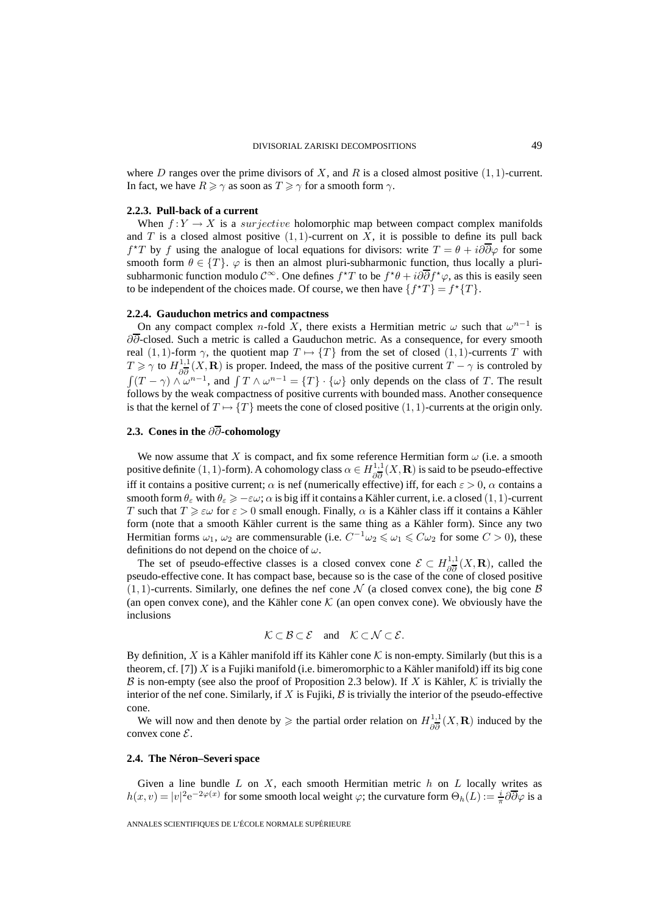where $D$ ranges over the prime divisors of $X$, and $R$ is a closed almost positive $(1,1)$-current. In fact, we have $R \geqslant \gamma$ as soon as $T \geqslant \gamma$ for a smooth form $\gamma$.

#### 2.2.3. Pull-back of a current

When $f : Y \to X$ is a *surjective* holomorphic map between compact complex manifolds and $T$ is a closed almost positive $(1,1)$-current on $X$, it is possible to define its pull back $f^\star T$ by $f$ using the analogue of local equations for divisors: write $T = \theta + i\partial\overline{\partial}\varphi$ for some smooth form $\theta \in \{T\}$. $\varphi$ is then an almost pluri-subharmonic function, thus locally a pluri-subharmonic function modulo $\mathcal{C}^\infty$. One defines $f^\star T$ to be $f^\star\theta + i\partial\overline{\partial} f^\star\varphi$, as this is easily seen to be independent of the choices made. Of course, we then have $\{f^\star T\} = f^\star\{T\}$.

#### 2.2.4. Gauduchon metrics and compactness

On any compact complex $n$-fold $X$, there exists a Hermitian metric $\omega$ such that $\omega^{n-1}$ is $\partial\overline{\partial}$-closed. Such a metric is called a Gauduchon metric. As a consequence, for every smooth real $(1,1)$-form $\gamma$, the quotient map $T \mapsto \{T\}$ from the set of closed $(1,1)$-currents $T$ with $T \geqslant \gamma$ to $H^{1,1}_{\partial\overline{\partial}}(X, \mathbf{R})$ is proper. Indeed, the mass of the positive current $T - \gamma$ is controled by $\int (T - \gamma) \wedge \omega^{n-1}$, and $\int T \wedge \omega^{n-1} = \{T\} \cdot \{\omega\}$ only depends on the class of $T$. The result follows by the weak compactness of positive currents with bounded mass. Another consequence is that the kernel of $T \mapsto \{T\}$ meets the cone of closed positive $(1,1)$-currents at the origin only.

### 2.3. Cones in the $\partial\overline{\partial}$-cohomology

We now assume that $X$ is compact, and fix some reference Hermitian form $\omega$ (i.e. a smooth positive definite $(1,1)$-form). A cohomology class $\alpha \in H^{1,1}_{\partial\overline{\partial}}(X, \mathbf{R})$ is said to be pseudo-effective iff it contains a positive current; $\alpha$ is nef (numerically effective) iff, for each $\varepsilon > 0$, $\alpha$ contains a smooth form $\theta_\varepsilon$ with $\theta_\varepsilon \geqslant -\varepsilon\omega$; $\alpha$ is big iff it contains a Kähler current, i.e. a closed $(1,1)$-current $T$ such that $T \geqslant \varepsilon\omega$ for $\varepsilon > 0$ small enough. Finally, $\alpha$ is a Kähler class iff it contains a Kähler form (note that a smooth Kähler current is the same thing as a Kähler form). Since any two Hermitian forms $\omega_1$, $\omega_2$ are commensurable (i.e. $C^{-1}\omega_2 \leqslant \omega_1 \leqslant C\omega_2$ for some $C > 0$), these definitions do not depend on the choice of $\omega$.

The set of pseudo-effective classes is a closed convex cone $\mathcal{E} \subset H^{1,1}_{\partial\overline{\partial}}(X, \mathbf{R})$, called the pseudo-effective cone. It has compact base, because so is the case of the cone of closed positive $(1,1)$-currents. Similarly, one defines the nef cone $\mathcal{N}$ (a closed convex cone), the big cone $\mathcal{B}$ (an open convex cone), and the Kähler cone $\mathcal{K}$ (an open convex cone). We obviously have the inclusions

$$\mathcal{K} \subset \mathcal{B} \subset \mathcal{E} \quad \text{and} \quad \mathcal{K} \subset \mathcal{N} \subset \mathcal{E}.$$

By definition, $X$ is a Kähler manifold iff its Kähler cone $\mathcal{K}$ is non-empty. Similarly (but this is a theorem, cf. [7]) $X$ is a Fujiki manifold (i.e. bimeromorphic to a Kähler manifold) iff its big cone $\mathcal{B}$ is non-empty (see also the proof of Proposition 2.3 below). If $X$ is Kähler, $\mathcal{K}$ is trivially the interior of the nef cone. Similarly, if $X$ is Fujiki, $\mathcal{B}$ is trivially the interior of the pseudo-effective cone.

We will now and then denote by $\geqslant$ the partial order relation on $H^{1,1}_{\partial\overline{\partial}}(X, \mathbf{R})$ induced by the convex cone $\mathcal{E}$.

### 2.4. The Néron–Severi space

Given a line bundle $L$ on $X$, each smooth Hermitian metric $h$ on $L$ locally writes as $h(x,v) = |v|^2 \mathrm{e}^{-2\varphi(x)}$ for some smooth local weight $\varphi$; the curvature form $\Theta_h(L) := \frac{i}{\pi}\partial\overline{\partial}\varphi$ is a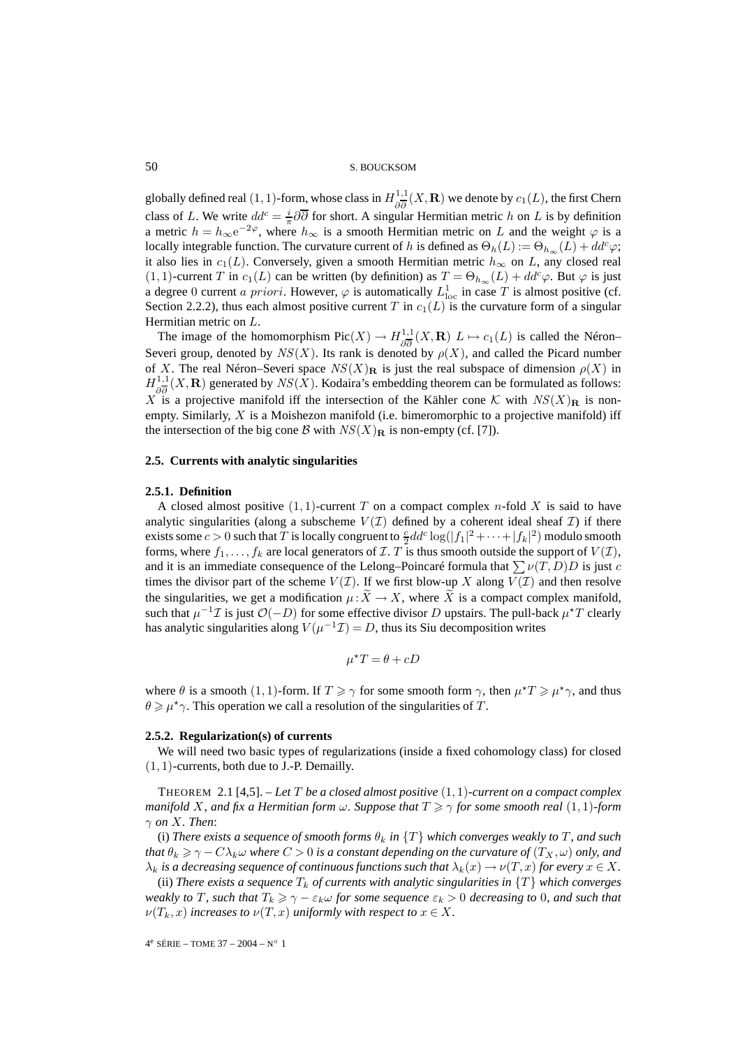globally defined real $(1,1)$-form, whose class in $H^{1,1}_{\partial\overline{\partial}}(X,\mathbf{R})$ we denote by $c_1(L)$, the first Chern class of $L$. We write $dd^c = \frac{i}{\pi}\partial\overline{\partial}$ for short. A singular Hermitian metric $h$ on $L$ is by definition a metric $h = h_\infty e^{-2\varphi}$, where $h_\infty$ is a smooth Hermitian metric on $L$ and the weight $\varphi$ is a locally integrable function. The curvature current of $h$ is defined as $\Theta_h(L) := \Theta_{h_\infty}(L) + dd^c\varphi$; it also lies in $c_1(L)$. Conversely, given a smooth Hermitian metric $h_\infty$ on $L$, any closed real $(1,1)$-current $T$ in $c_1(L)$ can be written (by definition) as $T = \Theta_{h_\infty}(L) + dd^c\varphi$. But $\varphi$ is just a degree $0$ current *a priori*. However, $\varphi$ is automatically $L^1_{\mathrm{loc}}$ in case $T$ is almost positive (cf. Section 2.2.2), thus each almost positive current $T$ in $c_1(L)$ is the curvature form of a singular Hermitian metric on $L$.

The image of the homomorphism $\mathrm{Pic}(X) \to H^{1,1}_{\partial\overline{\partial}}(X,\mathbf{R})$ $L \mapsto c_1(L)$ is called the Néron–Severi group, denoted by $NS(X)$. Its rank is denoted by $\rho(X)$, and called the Picard number of $X$. The real Néron–Severi space $NS(X)_{\mathbf{R}}$ is just the real subspace of dimension $\rho(X)$ in $H^{1,1}_{\partial\overline{\partial}}(X,\mathbf{R})$ generated by $NS(X)$. Kodaira's embedding theorem can be formulated as follows: $X$ is a projective manifold iff the intersection of the Kähler cone $\mathcal{K}$ with $NS(X)_{\mathbf{R}}$ is non-empty. Similarly, $X$ is a Moishezon manifold (i.e. bimeromorphic to a projective manifold) iff the intersection of the big cone $\mathcal{B}$ with $NS(X)_{\mathbf{R}}$ is non-empty (cf. [7]).

### 2.5. Currents with analytic singularities

#### 2.5.1. Definition

A closed almost positive $(1,1)$-current $T$ on a compact complex $n$-fold $X$ is said to have analytic singularities (along a subscheme $V(\mathcal{I})$ defined by a coherent ideal sheaf $\mathcal{I}$) if there exists some $c > 0$ such that $T$ is locally congruent to $\frac{c}{2}dd^c \log(|f_1|^2 + \cdots + |f_k|^2)$ modulo smooth forms, where $f_1, \ldots, f_k$ are local generators of $\mathcal{I}$. $T$ is thus smooth outside the support of $V(\mathcal{I})$, and it is an immediate consequence of the Lelong–Poincaré formula that $\sum \nu(T,D)D$ is just $c$ times the divisor part of the scheme $V(\mathcal{I})$. If we first blow-up $X$ along $V(\mathcal{I})$ and then resolve the singularities, we get a modification $\mu : \widetilde{X} \to X$, where $\widetilde{X}$ is a compact complex manifold, such that $\mu^{-1}\mathcal{I}$ is just $\mathcal{O}(-D)$ for some effective divisor $D$ upstairs. The pull-back $\mu^\star T$ clearly has analytic singularities along $V(\mu^{-1}\mathcal{I}) = D$, thus its Siu decomposition writes

$$\mu^\star T = \theta + cD$$

where $\theta$ is a smooth $(1,1)$-form. If $T \geqslant \gamma$ for some smooth form $\gamma$, then $\mu^\star T \geqslant \mu^\star\gamma$, and thus $\theta \geqslant \mu^\star\gamma$. This operation we call a resolution of the singularities of $T$.

#### 2.5.2. Regularization(s) of currents

We will need two basic types of regularizations (inside a fixed cohomology class) for closed $(1,1)$-currents, both due to J.-P. Demailly.

THEOREM 2.1 [4,5]. – *Let $T$ be a closed almost positive $(1,1)$-current on a compact complex manifold $X$, and fix a Hermitian form $\omega$. Suppose that $T \geqslant \gamma$ for some smooth real $(1,1)$-form $\gamma$ on $X$. Then*:

(i) *There exists a sequence of smooth forms $\theta_k$ in $\{T\}$ which converges weakly to $T$, and such that $\theta_k \geqslant \gamma - C\lambda_k\omega$ where $C > 0$ is a constant depending on the curvature of $(T_X,\omega)$ only, and $\lambda_k$ is a decreasing sequence of continuous functions such that $\lambda_k(x) \to \nu(T,x)$ for every $x \in X$.*

(ii) *There exists a sequence $T_k$ of currents with analytic singularities in $\{T\}$ which converges weakly to $T$, such that $T_k \geqslant \gamma - \varepsilon_k\omega$ for some sequence $\varepsilon_k > 0$ decreasing to $0$, and such that $\nu(T_k,x)$ increases to $\nu(T,x)$ uniformly with respect to $x \in X$.*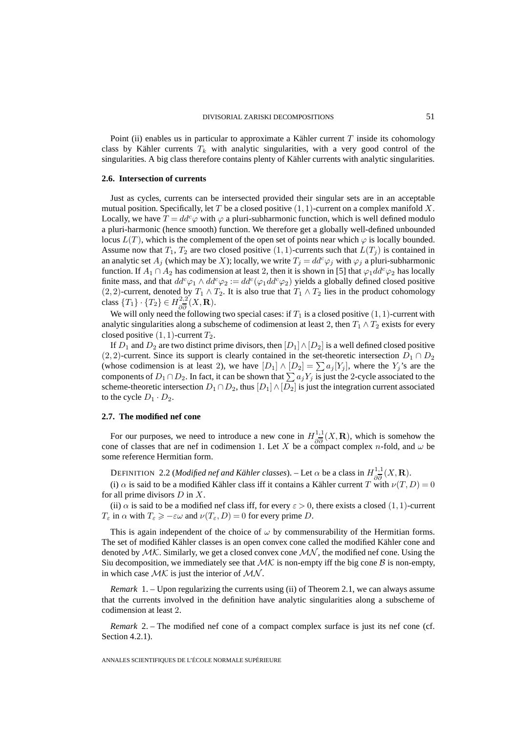Point (ii) enables us in particular to approximate a Kähler current $T$ inside its cohomology class by Kähler currents $T_k$ with analytic singularities, with a very good control of the singularities. A big class therefore contains plenty of Kähler currents with analytic singularities.

### 2.6. Intersection of currents

Just as cycles, currents can be intersected provided their singular sets are in an acceptable mutual position. Specifically, let $T$ be a closed positive $(1,1)$-current on a complex manifold $X$. Locally, we have $T = dd^c\varphi$ with $\varphi$ a pluri-subharmonic function, which is well defined modulo a pluri-harmonic (hence smooth) function. We therefore get a globally well-defined unbounded locus $L(T)$, which is the complement of the open set of points near which $\varphi$ is locally bounded. Assume now that $T_1$, $T_2$ are two closed positive $(1,1)$-currents such that $L(T_j)$ is contained in an analytic set $A_j$ (which may be $X$); locally, we write $T_j = dd^c\varphi_j$ with $\varphi_j$ a pluri-subharmonic function. If $A_1 \cap A_2$ has codimension at least 2, then it is shown in [5] that $\varphi_1 dd^c\varphi_2$ has locally finite mass, and that $dd^c\varphi_1 \wedge dd^c\varphi_2 := dd^c(\varphi_1 dd^c\varphi_2)$ yields a globally defined closed positive $(2,2)$-current, denoted by $T_1 \wedge T_2$. It is also true that $T_1 \wedge T_2$ lies in the product cohomology class $\{T_1\}\cdot\{T_2\} \in H^{2,2}_{\partial\overline{\partial}}(X,\mathbf{R})$.

We will only need the following two special cases: if $T_1$ is a closed positive $(1,1)$-current with analytic singularities along a subscheme of codimension at least 2, then $T_1 \wedge T_2$ exists for every closed positive $(1,1)$-current $T_2$.

If $D_1$ and $D_2$ are two distinct prime divisors, then $[D_1]\wedge[D_2]$ is a well defined closed positive $(2,2)$-current. Since its support is clearly contained in the set-theoretic intersection $D_1 \cap D_2$ (whose codimension is at least 2), we have $[D_1]\wedge[D_2] = \sum a_j[Y_j]$, where the $Y_j$'s are the components of $D_1 \cap D_2$. In fact, it can be shown that $\sum a_j Y_j$ is just the 2-cycle associated to the scheme-theoretic intersection $D_1 \cap D_2$, thus $[D_1]\wedge[D_2]$ is just the integration current associated to the cycle $D_1 \cdot D_2$.

### 2.7. The modified nef cone

For our purposes, we need to introduce a new cone in $H^{1,1}_{\partial\overline{\partial}}(X,\mathbf{R})$, which is somehow the cone of classes that are nef in codimension 1. Let $X$ be a compact complex $n$-fold, and $\omega$ be some reference Hermitian form.

DEFINITION 2.2 (*Modified nef and Kähler classes*). – Let $\alpha$ be a class in $H^{1,1}_{\partial\overline{\partial}}(X,\mathbf{R})$.

(i) $\alpha$ is said to be a modified Kähler class iff it contains a Kähler current $T$ with $\nu(T,D) = 0$ for all prime divisors $D$ in $X$.

(ii) $\alpha$ is said to be a modified nef class iff, for every $\varepsilon > 0$, there exists a closed $(1,1)$-current $T_\varepsilon$ in $\alpha$ with $T_\varepsilon \geqslant -\varepsilon\omega$ and $\nu(T_\varepsilon, D) = 0$ for every prime $D$.

This is again independent of the choice of $\omega$ by commensurability of the Hermitian forms. The set of modified Kähler classes is an open convex cone called the modified Kähler cone and denoted by $\mathcal{MK}$. Similarly, we get a closed convex cone $\mathcal{MN}$, the modified nef cone. Using the Siu decomposition, we immediately see that $\mathcal{MK}$ is non-empty iff the big cone $\mathcal{B}$ is non-empty, in which case $\mathcal{MK}$ is just the interior of $\mathcal{MN}$.

*Remark* 1. – Upon regularizing the currents using (ii) of Theorem 2.1, we can always assume that the currents involved in the definition have analytic singularities along a subscheme of codimension at least 2.

*Remark* 2. – The modified nef cone of a compact complex surface is just its nef cone (cf. Section 4.2.1).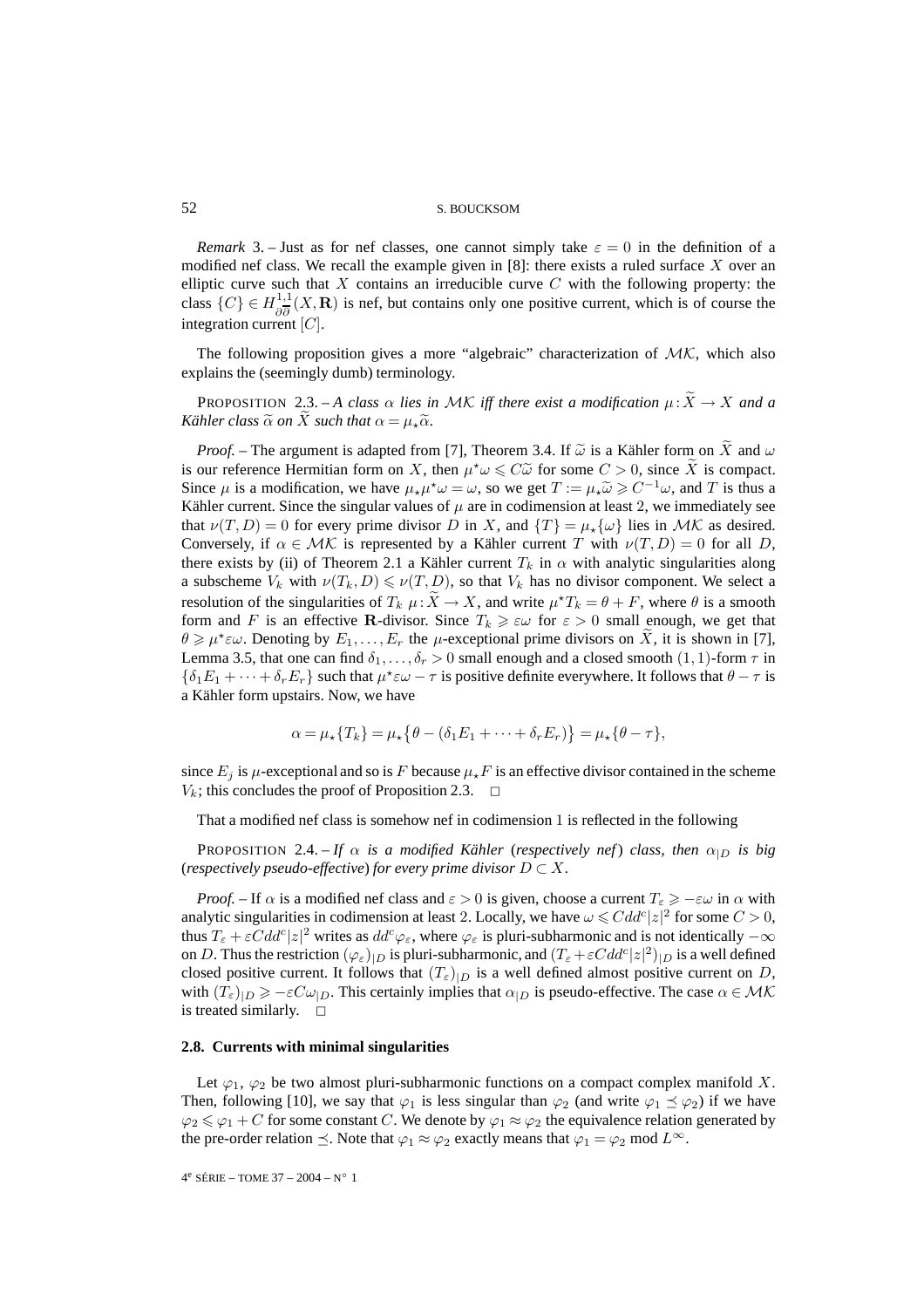*Remark* 3. – Just as for nef classes, one cannot simply take $\varepsilon = 0$ in the definition of a modified nef class. We recall the example given in [8]: there exists a ruled surface $X$ over an elliptic curve such that $X$ contains an irreducible curve $C$ with the following property: the class $\{C\} \in H^{1,1}_{\partial\overline{\partial}}(X, \mathbf{R})$ is nef, but contains only one positive current, which is of course the integration current $[C]$.

The following proposition gives a more "algebraic" characterization of $\mathcal{MK}$, which also explains the (seemingly dumb) terminology.

PROPOSITION 2.3. – *A class $\alpha$ lies in $\mathcal{MK}$ iff there exist a modification $\mu : \widetilde{X} \to X$ and a Kähler class $\widetilde{\alpha}$ on $\widetilde{X}$ such that $\alpha = \mu_\star \widetilde{\alpha}$.*

*Proof.* – The argument is adapted from [7], Theorem 3.4. If $\widetilde{\omega}$ is a Kähler form on $\widetilde{X}$ and $\omega$ is our reference Hermitian form on $X$, then $\mu^\star \omega \leqslant C\widetilde{\omega}$ for some $C > 0$, since $\widetilde{X}$ is compact. Since $\mu$ is a modification, we have $\mu_\star \mu^\star \omega = \omega$, so we get $T := \mu_\star \widetilde{\omega} \geqslant C^{-1}\omega$, and $T$ is thus a Kähler current. Since the singular values of $\mu$ are in codimension at least 2, we immediately see that $\nu(T, D) = 0$ for every prime divisor $D$ in $X$, and $\{T\} = \mu_\star\{\omega\}$ lies in $\mathcal{MK}$ as desired. Conversely, if $\alpha \in \mathcal{MK}$ is represented by a Kähler current $T$ with $\nu(T, D) = 0$ for all $D$, there exists by (ii) of Theorem 2.1 a Kähler current $T_k$ in $\alpha$ with analytic singularities along a subscheme $V_k$ with $\nu(T_k, D) \leqslant \nu(T, D)$, so that $V_k$ has no divisor component. We select a resolution of the singularities of $T_k$ $\mu : \widetilde{X} \to X$, and write $\mu^\star T_k = \theta + F$, where $\theta$ is a smooth form and $F$ is an effective $\mathbf{R}$-divisor. Since $T_k \geqslant \varepsilon\omega$ for $\varepsilon > 0$ small enough, we get that $\theta \geqslant \mu^\star \varepsilon\omega$. Denoting by $E_1, \ldots, E_r$ the $\mu$-exceptional prime divisors on $\widetilde{X}$, it is shown in [7], Lemma 3.5, that one can find $\delta_1, \ldots, \delta_r > 0$ small enough and a closed smooth $(1,1)$-form $\tau$ in $\{\delta_1 E_1 + \cdots + \delta_r E_r\}$ such that $\mu^\star \varepsilon\omega - \tau$ is positive definite everywhere. It follows that $\theta - \tau$ is a Kähler form upstairs. Now, we have

$$\alpha = \mu_\star\{T_k\} = \mu_\star\bigl\{\theta - (\delta_1 E_1 + \cdots + \delta_r E_r)\bigr\} = \mu_\star\{\theta - \tau\},$$

since $E_j$ is $\mu$-exceptional and so is $F$ because $\mu_\star F$ is an effective divisor contained in the scheme $V_k$; this concludes the proof of Proposition 2.3. $\square$

That a modified nef class is somehow nef in codimension 1 is reflected in the following

PROPOSITION 2.4. – *If $\alpha$ is a modified Kähler (respectively nef) class, then $\alpha_{|D}$ is big (respectively pseudo-effective) for every prime divisor $D \subset X$.*

*Proof.* – If $\alpha$ is a modified nef class and $\varepsilon > 0$ is given, choose a current $T_\varepsilon \geqslant -\varepsilon\omega$ in $\alpha$ with analytic singularities in codimension at least 2. Locally, we have $\omega \leqslant C dd^c |z|^2$ for some $C > 0$, thus $T_\varepsilon + \varepsilon C dd^c |z|^2$ writes as $dd^c \varphi_\varepsilon$, where $\varphi_\varepsilon$ is pluri-subharmonic and is not identically $-\infty$ on $D$. Thus the restriction $(\varphi_\varepsilon)_{|D}$ is pluri-subharmonic, and $(T_\varepsilon + \varepsilon C dd^c |z|^2)_{|D}$ is a well defined closed positive current. It follows that $(T_\varepsilon)_{|D}$ is a well defined almost positive current on $D$, with $(T_\varepsilon)_{|D} \geqslant -\varepsilon C \omega_{|D}$. This certainly implies that $\alpha_{|D}$ is pseudo-effective. The case $\alpha \in \mathcal{MK}$ is treated similarly. $\square$

### 2.8. Currents with minimal singularities

Let $\varphi_1$, $\varphi_2$ be two almost pluri-subharmonic functions on a compact complex manifold $X$. Then, following [10], we say that $\varphi_1$ is less singular than $\varphi_2$ (and write $\varphi_1 \preceq \varphi_2$) if we have $\varphi_2 \leqslant \varphi_1 + C$ for some constant $C$. We denote by $\varphi_1 \approx \varphi_2$ the equivalence relation generated by the pre-order relation $\preceq$. Note that $\varphi_1 \approx \varphi_2$ exactly means that $\varphi_1 = \varphi_2 \bmod L^\infty$.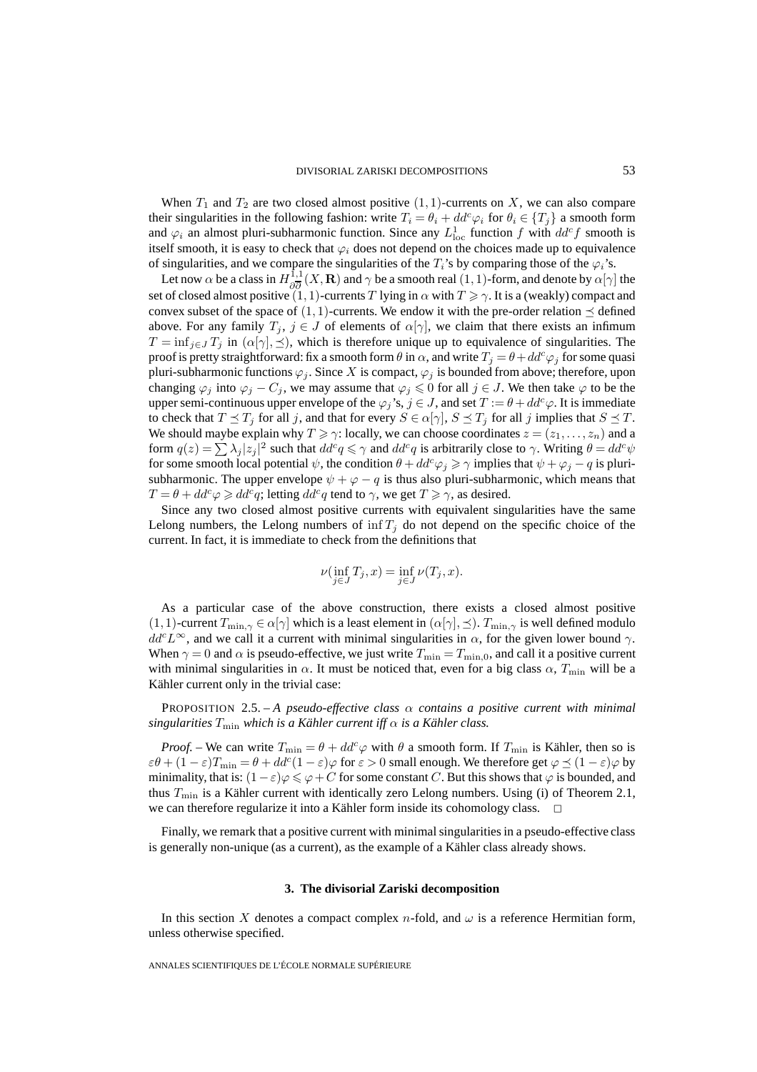When $T_1$ and $T_2$ are two closed almost positive $(1,1)$-currents on $X$, we can also compare their singularities in the following fashion: write $T_i = \theta_i + dd^c\varphi_i$ for $\theta_i \in \{T_j\}$ a smooth form and $\varphi_i$ an almost pluri-subharmonic function. Since any $L^1_{\mathrm{loc}}$ function $f$ with $dd^c f$ smooth is itself smooth, it is easy to check that $\varphi_i$ does not depend on the choices made up to equivalence of singularities, and we compare the singularities of the $T_i$'s by comparing those of the $\varphi_i$'s.

Let now $\alpha$ be a class in $H^{1,1}_{\partial\overline{\partial}}(X, \mathbf{R})$ and $\gamma$ be a smooth real $(1,1)$-form, and denote by $\alpha[\gamma]$ the set of closed almost positive $(1,1)$-currents $T$ lying in $\alpha$ with $T \geqslant \gamma$. It is a (weakly) compact and convex subset of the space of $(1,1)$-currents. We endow it with the pre-order relation $\preceq$ defined above. For any family $T_j$, $j \in J$ of elements of $\alpha[\gamma]$, we claim that there exists an infimum $T = \inf_{j \in J} T_j$ in $(\alpha[\gamma], \preceq)$, which is therefore unique up to equivalence of singularities. The proof is pretty straightforward: fix a smooth form $\theta$ in $\alpha$, and write $T_j = \theta + dd^c\varphi_j$ for some quasi pluri-subharmonic functions $\varphi_j$. Since $X$ is compact, $\varphi_j$ is bounded from above; therefore, upon changing $\varphi_j$ into $\varphi_j - C_j$, we may assume that $\varphi_j \leqslant 0$ for all $j \in J$. We then take $\varphi$ to be the upper semi-continuous upper envelope of the $\varphi_j$'s, $j \in J$, and set $T := \theta + dd^c\varphi$. It is immediate to check that $T \preceq T_j$ for all $j$, and that for every $S \in \alpha[\gamma]$, $S \preceq T_j$ for all $j$ implies that $S \preceq T$. We should maybe explain why $T \geqslant \gamma$: locally, we can choose coordinates $z = (z_1, \ldots, z_n)$ and a form $q(z) = \sum \lambda_j |z_j|^2$ such that $dd^c q \leqslant \gamma$ and $dd^c q$ is arbitrarily close to $\gamma$. Writing $\theta = dd^c\psi$ for some smooth local potential $\psi$, the condition $\theta + dd^c\varphi_j \geqslant \gamma$ implies that $\psi + \varphi_j - q$ is pluri-subharmonic. The upper envelope $\psi + \varphi - q$ is thus also pluri-subharmonic, which means that $T = \theta + dd^c\varphi \geqslant dd^c q$; letting $dd^c q$ tend to $\gamma$, we get $T \geqslant \gamma$, as desired.

Since any two closed almost positive currents with equivalent singularities have the same Lelong numbers, the Lelong numbers of $\inf T_j$ do not depend on the specific choice of the current. In fact, it is immediate to check from the definitions that

$$\nu(\inf_{j \in J} T_j, x) = \inf_{j \in J} \nu(T_j, x).$$

As a particular case of the above construction, there exists a closed almost positive $(1,1)$-current $T_{\min,\gamma} \in \alpha[\gamma]$ which is a least element in $(\alpha[\gamma], \preceq)$. $T_{\min,\gamma}$ is well defined modulo $dd^c L^\infty$, and we call it a current with minimal singularities in $\alpha$, for the given lower bound $\gamma$. When $\gamma = 0$ and $\alpha$ is pseudo-effective, we just write $T_{\min} = T_{\min,0}$, and call it a positive current with minimal singularities in $\alpha$. It must be noticed that, even for a big class $\alpha$, $T_{\min}$ will be a Kähler current only in the trivial case:

PROPOSITION 2.5. – *A pseudo-effective class $\alpha$ contains a positive current with minimal singularities $T_{\min}$ which is a Kähler current iff $\alpha$ is a Kähler class.*

*Proof.* – We can write $T_{\min} = \theta + dd^c\varphi$ with $\theta$ a smooth form. If $T_{\min}$ is Kähler, then so is $\varepsilon\theta + (1-\varepsilon)T_{\min} = \theta + dd^c(1-\varepsilon)\varphi$ for $\varepsilon > 0$ small enough. We therefore get $\varphi \preceq (1-\varepsilon)\varphi$ by minimality, that is: $(1-\varepsilon)\varphi \leqslant \varphi + C$ for some constant $C$. But this shows that $\varphi$ is bounded, and thus $T_{\min}$ is a Kähler current with identically zero Lelong numbers. Using (i) of Theorem 2.1, we can therefore regularize it into a Kähler form inside its cohomology class. □

Finally, we remark that a positive current with minimal singularities in a pseudo-effective class is generally non-unique (as a current), as the example of a Kähler class already shows.

## 3. The divisorial Zariski decomposition

In this section $X$ denotes a compact complex $n$-fold, and $\omega$ is a reference Hermitian form, unless otherwise specified.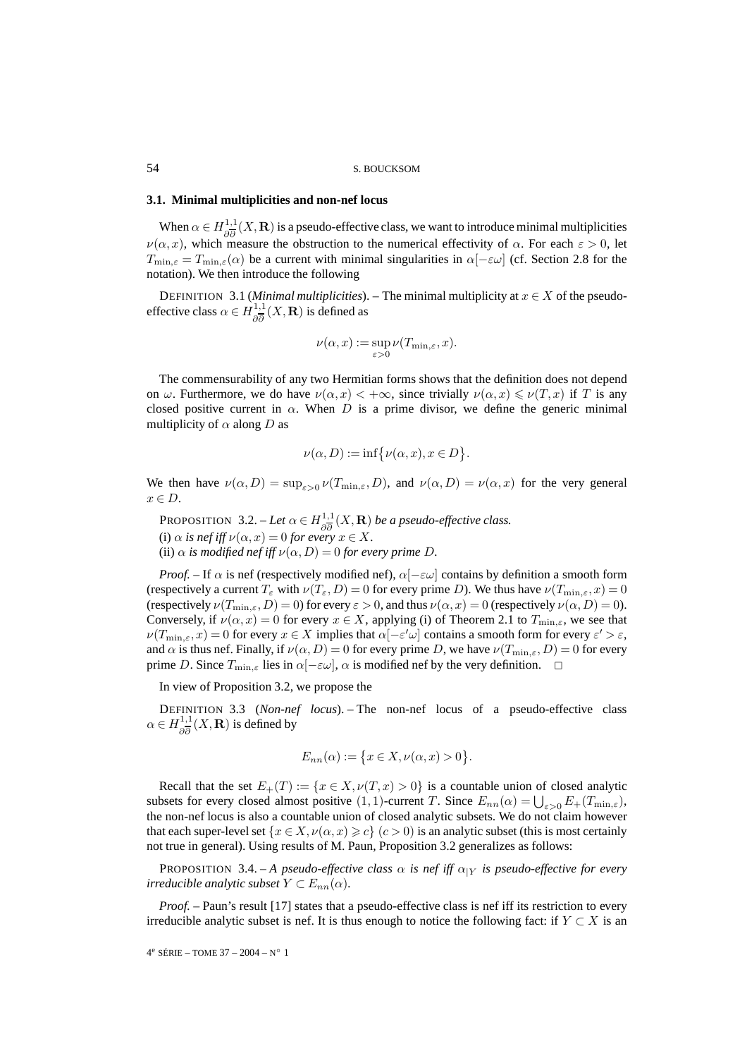### 3.1. Minimal multiplicities and non-nef locus

When $\alpha \in H^{1,1}_{\partial\overline{\partial}}(X,\mathbf{R})$ is a pseudo-effective class, we want to introduce minimal multiplicities $\nu(\alpha,x)$, which measure the obstruction to the numerical effectivity of $\alpha$. For each $\varepsilon > 0$, let $T_{\min,\varepsilon} = T_{\min,\varepsilon}(\alpha)$ be a current with minimal singularities in $\alpha[-\varepsilon\omega]$ (cf. Section 2.8 for the notation). We then introduce the following

DEFINITION 3.1 (*Minimal multiplicities*). – The minimal multiplicity at $x \in X$ of the pseudo-effective class $\alpha \in H^{1,1}_{\partial\overline{\partial}}(X,\mathbf{R})$ is defined as

$$\nu(\alpha,x) := \sup_{\varepsilon>0} \nu(T_{\min,\varepsilon},x).$$

The commensurability of any two Hermitian forms shows that the definition does not depend on $\omega$. Furthermore, we do have $\nu(\alpha,x) < +\infty$, since trivially $\nu(\alpha,x) \leqslant \nu(T,x)$ if $T$ is any closed positive current in $\alpha$. When $D$ is a prime divisor, we define the generic minimal multiplicity of $\alpha$ along $D$ as

$$\nu(\alpha,D) := \inf\{\nu(\alpha,x), x \in D\}.$$

We then have $\nu(\alpha,D) = \sup_{\varepsilon>0} \nu(T_{\min,\varepsilon},D)$, and $\nu(\alpha,D) = \nu(\alpha,x)$ for the very general $x \in D$.

PROPOSITION 3.2. – *Let $\alpha \in H^{1,1}_{\partial\overline{\partial}}(X,\mathbf{R})$ be a pseudo-effective class.*
(i) *$\alpha$ is nef iff $\nu(\alpha,x) = 0$ for every $x \in X$.*
(ii) *$\alpha$ is modified nef iff $\nu(\alpha,D) = 0$ for every prime $D$.*

*Proof.* – If $\alpha$ is nef (respectively modified nef), $\alpha[-\varepsilon\omega]$ contains by definition a smooth form (respectively a current $T_\varepsilon$ with $\nu(T_\varepsilon,D) = 0$ for every prime $D$). We thus have $\nu(T_{\min,\varepsilon},x) = 0$ (respectively $\nu(T_{\min,\varepsilon},D) = 0$) for every $\varepsilon > 0$, and thus $\nu(\alpha,x) = 0$ (respectively $\nu(\alpha,D) = 0$). Conversely, if $\nu(\alpha,x) = 0$ for every $x \in X$, applying (i) of Theorem 2.1 to $T_{\min,\varepsilon}$, we see that $\nu(T_{\min,\varepsilon},x) = 0$ for every $x \in X$ implies that $\alpha[-\varepsilon'\omega]$ contains a smooth form for every $\varepsilon' > \varepsilon$, and $\alpha$ is thus nef. Finally, if $\nu(\alpha,D) = 0$ for every prime $D$, we have $\nu(T_{\min,\varepsilon},D) = 0$ for every prime $D$. Since $T_{\min,\varepsilon}$ lies in $\alpha[-\varepsilon\omega]$, $\alpha$ is modified nef by the very definition. □

In view of Proposition 3.2, we propose the

DEFINITION 3.3 (*Non-nef locus*). – The non-nef locus of a pseudo-effective class $\alpha \in H^{1,1}_{\partial\overline{\partial}}(X,\mathbf{R})$ is defined by

$$E_{nn}(\alpha) := \{x \in X, \nu(\alpha,x) > 0\}.$$

Recall that the set $E_+(T) := \{x \in X, \nu(T,x) > 0\}$ is a countable union of closed analytic subsets for every closed almost positive $(1,1)$-current $T$. Since $E_{nn}(\alpha) = \bigcup_{\varepsilon>0} E_+(T_{\min,\varepsilon})$, the non-nef locus is also a countable union of closed analytic subsets. We do not claim however that each super-level set $\{x \in X, \nu(\alpha,x) \geqslant c\}$ $(c > 0)$ is an analytic subset (this is most certainly not true in general). Using results of M. Paun, Proposition 3.2 generalizes as follows:

PROPOSITION 3.4. – *A pseudo-effective class $\alpha$ is nef iff $\alpha_{|Y}$ is pseudo-effective for every irreducible analytic subset $Y \subset E_{nn}(\alpha)$.*

*Proof.* – Paun's result [17] states that a pseudo-effective class is nef iff its restriction to every irreducible analytic subset is nef. It is thus enough to notice the following fact: if $Y \subset X$ is an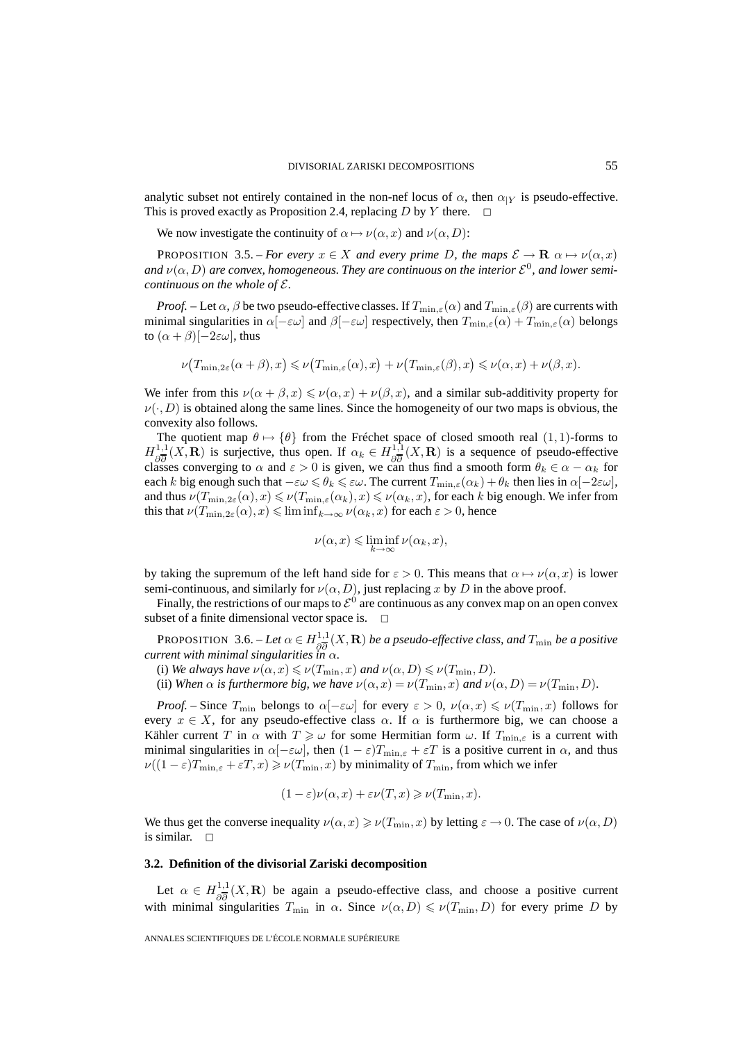analytic subset not entirely contained in the non-nef locus of $\alpha$, then $\alpha_{|Y}$ is pseudo-effective. This is proved exactly as Proposition 2.4, replacing $D$ by $Y$ there. $\square$

We now investigate the continuity of $\alpha \mapsto \nu(\alpha, x)$ and $\nu(\alpha, D)$:

PROPOSITION 3.5. – *For every $x \in X$ and every prime $D$, the maps $\mathcal{E} \to \mathbf{R}$ $\alpha \mapsto \nu(\alpha, x)$ and $\nu(\alpha, D)$ are convex, homogeneous. They are continuous on the interior $\mathcal{E}^0$, and lower semi-continuous on the whole of $\mathcal{E}$.*

*Proof.* – Let $\alpha, \beta$ be two pseudo-effective classes. If $T_{\min,\varepsilon}(\alpha)$ and $T_{\min,\varepsilon}(\beta)$ are currents with minimal singularities in $\alpha[-\varepsilon\omega]$ and $\beta[-\varepsilon\omega]$ respectively, then $T_{\min,\varepsilon}(\alpha) + T_{\min,\varepsilon}(\alpha)$ belongs to $(\alpha+\beta)[-2\varepsilon\omega]$, thus

$$\nu\big(T_{\min,2\varepsilon}(\alpha+\beta), x\big) \leqslant \nu\big(T_{\min,\varepsilon}(\alpha), x\big) + \nu\big(T_{\min,\varepsilon}(\beta), x\big) \leqslant \nu(\alpha, x) + \nu(\beta, x).$$

We infer from this $\nu(\alpha+\beta, x) \leqslant \nu(\alpha, x) + \nu(\beta, x)$, and a similar sub-additivity property for $\nu(\cdot, D)$ is obtained along the same lines. Since the homogeneity of our two maps is obvious, the convexity also follows.

The quotient map $\theta \mapsto \{\theta\}$ from the Fréchet space of closed smooth real $(1,1)$-forms to $H^{1,1}_{\partial\overline{\partial}}(X, \mathbf{R})$ is surjective, thus open. If $\alpha_k \in H^{1,1}_{\partial\overline{\partial}}(X, \mathbf{R})$ is a sequence of pseudo-effective classes converging to $\alpha$ and $\varepsilon > 0$ is given, we can thus find a smooth form $\theta_k \in \alpha - \alpha_k$ for each $k$ big enough such that $-\varepsilon\omega \leqslant \theta_k \leqslant \varepsilon\omega$. The current $T_{\min,\varepsilon}(\alpha_k) + \theta_k$ then lies in $\alpha[-2\varepsilon\omega]$, and thus $\nu(T_{\min,2\varepsilon}(\alpha), x) \leqslant \nu(T_{\min,\varepsilon}(\alpha_k), x) \leqslant \nu(\alpha_k, x)$, for each $k$ big enough. We infer from this that $\nu(T_{\min,2\varepsilon}(\alpha), x) \leqslant \liminf_{k\to\infty} \nu(\alpha_k, x)$ for each $\varepsilon > 0$, hence

$$\nu(\alpha, x) \leqslant \liminf_{k\to\infty} \nu(\alpha_k, x),$$

by taking the supremum of the left hand side for $\varepsilon > 0$. This means that $\alpha \mapsto \nu(\alpha, x)$ is lower semi-continuous, and similarly for $\nu(\alpha, D)$, just replacing $x$ by $D$ in the above proof.

Finally, the restrictions of our maps to $\mathcal{E}^0$ are continuous as any convex map on an open convex subset of a finite dimensional vector space is. $\square$

PROPOSITION 3.6. – *Let $\alpha \in H^{1,1}_{\partial\overline{\partial}}(X, \mathbf{R})$ be a pseudo-effective class, and $T_{\min}$ be a positive current with minimal singularities in $\alpha$.*

(i) *We always have $\nu(\alpha, x) \leqslant \nu(T_{\min}, x)$ and $\nu(\alpha, D) \leqslant \nu(T_{\min}, D)$.*

(ii) *When $\alpha$ is furthermore big, we have $\nu(\alpha, x) = \nu(T_{\min}, x)$ and $\nu(\alpha, D) = \nu(T_{\min}, D)$.*

*Proof.* – Since $T_{\min}$ belongs to $\alpha[-\varepsilon\omega]$ for every $\varepsilon > 0$, $\nu(\alpha, x) \leqslant \nu(T_{\min}, x)$ follows for every $x \in X$, for any pseudo-effective class $\alpha$. If $\alpha$ is furthermore big, we can choose a Kähler current $T$ in $\alpha$ with $T \geqslant \omega$ for some Hermitian form $\omega$. If $T_{\min,\varepsilon}$ is a current with minimal singularities in $\alpha[-\varepsilon\omega]$, then $(1-\varepsilon)T_{\min,\varepsilon} + \varepsilon T$ is a positive current in $\alpha$, and thus $\nu((1-\varepsilon)T_{\min,\varepsilon} + \varepsilon T, x) \geqslant \nu(T_{\min}, x)$ by minimality of $T_{\min}$, from which we infer

$$(1-\varepsilon)\nu(\alpha, x) + \varepsilon\nu(T, x) \geqslant \nu(T_{\min}, x).$$

We thus get the converse inequality $\nu(\alpha, x) \geqslant \nu(T_{\min}, x)$ by letting $\varepsilon \to 0$. The case of $\nu(\alpha, D)$ is similar. $\square$

### 3.2. Definition of the divisorial Zariski decomposition

Let $\alpha \in H^{1,1}_{\partial\overline{\partial}}(X, \mathbf{R})$ be again a pseudo-effective class, and choose a positive current with minimal singularities $T_{\min}$ in $\alpha$. Since $\nu(\alpha, D) \leqslant \nu(T_{\min}, D)$ for every prime $D$ by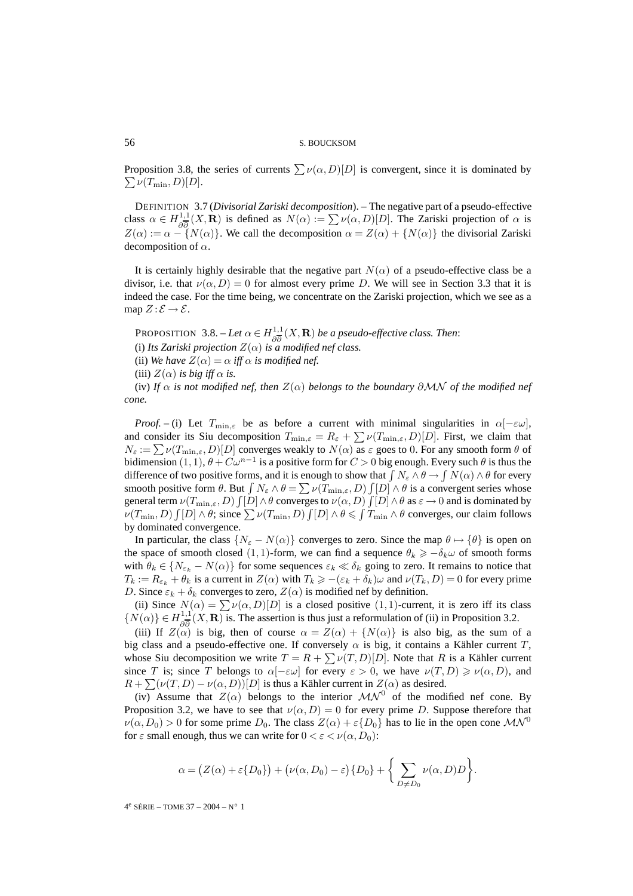Proposition 3.8, the series of currents $\sum \nu(\alpha, D)[D]$ is convergent, since it is dominated by $\sum \nu(T_{\min}, D)[D]$.

DEFINITION 3.7 (*Divisorial Zariski decomposition*). – The negative part of a pseudo-effective class $\alpha \in H^{1,1}_{\partial\overline{\partial}}(X, \mathbf{R})$ is defined as $N(\alpha) := \sum \nu(\alpha, D)[D]$. The Zariski projection of $\alpha$ is $Z(\alpha) := \alpha - \{N(\alpha)\}$. We call the decomposition $\alpha = Z(\alpha) + \{N(\alpha)\}$ the divisorial Zariski decomposition of $\alpha$.

It is certainly highly desirable that the negative part $N(\alpha)$ of a pseudo-effective class be a divisor, i.e. that $\nu(\alpha, D) = 0$ for almost every prime $D$. We will see in Section 3.3 that it is indeed the case. For the time being, we concentrate on the Zariski projection, which we see as a map $Z : \mathcal{E} \to \mathcal{E}$.

PROPOSITION 3.8. – *Let* $\alpha \in H^{1,1}_{\partial\overline{\partial}}(X, \mathbf{R})$ *be a pseudo-effective class. Then*:

(i) *Its Zariski projection* $Z(\alpha)$ *is a modified nef class.*

(ii) *We have* $Z(\alpha) = \alpha$ *iff* $\alpha$ *is modified nef.*

(iii) $Z(\alpha)$ *is big iff* $\alpha$ *is.*

(iv) *If* $\alpha$ *is not modified nef, then* $Z(\alpha)$ *belongs to the boundary* $\partial\mathcal{MN}$ *of the modified nef cone.*

*Proof.* – (i) Let $T_{\min,\varepsilon}$ be as before a current with minimal singularities in $\alpha[-\varepsilon\omega]$, and consider its Siu decomposition $T_{\min,\varepsilon} = R_\varepsilon + \sum \nu(T_{\min,\varepsilon}, D)[D]$. First, we claim that $N_\varepsilon := \sum \nu(T_{\min,\varepsilon}, D)[D]$ converges weakly to $N(\alpha)$ as $\varepsilon$ goes to 0. For any smooth form $\theta$ of bidimension $(1,1)$, $\theta + C\omega^{n-1}$ is a positive form for $C > 0$ big enough. Every such $\theta$ is thus the difference of two positive forms, and it is enough to show that $\int N_\varepsilon \wedge \theta \to \int N(\alpha) \wedge \theta$ for every smooth positive form $\theta$. But $\int N_\varepsilon \wedge \theta = \sum \nu(T_{\min,\varepsilon}, D) \int [D] \wedge \theta$ is a convergent series whose general term $\nu(T_{\min,\varepsilon}, D) \int [D] \wedge \theta$ converges to $\nu(\alpha, D) \int [D] \wedge \theta$ as $\varepsilon \to 0$ and is dominated by $\nu(T_{\min}, D) \int [D] \wedge \theta$; since $\sum \nu(T_{\min}, D) \int [D] \wedge \theta \leqslant \int T_{\min} \wedge \theta$ converges, our claim follows by dominated convergence.

In particular, the class $\{N_\varepsilon - N(\alpha)\}$ converges to zero. Since the map $\theta \mapsto \{\theta\}$ is open on the space of smooth closed $(1,1)$-form, we can find a sequence $\theta_k \geqslant -\delta_k\omega$ of smooth forms with $\theta_k \in \{N_{\varepsilon_k} - N(\alpha)\}$ for some sequences $\varepsilon_k \ll \delta_k$ going to zero. It remains to notice that $T_k := R_{\varepsilon_k} + \theta_k$ is a current in $Z(\alpha)$ with $T_k \geqslant -(\varepsilon_k + \delta_k)\omega$ and $\nu(T_k, D) = 0$ for every prime $D$. Since $\varepsilon_k + \delta_k$ converges to zero, $Z(\alpha)$ is modified nef by definition.

(ii) Since $N(\alpha) = \sum \nu(\alpha, D)[D]$ is a closed positive $(1,1)$-current, it is zero iff its class $\{N(\alpha)\} \in H^{1,1}_{\partial\overline{\partial}}(X, \mathbf{R})$ is. The assertion is thus just a reformulation of (ii) in Proposition 3.2.

(iii) If $Z(\alpha)$ is big, then of course $\alpha = Z(\alpha) + \{N(\alpha)\}$ is also big, as the sum of a big class and a pseudo-effective one. If conversely $\alpha$ is big, it contains a Kähler current $T$, whose Siu decomposition we write $T = R + \sum \nu(T, D)[D]$. Note that $R$ is a Kähler current since $T$ is; since $T$ belongs to $\alpha[-\varepsilon\omega]$ for every $\varepsilon > 0$, we have $\nu(T, D) \geqslant \nu(\alpha, D)$, and $R + \sum(\nu(T, D) - \nu(\alpha, D))[D]$ is thus a Kähler current in $Z(\alpha)$ as desired.

(iv) Assume that $Z(\alpha)$ belongs to the interior $\mathcal{MN}^0$ of the modified nef cone. By Proposition 3.2, we have to see that $\nu(\alpha, D) = 0$ for every prime $D$. Suppose therefore that $\nu(\alpha, D_0) > 0$ for some prime $D_0$. The class $Z(\alpha) + \varepsilon\{D_0\}$ has to lie in the open cone $\mathcal{MN}^0$ for $\varepsilon$ small enough, thus we can write for $0 < \varepsilon < \nu(\alpha, D_0)$:

$$\alpha = \big(Z(\alpha) + \varepsilon\{D_0\}\big) + \big(\nu(\alpha, D_0) - \varepsilon\big)\{D_0\} + \bigg\{\sum_{D \neq D_0} \nu(\alpha, D)D\bigg\}.$$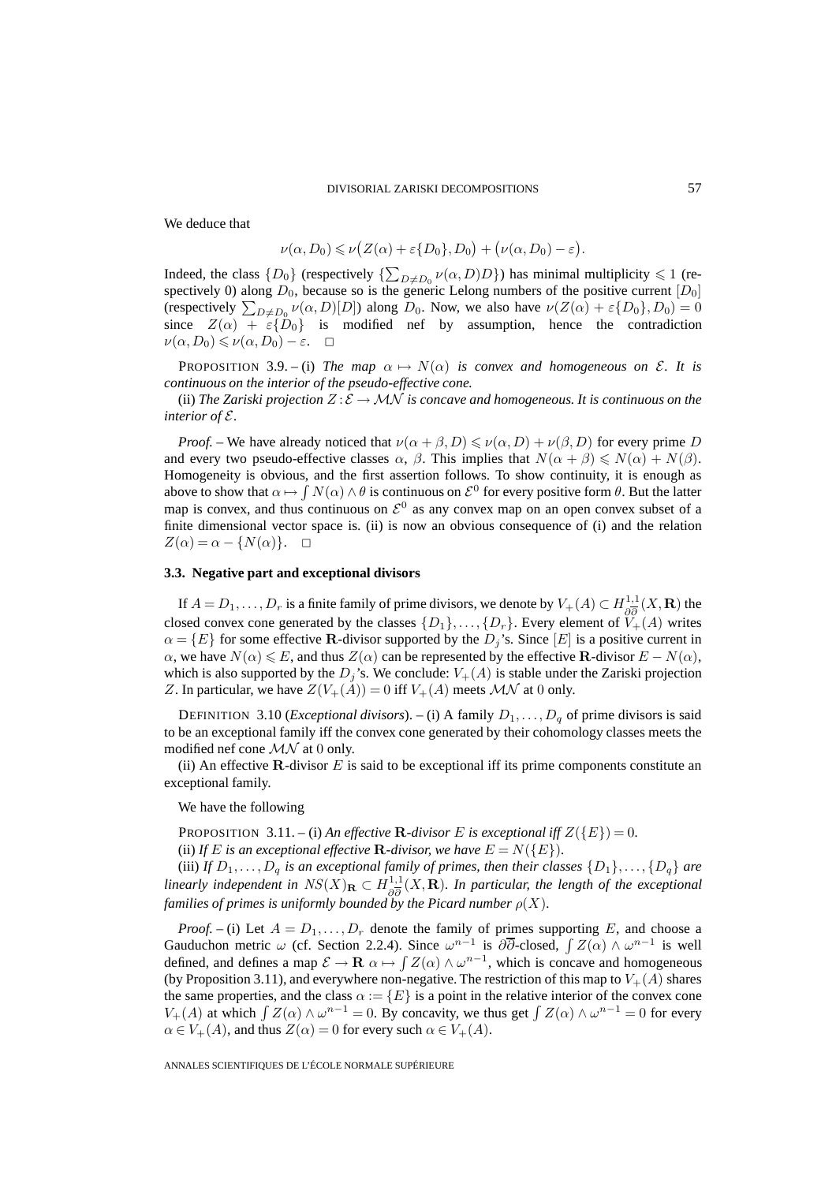We deduce that

$$\nu(\alpha, D_0) \leqslant \nu\big(Z(\alpha) + \varepsilon\{D_0\}, D_0\big) + \big(\nu(\alpha, D_0) - \varepsilon\big).$$

Indeed, the class $\{D_0\}$ (respectively $\{\sum_{D \neq D_0} \nu(\alpha, D)D\}$) has minimal multiplicity $\leqslant 1$ (respectively 0) along $D_0$, because so is the generic Lelong numbers of the positive current $[D_0]$ (respectively $\sum_{D \neq D_0} \nu(\alpha, D)[D]$) along $D_0$. Now, we also have $\nu(Z(\alpha) + \varepsilon\{D_0\}, D_0) = 0$ since $Z(\alpha) + \varepsilon\{D_0\}$ is modified nef by assumption, hence the contradiction $\nu(\alpha, D_0) \leqslant \nu(\alpha, D_0) - \varepsilon$. □

PROPOSITION 3.9. – (i) *The map $\alpha \mapsto N(\alpha)$ is convex and homogeneous on $\mathcal{E}$. It is continuous on the interior of the pseudo-effective cone.*

(ii) *The Zariski projection $Z : \mathcal{E} \to \mathcal{MN}$ is concave and homogeneous. It is continuous on the interior of $\mathcal{E}$.*

*Proof.* – We have already noticed that $\nu(\alpha + \beta, D) \leqslant \nu(\alpha, D) + \nu(\beta, D)$ for every prime $D$ and every two pseudo-effective classes $\alpha$, $\beta$. This implies that $N(\alpha + \beta) \leqslant N(\alpha) + N(\beta)$. Homogeneity is obvious, and the first assertion follows. To show continuity, it is enough as above to show that $\alpha \mapsto \int N(\alpha) \wedge \theta$ is continuous on $\mathcal{E}^0$ for every positive form $\theta$. But the latter map is convex, and thus continuous on $\mathcal{E}^0$ as any convex map on an open convex subset of a finite dimensional vector space is. (ii) is now an obvious consequence of (i) and the relation $Z(\alpha) = \alpha - \{N(\alpha)\}$. □

### 3.3. Negative part and exceptional divisors

If $A = D_1, \ldots, D_r$ is a finite family of prime divisors, we denote by $V_+(A) \subset H^{1,1}_{\partial\overline{\partial}}(X, \mathbf{R})$ the closed convex cone generated by the classes $\{D_1\}, \ldots, \{D_r\}$. Every element of $V_+(A)$ writes $\alpha = \{E\}$ for some effective $\mathbf{R}$-divisor supported by the $D_j$'s. Since $[E]$ is a positive current in $\alpha$, we have $N(\alpha) \leqslant E$, and thus $Z(\alpha)$ can be represented by the effective $\mathbf{R}$-divisor $E - N(\alpha)$, which is also supported by the $D_j$'s. We conclude: $V_+(A)$ is stable under the Zariski projection $Z$. In particular, we have $Z(V_+(A)) = 0$ iff $V_+(A)$ meets $\mathcal{MN}$ at 0 only.

DEFINITION 3.10 (*Exceptional divisors*). – (i) A family $D_1, \ldots, D_q$ of prime divisors is said to be an exceptional family iff the convex cone generated by their cohomology classes meets the modified nef cone $\mathcal{MN}$ at 0 only.

(ii) An effective $\mathbf{R}$-divisor $E$ is said to be exceptional iff its prime components constitute an exceptional family.

We have the following

PROPOSITION 3.11. – (i) *An effective $\mathbf{R}$-divisor $E$ is exceptional iff $Z(\{E\}) = 0$.*

(ii) *If $E$ is an exceptional effective $\mathbf{R}$-divisor, we have $E = N(\{E\})$.*

(iii) *If $D_1, \ldots, D_q$ is an exceptional family of primes, then their classes $\{D_1\}, \ldots, \{D_q\}$ are linearly independent in $NS(X)_{\mathbf{R}} \subset H^{1,1}_{\partial\overline{\partial}}(X, \mathbf{R})$. In particular, the length of the exceptional families of primes is uniformly bounded by the Picard number $\rho(X)$.*

*Proof.* – (i) Let $A = D_1, \ldots, D_r$ denote the family of primes supporting $E$, and choose a Gauduchon metric $\omega$ (cf. Section 2.2.4). Since $\omega^{n-1}$ is $\partial\overline{\partial}$-closed, $\int Z(\alpha) \wedge \omega^{n-1}$ is well defined, and defines a map $\mathcal{E} \to \mathbf{R}$ $\alpha \mapsto \int Z(\alpha) \wedge \omega^{n-1}$, which is concave and homogeneous (by Proposition 3.11), and everywhere non-negative. The restriction of this map to $V_+(A)$ shares the same properties, and the class $\alpha := \{E\}$ is a point in the relative interior of the convex cone $V_+(A)$ at which $\int Z(\alpha) \wedge \omega^{n-1} = 0$. By concavity, we thus get $\int Z(\alpha) \wedge \omega^{n-1} = 0$ for every $\alpha \in V_+(A)$, and thus $Z(\alpha) = 0$ for every such $\alpha \in V_+(A)$.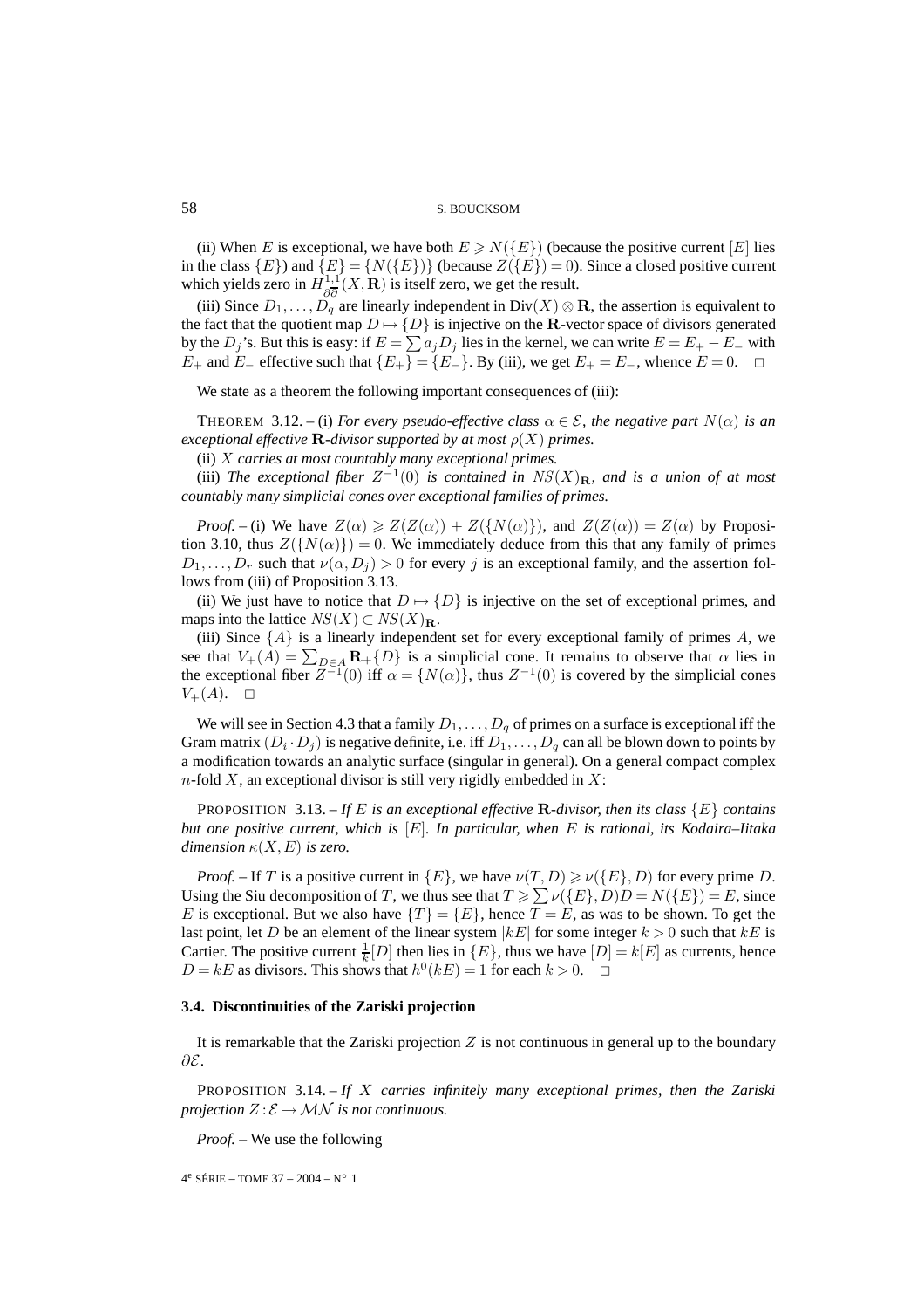(ii) When $E$ is exceptional, we have both $E \geqslant N(\{E\})$ (because the positive current $[E]$ lies in the class $\{E\}$) and $\{E\} = \{N(\{E\})\}$ (because $Z(\{E\}) = 0$). Since a closed positive current which yields zero in $H^{1,1}_{\partial\overline{\partial}}(X, \mathbf{R})$ is itself zero, we get the result.

(iii) Since $D_1, \ldots, D_q$ are linearly independent in $\mathrm{Div}(X) \otimes \mathbf{R}$, the assertion is equivalent to the fact that the quotient map $D \mapsto \{D\}$ is injective on the $\mathbf{R}$-vector space of divisors generated by the $D_j$'s. But this is easy: if $E = \sum a_j D_j$ lies in the kernel, we can write $E = E_+ - E_-$ with $E_+$ and $E_-$ effective such that $\{E_+\} = \{E_-\}$. By (iii), we get $E_+ = E_-$, whence $E = 0$. $\square$

We state as a theorem the following important consequences of (iii):

THEOREM 3.12. – (i) *For every pseudo-effective class $\alpha \in \mathcal{E}$, the negative part $N(\alpha)$ is an exceptional effective $\mathbf{R}$-divisor supported by at most $\rho(X)$ primes.*

(ii) *$X$ carries at most countably many exceptional primes.*

(iii) *The exceptional fiber $Z^{-1}(0)$ is contained in $NS(X)_{\mathbf{R}}$, and is a union of at most countably many simplicial cones over exceptional families of primes.*

*Proof.* – (i) We have $Z(\alpha) \geqslant Z(Z(\alpha)) + Z(\{N(\alpha)\})$, and $Z(Z(\alpha)) = Z(\alpha)$ by Proposition 3.10, thus $Z(\{N(\alpha)\}) = 0$. We immediately deduce from this that any family of primes $D_1, \ldots, D_r$ such that $\nu(\alpha, D_j) > 0$ for every $j$ is an exceptional family, and the assertion follows from (iii) of Proposition 3.13.

(ii) We just have to notice that $D \mapsto \{D\}$ is injective on the set of exceptional primes, and maps into the lattice $NS(X) \subset NS(X)_{\mathbf{R}}$.

(iii) Since $\{A\}$ is a linearly independent set for every exceptional family of primes $A$, we see that $V_+(A) = \sum_{D \in A} \mathbf{R}_+\{D\}$ is a simplicial cone. It remains to observe that $\alpha$ lies in the exceptional fiber $Z^{-1}(0)$ iff $\alpha = \{N(\alpha)\}$, thus $Z^{-1}(0)$ is covered by the simplicial cones $V_+(A)$. $\square$

We will see in Section 4.3 that a family $D_1, \ldots, D_q$ of primes on a surface is exceptional iff the Gram matrix $(D_i \cdot D_j)$ is negative definite, i.e. iff $D_1, \ldots, D_q$ can all be blown down to points by a modification towards an analytic surface (singular in general). On a general compact complex $n$-fold $X$, an exceptional divisor is still very rigidly embedded in $X$:

PROPOSITION 3.13. – *If $E$ is an exceptional effective $\mathbf{R}$-divisor, then its class $\{E\}$ contains but one positive current, which is $[E]$. In particular, when $E$ is rational, its Kodaira–Iitaka dimension $\kappa(X, E)$ is zero.*

*Proof.* – If $T$ is a positive current in $\{E\}$, we have $\nu(T, D) \geqslant \nu(\{E\}, D)$ for every prime $D$. Using the Siu decomposition of $T$, we thus see that $T \geqslant \sum \nu(\{E\}, D) D = N(\{E\}) = E$, since $E$ is exceptional. But we also have $\{T\} = \{E\}$, hence $T = E$, as was to be shown. To get the last point, let $D$ be an element of the linear system $|kE|$ for some integer $k > 0$ such that $kE$ is Cartier. The positive current $\frac{1}{k}[D]$ then lies in $\{E\}$, thus we have $[D] = k[E]$ as currents, hence $D = kE$ as divisors. This shows that $h^0(kE) = 1$ for each $k > 0$. $\square$

### 3.4. Discontinuities of the Zariski projection

It is remarkable that the Zariski projection $Z$ is not continuous in general up to the boundary $\partial\mathcal{E}$.

PROPOSITION 3.14. – *If $X$ carries infinitely many exceptional primes, then the Zariski projection $Z : \mathcal{E} \to \mathcal{MN}$ is not continuous.*

*Proof.* – We use the following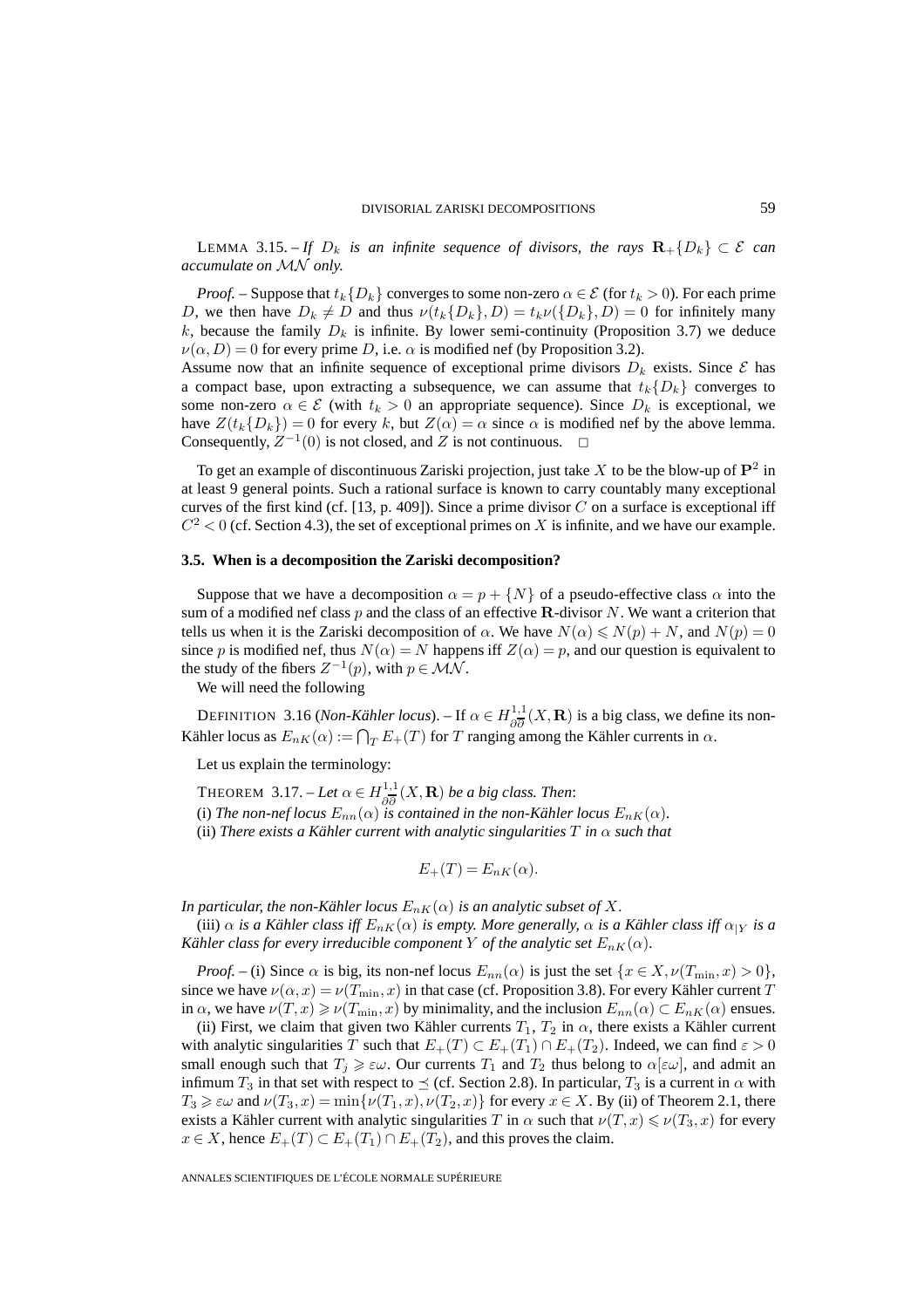LEMMA 3.15. – *If $D_k$ is an infinite sequence of divisors, the rays $\mathbf{R}_+\{D_k\} \subset \mathcal{E}$ can accumulate on $\mathcal{MN}$ only.*

*Proof.* – Suppose that $t_k\{D_k\}$ converges to some non-zero $\alpha \in \mathcal{E}$ (for $t_k > 0$). For each prime $D$, we then have $D_k \neq D$ and thus $\nu(t_k\{D_k\}, D) = t_k\nu(\{D_k\}, D) = 0$ for infinitely many $k$, because the family $D_k$ is infinite. By lower semi-continuity (Proposition 3.7) we deduce $\nu(\alpha, D) = 0$ for every prime $D$, i.e. $\alpha$ is modified nef (by Proposition 3.2).
Assume now that an infinite sequence of exceptional prime divisors $D_k$ exists. Since $\mathcal{E}$ has a compact base, upon extracting a subsequence, we can assume that $t_k\{D_k\}$ converges to some non-zero $\alpha \in \mathcal{E}$ (with $t_k > 0$ an appropriate sequence). Since $D_k$ is exceptional, we have $Z(t_k\{D_k\}) = 0$ for every $k$, but $Z(\alpha) = \alpha$ since $\alpha$ is modified nef by the above lemma. Consequently, $Z^{-1}(0)$ is not closed, and $Z$ is not continuous. $\square$

To get an example of discontinuous Zariski projection, just take $X$ to be the blow-up of $\mathbf{P}^2$ in at least 9 general points. Such a rational surface is known to carry countably many exceptional curves of the first kind (cf. [13, p. 409]). Since a prime divisor $C$ on a surface is exceptional iff $C^2 < 0$ (cf. Section 4.3), the set of exceptional primes on $X$ is infinite, and we have our example.

### 3.5. When is a decomposition the Zariski decomposition?

Suppose that we have a decomposition $\alpha = p + \{N\}$ of a pseudo-effective class $\alpha$ into the sum of a modified nef class $p$ and the class of an effective $\mathbf{R}$-divisor $N$. We want a criterion that tells us when it is the Zariski decomposition of $\alpha$. We have $N(\alpha) \leqslant N(p) + N$, and $N(p) = 0$ since $p$ is modified nef, thus $N(\alpha) = N$ happens iff $Z(\alpha) = p$, and our question is equivalent to the study of the fibers $Z^{-1}(p)$, with $p \in \mathcal{MN}$.

We will need the following

DEFINITION 3.16 (*Non-Kähler locus*). – If $\alpha \in H^{1,1}_{\partial\overline{\partial}}(X, \mathbf{R})$ is a big class, we define its non-Kähler locus as $E_{nK}(\alpha) := \bigcap_T E_+(T)$ for $T$ ranging among the Kähler currents in $\alpha$.

Let us explain the terminology:

THEOREM 3.17. – *Let $\alpha \in H^{1,1}_{\partial\overline{\partial}}(X, \mathbf{R})$ be a big class. Then*:
(i) *The non-nef locus $E_{nn}(\alpha)$ is contained in the non-Kähler locus $E_{nK}(\alpha)$.*
(ii) *There exists a Kähler current with analytic singularities $T$ in $\alpha$ such that*

$$E_+(T) = E_{nK}(\alpha).$$

*In particular, the non-Kähler locus $E_{nK}(\alpha)$ is an analytic subset of $X$.*

(iii) *$\alpha$ is a Kähler class iff $E_{nK}(\alpha)$ is empty. More generally, $\alpha$ is a Kähler class iff $\alpha_{|Y}$ is a Kähler class for every irreducible component $Y$ of the analytic set $E_{nK}(\alpha)$.*

*Proof.* – (i) Since $\alpha$ is big, its non-nef locus $E_{nn}(\alpha)$ is just the set $\{x \in X, \nu(T_{\min}, x) > 0\}$, since we have $\nu(\alpha, x) = \nu(T_{\min}, x)$ in that case (cf. Proposition 3.8). For every Kähler current $T$ in $\alpha$, we have $\nu(T, x) \geqslant \nu(T_{\min}, x)$ by minimality, and the inclusion $E_{nn}(\alpha) \subset E_{nK}(\alpha)$ ensues.

(ii) First, we claim that given two Kähler currents $T_1$, $T_2$ in $\alpha$, there exists a Kähler current with analytic singularities $T$ such that $E_+(T) \subset E_+(T_1) \cap E_+(T_2)$. Indeed, we can find $\varepsilon > 0$ small enough such that $T_j \geqslant \varepsilon\omega$. Our currents $T_1$ and $T_2$ thus belong to $\alpha[\varepsilon\omega]$, and admit an infimum $T_3$ in that set with respect to $\preceq$ (cf. Section 2.8). In particular, $T_3$ is a current in $\alpha$ with $T_3 \geqslant \varepsilon\omega$ and $\nu(T_3, x) = \min\{\nu(T_1, x), \nu(T_2, x)\}$ for every $x \in X$. By (ii) of Theorem 2.1, there exists a Kähler current with analytic singularities $T$ in $\alpha$ such that $\nu(T, x) \leqslant \nu(T_3, x)$ for every $x \in X$, hence $E_+(T) \subset E_+(T_1) \cap E_+(T_2)$, and this proves the claim.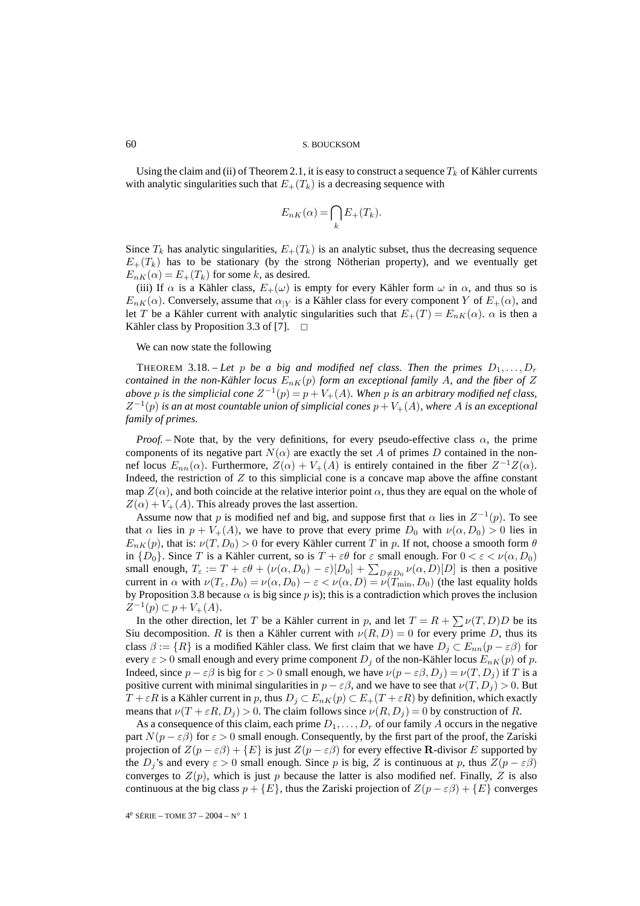Using the claim and (ii) of Theorem 2.1, it is easy to construct a sequence $T_k$ of Kähler currents with analytic singularities such that $E_+(T_k)$ is a decreasing sequence with

$$E_{nK}(\alpha) = \bigcap_k E_+(T_k).$$

Since $T_k$ has analytic singularities, $E_+(T_k)$ is an analytic subset, thus the decreasing sequence $E_+(T_k)$ has to be stationary (by the strong Nötherian property), and we eventually get $E_{nK}(\alpha) = E_+(T_k)$ for some $k$, as desired.

(iii) If $\alpha$ is a Kähler class, $E_+(\omega)$ is empty for every Kähler form $\omega$ in $\alpha$, and thus so is $E_{nK}(\alpha)$. Conversely, assume that $\alpha_{|Y}$ is a Kähler class for every component $Y$ of $E_+(\alpha)$, and let $T$ be a Kähler current with analytic singularities such that $E_+(T) = E_{nK}(\alpha)$. $\alpha$ is then a Kähler class by Proposition 3.3 of [7]. $\square$

We can now state the following

THEOREM 3.18. – *Let $p$ be a big and modified nef class. Then the primes $D_1, \dots, D_r$ contained in the non-Kähler locus $E_{nK}(p)$ form an exceptional family $A$, and the fiber of $Z$ above $p$ is the simplicial cone $Z^{-1}(p) = p + V_+(A)$. When $p$ is an arbitrary modified nef class, $Z^{-1}(p)$ is an at most countable union of simplicial cones $p + V_+(A)$, where $A$ is an exceptional family of primes.*

*Proof.* – Note that, by the very definitions, for every pseudo-effective class $\alpha$, the prime components of its negative part $N(\alpha)$ are exactly the set $A$ of primes $D$ contained in the non-nef locus $E_{nn}(\alpha)$. Furthermore, $Z(\alpha) + V_+(A)$ is entirely contained in the fiber $Z^{-1}Z(\alpha)$. Indeed, the restriction of $Z$ to this simplicial cone is a concave map above the affine constant map $Z(\alpha)$, and both coincide at the relative interior point $\alpha$, thus they are equal on the whole of $Z(\alpha) + V_+(A)$. This already proves the last assertion.

Assume now that $p$ is modified nef and big, and suppose first that $\alpha$ lies in $Z^{-1}(p)$. To see that $\alpha$ lies in $p + V_+(A)$, we have to prove that every prime $D_0$ with $\nu(\alpha, D_0) > 0$ lies in $E_{nK}(p)$, that is: $\nu(T, D_0) > 0$ for every Kähler current $T$ in $p$. If not, choose a smooth form $\theta$ in $\{D_0\}$. Since $T$ is a Kähler current, so is $T + \varepsilon\theta$ for $\varepsilon$ small enough. For $0 < \varepsilon < \nu(\alpha, D_0)$ small enough, $T_\varepsilon := T + \varepsilon\theta + (\nu(\alpha, D_0) - \varepsilon)[D_0] + \sum_{D \neq D_0} \nu(\alpha, D)[D]$ is then a positive current in $\alpha$ with $\nu(T_\varepsilon, D_0) = \nu(\alpha, D_0) - \varepsilon < \nu(\alpha, D) = \nu(T_{\min}, D_0)$ (the last equality holds by Proposition 3.8 because $\alpha$ is big since $p$ is); this is a contradiction which proves the inclusion $Z^{-1}(p) \subset p + V_+(A)$.

In the other direction, let $T$ be a Kähler current in $p$, and let $T = R + \sum \nu(T, D)D$ be its Siu decomposition. $R$ is then a Kähler current with $\nu(R, D) = 0$ for every prime $D$, thus its class $\beta := \{R\}$ is a modified Kähler class. We first claim that we have $D_j \subset E_{nn}(p - \varepsilon\beta)$ for every $\varepsilon > 0$ small enough and every prime component $D_j$ of the non-Kähler locus $E_{nK}(p)$ of $p$. Indeed, since $p - \varepsilon\beta$ is big for $\varepsilon > 0$ small enough, we have $\nu(p - \varepsilon\beta, D_j) = \nu(T, D_j)$ if $T$ is a positive current with minimal singularities in $p - \varepsilon\beta$, and we have to see that $\nu(T, D_j) > 0$. But $T + \varepsilon R$ is a Kähler current in $p$, thus $D_j \subset E_{nK}(p) \subset E_+(T + \varepsilon R)$ by definition, which exactly means that $\nu(T + \varepsilon R, D_j) > 0$. The claim follows since $\nu(R, D_j) = 0$ by construction of $R$.

As a consequence of this claim, each prime $D_1, \dots, D_r$ of our family $A$ occurs in the negative part $N(p - \varepsilon\beta)$ for $\varepsilon > 0$ small enough. Consequently, by the first part of the proof, the Zariski projection of $Z(p - \varepsilon\beta) + \{E\}$ is just $Z(p - \varepsilon\beta)$ for every effective $\mathbf{R}$-divisor $E$ supported by the $D_j$'s and every $\varepsilon > 0$ small enough. Since $p$ is big, $Z$ is continuous at $p$, thus $Z(p - \varepsilon\beta)$ converges to $Z(p)$, which is just $p$ because the latter is also modified nef. Finally, $Z$ is also continuous at the big class $p + \{E\}$, thus the Zariski projection of $Z(p - \varepsilon\beta) + \{E\}$ converges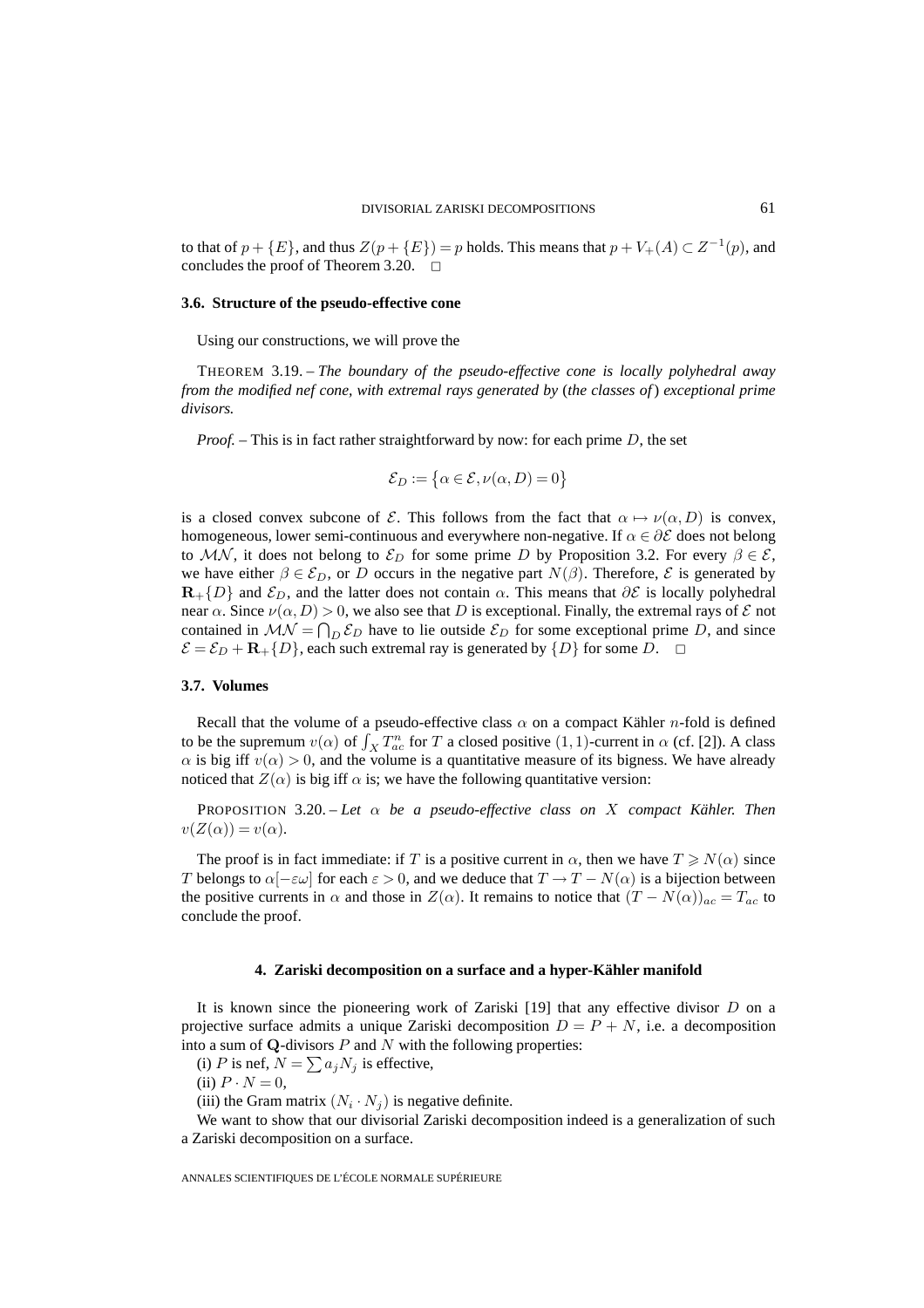to that of $p + \{E\}$, and thus $Z(p + \{E\}) = p$ holds. This means that $p + V_+(A) \subset Z^{-1}(p)$, and concludes the proof of Theorem 3.20. $\square$

### 3.6. Structure of the pseudo-effective cone

Using our constructions, we will prove the

THEOREM 3.19. – *The boundary of the pseudo-effective cone is locally polyhedral away from the modified nef cone, with extremal rays generated by* (*the classes of*) *exceptional prime divisors.*

*Proof.* – This is in fact rather straightforward by now: for each prime $D$, the set

$$\mathcal{E}_D := \{\alpha \in \mathcal{E}, \nu(\alpha, D) = 0\}$$

is a closed convex subcone of $\mathcal{E}$. This follows from the fact that $\alpha \mapsto \nu(\alpha, D)$ is convex, homogeneous, lower semi-continuous and everywhere non-negative. If $\alpha \in \partial\mathcal{E}$ does not belong to $\mathcal{MN}$, it does not belong to $\mathcal{E}_D$ for some prime $D$ by Proposition 3.2. For every $\beta \in \mathcal{E}$, we have either $\beta \in \mathcal{E}_D$, or $D$ occurs in the negative part $N(\beta)$. Therefore, $\mathcal{E}$ is generated by $\mathbf{R}_+\{D\}$ and $\mathcal{E}_D$, and the latter does not contain $\alpha$. This means that $\partial\mathcal{E}$ is locally polyhedral near $\alpha$. Since $\nu(\alpha, D) > 0$, we also see that $D$ is exceptional. Finally, the extremal rays of $\mathcal{E}$ not contained in $\mathcal{MN} = \bigcap_D \mathcal{E}_D$ have to lie outside $\mathcal{E}_D$ for some exceptional prime $D$, and since $\mathcal{E} = \mathcal{E}_D + \mathbf{R}_+\{D\}$, each such extremal ray is generated by $\{D\}$ for some $D$. $\square$

### 3.7. Volumes

Recall that the volume of a pseudo-effective class $\alpha$ on a compact Kähler $n$-fold is defined to be the supremum $v(\alpha)$ of $\int_X T_{ac}^n$ for $T$ a closed positive $(1,1)$-current in $\alpha$ (cf. [2]). A class $\alpha$ is big iff $v(\alpha) > 0$, and the volume is a quantitative measure of its bigness. We have already noticed that $Z(\alpha)$ is big iff $\alpha$ is; we have the following quantitative version:

PROPOSITION 3.20. – *Let $\alpha$ be a pseudo-effective class on $X$ compact Kähler. Then $v(Z(\alpha)) = v(\alpha)$.*

The proof is in fact immediate: if $T$ is a positive current in $\alpha$, then we have $T \geqslant N(\alpha)$ since $T$ belongs to $\alpha[-\varepsilon\omega]$ for each $\varepsilon > 0$, and we deduce that $T \to T - N(\alpha)$ is a bijection between the positive currents in $\alpha$ and those in $Z(\alpha)$. It remains to notice that $(T - N(\alpha))_{ac} = T_{ac}$ to conclude the proof.

## 4. Zariski decomposition on a surface and a hyper-Kähler manifold

It is known since the pioneering work of Zariski [19] that any effective divisor $D$ on a projective surface admits a unique Zariski decomposition $D = P + N$, i.e. a decomposition into a sum of $\mathbf{Q}$-divisors $P$ and $N$ with the following properties:

(i) $P$ is nef, $N = \sum a_j N_j$ is effective,

(ii) $P \cdot N = 0$,

(iii) the Gram matrix $(N_i \cdot N_j)$ is negative definite.

We want to show that our divisorial Zariski decomposition indeed is a generalization of such a Zariski decomposition on a surface.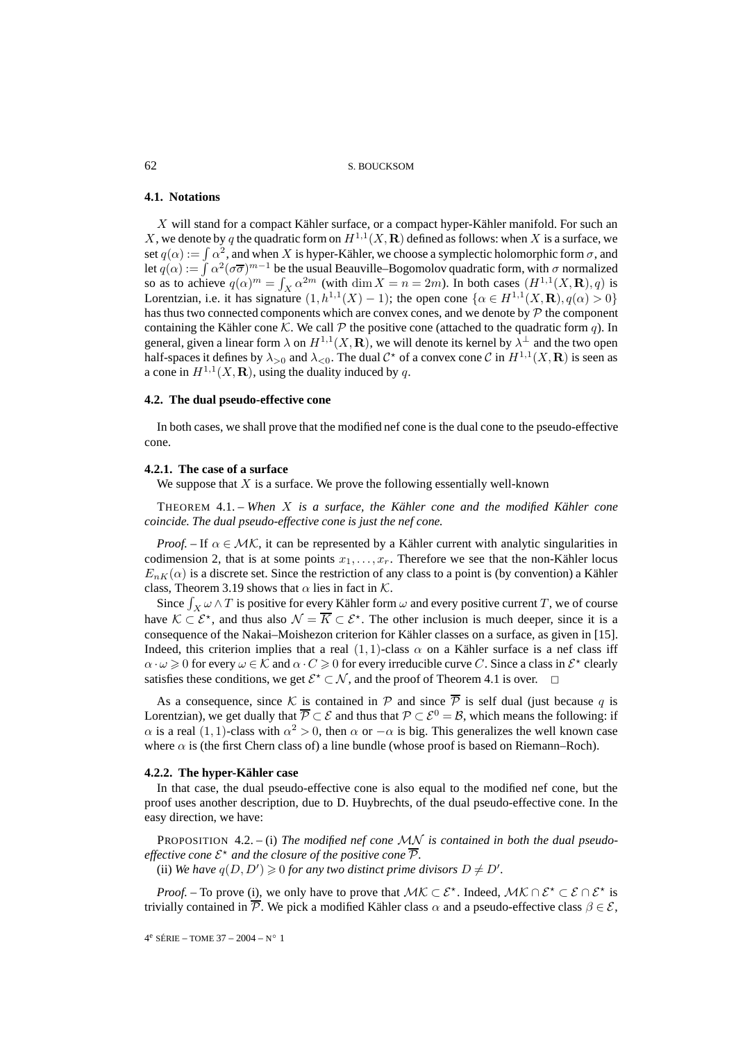### 4.1. Notations

$X$ will stand for a compact Kähler surface, or a compact hyper-Kähler manifold. For such an $X$, we denote by $q$ the quadratic form on $H^{1,1}(X,\mathbf{R})$ defined as follows: when $X$ is a surface, we set $q(\alpha) := \int \alpha^2$, and when $X$ is hyper-Kähler, we choose a symplectic holomorphic form $\sigma$, and let $q(\alpha) := \int \alpha^2(\sigma\overline{\sigma})^{m-1}$ be the usual Beauville–Bogomolov quadratic form, with $\sigma$ normalized so as to achieve $q(\alpha)^m = \int_X \alpha^{2m}$ (with $\dim X = n = 2m$). In both cases $(H^{1,1}(X,\mathbf{R}), q)$ is Lorentzian, i.e. it has signature $(1, h^{1,1}(X) - 1)$; the open cone $\{\alpha \in H^{1,1}(X,\mathbf{R}), q(\alpha) > 0\}$ has thus two connected components which are convex cones, and we denote by $\mathcal{P}$ the component containing the Kähler cone $\mathcal{K}$. We call $\mathcal{P}$ the positive cone (attached to the quadratic form $q$). In general, given a linear form $\lambda$ on $H^{1,1}(X,\mathbf{R})$, we will denote its kernel by $\lambda^\perp$ and the two open half-spaces it defines by $\lambda_{>0}$ and $\lambda_{<0}$. The dual $\mathcal{C}^\star$ of a convex cone $\mathcal{C}$ in $H^{1,1}(X,\mathbf{R})$ is seen as a cone in $H^{1,1}(X,\mathbf{R})$, using the duality induced by $q$.

### 4.2. The dual pseudo-effective cone

In both cases, we shall prove that the modified nef cone is the dual cone to the pseudo-effective cone.

#### 4.2.1. The case of a surface

We suppose that $X$ is a surface. We prove the following essentially well-known

THEOREM 4.1. – *When $X$ is a surface, the Kähler cone and the modified Kähler cone coincide. The dual pseudo-effective cone is just the nef cone.*

*Proof.* – If $\alpha \in \mathcal{MK}$, it can be represented by a Kähler current with analytic singularities in codimension 2, that is at some points $x_1, \ldots, x_r$. Therefore we see that the non-Kähler locus $E_{nK}(\alpha)$ is a discrete set. Since the restriction of any class to a point is (by convention) a Kähler class, Theorem 3.19 shows that $\alpha$ lies in fact in $\mathcal{K}$.

Since $\int_X \omega \wedge T$ is positive for every Kähler form $\omega$ and every positive current $T$, we of course have $\mathcal{K} \subset \mathcal{E}^\star$, and thus also $\mathcal{N} = \overline{\mathcal{K}} \subset \mathcal{E}^\star$. The other inclusion is much deeper, since it is a consequence of the Nakai–Moishezon criterion for Kähler classes on a surface, as given in [15]. Indeed, this criterion implies that a real $(1,1)$-class $\alpha$ on a Kähler surface is a nef class iff $\alpha \cdot \omega \geqslant 0$ for every $\omega \in \mathcal{K}$ and $\alpha \cdot C \geqslant 0$ for every irreducible curve $C$. Since a class in $\mathcal{E}^\star$ clearly satisfies these conditions, we get $\mathcal{E}^\star \subset \mathcal{N}$, and the proof of Theorem 4.1 is over. $\square$

As a consequence, since $\mathcal{K}$ is contained in $\mathcal{P}$ and since $\overline{\mathcal{P}}$ is self dual (just because $q$ is Lorentzian), we get dually that $\overline{\mathcal{P}} \subset \mathcal{E}$ and thus that $\mathcal{P} \subset \mathcal{E}^0 = \mathcal{B}$, which means the following: if $\alpha$ is a real $(1,1)$-class with $\alpha^2 > 0$, then $\alpha$ or $-\alpha$ is big. This generalizes the well known case where $\alpha$ is (the first Chern class of) a line bundle (whose proof is based on Riemann–Roch).

#### 4.2.2. The hyper-Kähler case

In that case, the dual pseudo-effective cone is also equal to the modified nef cone, but the proof uses another description, due to D. Huybrechts, of the dual pseudo-effective cone. In the easy direction, we have:

PROPOSITION 4.2. – (i) *The modified nef cone $\mathcal{MN}$ is contained in both the dual pseudo-effective cone $\mathcal{E}^\star$ and the closure of the positive cone $\overline{\mathcal{P}}$.*

(ii) *We have $q(D, D') \geqslant 0$ for any two distinct prime divisors $D \neq D'$.*

*Proof.* – To prove (i), we only have to prove that $\mathcal{MK} \subset \mathcal{E}^\star$. Indeed, $\mathcal{MK} \cap \mathcal{E}^\star \subset \mathcal{E} \cap \mathcal{E}^\star$ is trivially contained in $\overline{\mathcal{P}}$. We pick a modified Kähler class $\alpha$ and a pseudo-effective class $\beta \in \mathcal{E}$,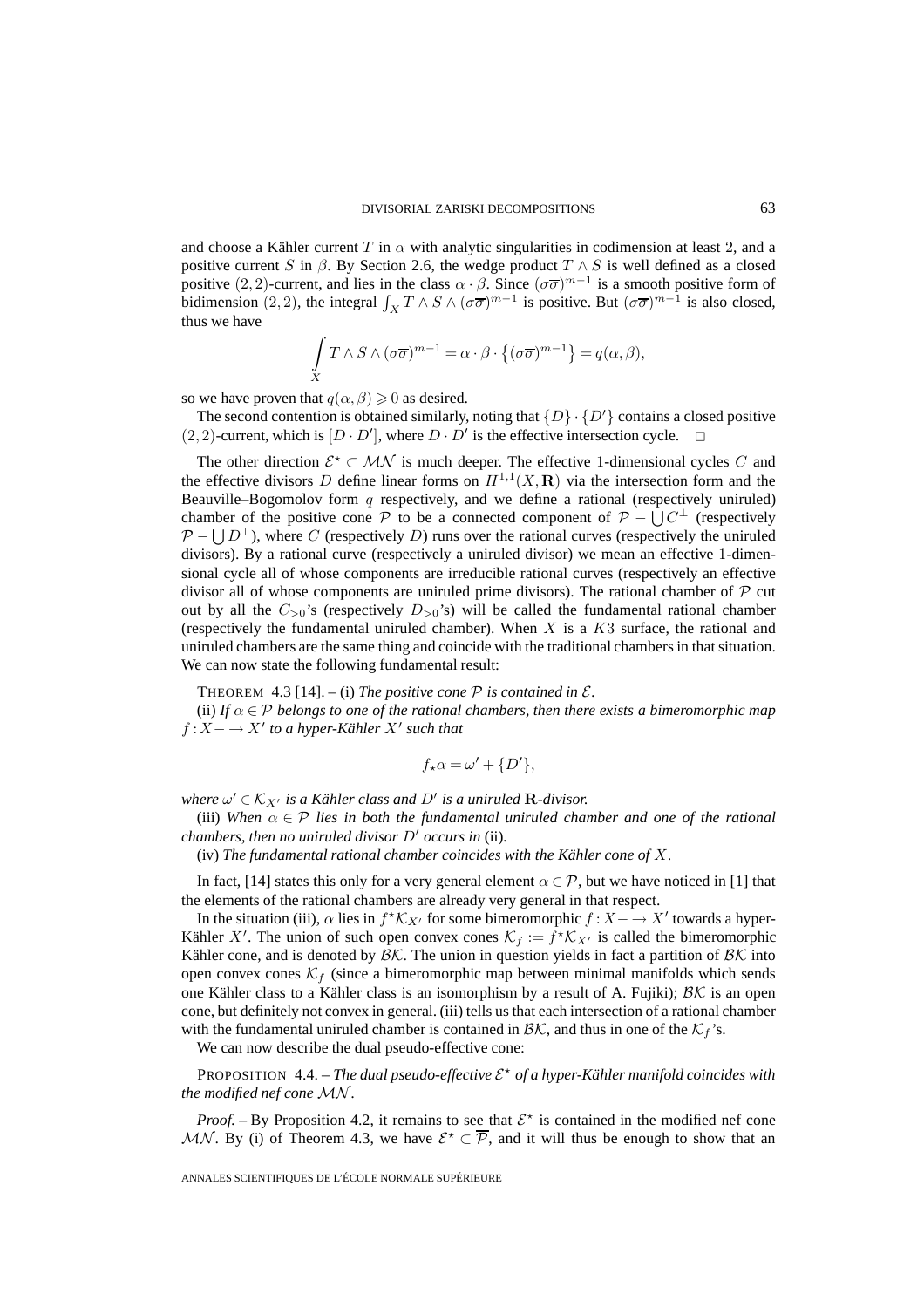and choose a Kähler current $T$ in $\alpha$ with analytic singularities in codimension at least 2, and a positive current $S$ in $\beta$. By Section 2.6, the wedge product $T \wedge S$ is well defined as a closed positive $(2,2)$-current, and lies in the class $\alpha \cdot \beta$. Since $(\sigma\overline{\sigma})^{m-1}$ is a smooth positive form of bidimension $(2,2)$, the integral $\int_X T \wedge S \wedge (\sigma\overline{\sigma})^{m-1}$ is positive. But $(\sigma\overline{\sigma})^{m-1}$ is also closed, thus we have

$$\int_X T \wedge S \wedge (\sigma\overline{\sigma})^{m-1} = \alpha \cdot \beta \cdot \big\{(\sigma\overline{\sigma})^{m-1}\big\} = q(\alpha, \beta),$$

so we have proven that $q(\alpha, \beta) \geqslant 0$ as desired.

The second contention is obtained similarly, noting that $\{D\} \cdot \{D'\}$ contains a closed positive $(2,2)$-current, which is $[D \cdot D']$, where $D \cdot D'$ is the effective intersection cycle. $\square$

The other direction $\mathcal{E}^\star \subset \mathcal{MN}$ is much deeper. The effective 1-dimensional cycles $C$ and the effective divisors $D$ define linear forms on $H^{1,1}(X, \mathbf{R})$ via the intersection form and the Beauville–Bogomolov form $q$ respectively, and we define a rational (respectively uniruled) chamber of the positive cone $\mathcal{P}$ to be a connected component of $\mathcal{P} - \bigcup C^\perp$ (respectively $\mathcal{P} - \bigcup D^\perp$), where $C$ (respectively $D$) runs over the rational curves (respectively the uniruled divisors). By a rational curve (respectively a uniruled divisor) we mean an effective 1-dimensional cycle all of whose components are irreducible rational curves (respectively an effective divisor all of whose components are uniruled prime divisors). The rational chamber of $\mathcal{P}$ cut out by all the $C_{>0}$'s (respectively $D_{>0}$'s) will be called the fundamental rational chamber (respectively the fundamental uniruled chamber). When $X$ is a $K3$ surface, the rational and uniruled chambers are the same thing and coincide with the traditional chambers in that situation. We can now state the following fundamental result:

THEOREM 4.3 [14]. – (i) *The positive cone $\mathcal{P}$ is contained in $\mathcal{E}$.*

(ii) *If $\alpha \in \mathcal{P}$ belongs to one of the rational chambers, then there exists a bimeromorphic map $f : X - \to X'$ to a hyper-Kähler $X'$ such that*

$$f_\star \alpha = \omega' + \{D'\},$$

*where $\omega' \in \mathcal{K}_{X'}$ is a Kähler class and $D'$ is a uniruled $\mathbf{R}$-divisor.*

(iii) *When $\alpha \in \mathcal{P}$ lies in both the fundamental uniruled chamber and one of the rational chambers, then no uniruled divisor $D'$ occurs in* (ii)*.*

(iv) *The fundamental rational chamber coincides with the Kähler cone of $X$.*

In fact, [14] states this only for a very general element $\alpha \in \mathcal{P}$, but we have noticed in [1] that the elements of the rational chambers are already very general in that respect.

In the situation (iii), $\alpha$ lies in $f^\star \mathcal{K}_{X'}$ for some bimeromorphic $f : X - \to X'$ towards a hyper-Kähler $X'$. The union of such open convex cones $\mathcal{K}_f := f^\star \mathcal{K}_{X'}$ is called the bimeromorphic Kähler cone, and is denoted by $\mathcal{BK}$. The union in question yields in fact a partition of $\mathcal{BK}$ into open convex cones $\mathcal{K}_f$ (since a bimeromorphic map between minimal manifolds which sends one Kähler class to a Kähler class is an isomorphism by a result of A. Fujiki); $\mathcal{BK}$ is an open cone, but definitely not convex in general. (iii) tells us that each intersection of a rational chamber with the fundamental uniruled chamber is contained in $\mathcal{BK}$, and thus in one of the $\mathcal{K}_f$'s.

We can now describe the dual pseudo-effective cone:

PROPOSITION 4.4. – *The dual pseudo-effective $\mathcal{E}^\star$ of a hyper-Kähler manifold coincides with the modified nef cone $\mathcal{MN}$.*

*Proof.* – By Proposition 4.2, it remains to see that $\mathcal{E}^\star$ is contained in the modified nef cone $\mathcal{MN}$. By (i) of Theorem 4.3, we have $\mathcal{E}^\star \subset \overline{\mathcal{P}}$, and it will thus be enough to show that an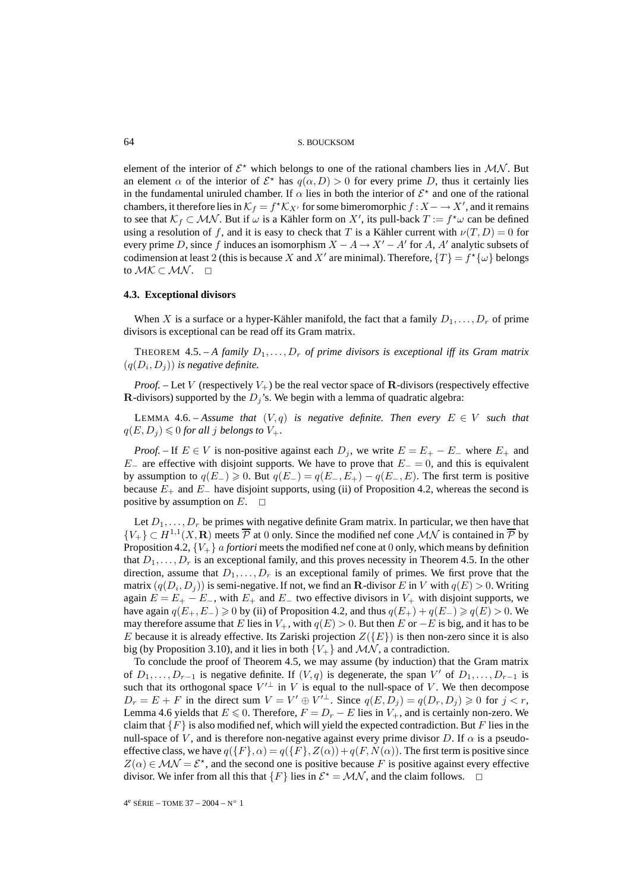element of the interior of $\mathcal{E}^\star$ which belongs to one of the rational chambers lies in $\mathcal{MN}$. But an element $\alpha$ of the interior of $\mathcal{E}^\star$ has $q(\alpha, D) > 0$ for every prime $D$, thus it certainly lies in the fundamental uniruled chamber. If $\alpha$ lies in both the interior of $\mathcal{E}^\star$ and one of the rational chambers, it therefore lies in $\mathcal{K}_f = f^\star\mathcal{K}_{X'}$ for some bimeromorphic $f : X - \to X'$, and it remains to see that $\mathcal{K}_f \subset \mathcal{MN}$. But if $\omega$ is a Kähler form on $X'$, its pull-back $T := f^\star\omega$ can be defined using a resolution of $f$, and it is easy to check that $T$ is a Kähler current with $\nu(T, D) = 0$ for every prime $D$, since $f$ induces an isomorphism $X - A \to X' - A'$ for $A$, $A'$ analytic subsets of codimension at least 2 (this is because $X$ and $X'$ are minimal). Therefore, $\{T\} = f^\star\{\omega\}$ belongs to $\mathcal{MK} \subset \mathcal{MN}$. $\square$

### 4.3. Exceptional divisors

When $X$ is a surface or a hyper-Kähler manifold, the fact that a family $D_1, \ldots, D_r$ of prime divisors is exceptional can be read off its Gram matrix.

THEOREM 4.5. – *A family $D_1, \ldots, D_r$ of prime divisors is exceptional iff its Gram matrix $(q(D_i, D_j))$ is negative definite.*

*Proof.* – Let $V$ (respectively $V_+$) be the real vector space of $\mathbf{R}$-divisors (respectively effective $\mathbf{R}$-divisors) supported by the $D_j$'s. We begin with a lemma of quadratic algebra:

LEMMA 4.6. – *Assume that $(V, q)$ is negative definite. Then every $E \in V$ such that $q(E, D_j) \leqslant 0$ for all $j$ belongs to $V_+$.*

*Proof.* – If $E \in V$ is non-positive against each $D_j$, we write $E = E_+ - E_-$ where $E_+$ and $E_-$ are effective with disjoint supports. We have to prove that $E_- = 0$, and this is equivalent by assumption to $q(E_-) \geqslant 0$. But $q(E_-) = q(E_-, E_+) - q(E_-, E)$. The first term is positive because $E_+$ and $E_-$ have disjoint supports, using (ii) of Proposition 4.2, whereas the second is positive by assumption on $E$. $\square$

Let $D_1, \ldots, D_r$ be primes with negative definite Gram matrix. In particular, we then have that $\{V_+\} \subset H^{1,1}(X, \mathbf{R})$ meets $\overline{\mathcal{P}}$ at 0 only. Since the modified nef cone $\mathcal{MN}$ is contained in $\overline{\mathcal{P}}$ by Proposition 4.2, $\{V_+\}$ *a fortiori* meets the modified nef cone at 0 only, which means by definition that $D_1, \ldots, D_r$ is an exceptional family, and this proves necessity in Theorem 4.5. In the other direction, assume that $D_1, \ldots, D_r$ is an exceptional family of primes. We first prove that the matrix $(q(D_i, D_j))$ is semi-negative. If not, we find an $\mathbf{R}$-divisor $E$ in $V$ with $q(E) > 0$. Writing again $E = E_+ - E_-$, with $E_+$ and $E_-$ two effective divisors in $V_+$ with disjoint supports, we have again $q(E_+, E_-) \geqslant 0$ by (ii) of Proposition 4.2, and thus $q(E_+) + q(E_-) \geqslant q(E) > 0$. We may therefore assume that $E$ lies in $V_+$, with $q(E) > 0$. But then $E$ or $-E$ is big, and it has to be $E$ because it is already effective. Its Zariski projection $Z(\{E\})$ is then non-zero since it is also big (by Proposition 3.10), and it lies in both $\{V_+\}$ and $\mathcal{MN}$, a contradiction.

To conclude the proof of Theorem 4.5, we may assume (by induction) that the Gram matrix of $D_1, \ldots, D_{r-1}$ is negative definite. If $(V, q)$ is degenerate, the span $V'$ of $D_1, \ldots, D_{r-1}$ is such that its orthogonal space $V'^\perp$ in $V$ is equal to the null-space of $V$. We then decompose $D_r = E + F$ in the direct sum $V = V' \oplus V'^\perp$. Since $q(E, D_j) = q(D_r, D_j) \geqslant 0$ for $j < r$, Lemma 4.6 yields that $E \leqslant 0$. Therefore, $F = D_r - E$ lies in $V_+$, and is certainly non-zero. We claim that $\{F\}$ is also modified nef, which will yield the expected contradiction. But $F$ lies in the null-space of $V$, and is therefore non-negative against every prime divisor $D$. If $\alpha$ is a pseudo-effective class, we have $q(\{F\}, \alpha) = q(\{F\}, Z(\alpha)) + q(F, N(\alpha))$. The first term is positive since $Z(\alpha) \in \mathcal{MN} = \mathcal{E}^\star$, and the second one is positive because $F$ is positive against every effective divisor. We infer from all this that $\{F\}$ lies in $\mathcal{E}^\star = \mathcal{MN}$, and the claim follows. $\square$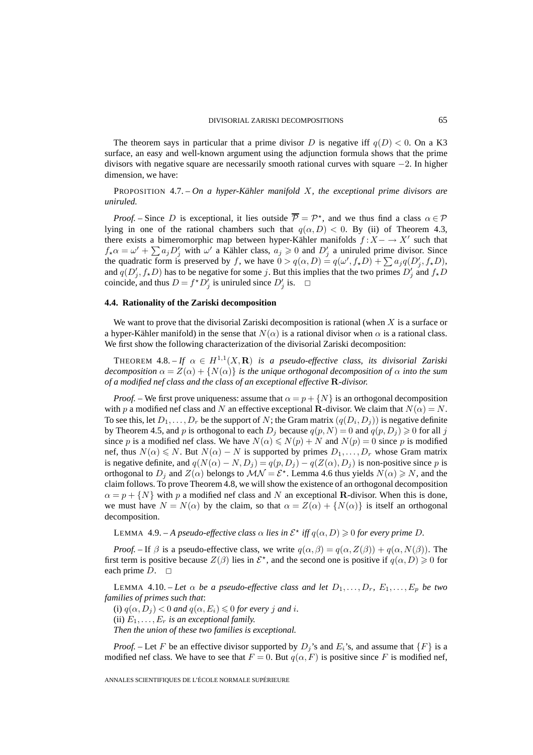The theorem says in particular that a prime divisor $D$ is negative iff $q(D) < 0$. On a K3 surface, an easy and well-known argument using the adjunction formula shows that the prime divisors with negative square are necessarily smooth rational curves with square $-2$. In higher dimension, we have:

PROPOSITION 4.7. – *On a hyper-Kähler manifold $X$, the exceptional prime divisors are uniruled.*

*Proof.* – Since $D$ is exceptional, it lies outside $\overline{\mathcal{P}} = \mathcal{P}^\star$, and we thus find a class $\alpha \in \mathcal{P}$ lying in one of the rational chambers such that $q(\alpha, D) < 0$. By (ii) of Theorem 4.3, there exists a bimeromorphic map between hyper-Kähler manifolds $f : X - \to X'$ such that $f_\star \alpha = \omega' + \sum a_j D'_j$ with $\omega'$ a Kähler class, $a_j \geqslant 0$ and $D'_j$ a uniruled prime divisor. Since the quadratic form is preserved by $f$, we have $0 > q(\alpha, D) = q(\omega', f_\star D) + \sum a_j q(D'_j, f_\star D)$, and $q(D'_j, f_\star D)$ has to be negative for some $j$. But this implies that the two primes $D'_j$ and $f_\star D$ coincide, and thus $D = f^\star D'_j$ is uniruled since $D'_j$ is. $\square$

### 4.4. Rationality of the Zariski decomposition

We want to prove that the divisorial Zariski decomposition is rational (when $X$ is a surface or a hyper-Kähler manifold) in the sense that $N(\alpha)$ is a rational divisor when $\alpha$ is a rational class. We first show the following characterization of the divisorial Zariski decomposition:

THEOREM 4.8. – *If $\alpha \in H^{1,1}(X, \mathbf{R})$ is a pseudo-effective class, its divisorial Zariski decomposition $\alpha = Z(\alpha) + \{N(\alpha)\}$ is the unique orthogonal decomposition of $\alpha$ into the sum of a modified nef class and the class of an exceptional effective $\mathbf{R}$-divisor.*

*Proof.* – We first prove uniqueness: assume that $\alpha = p + \{N\}$ is an orthogonal decomposition with $p$ a modified nef class and $N$ an effective exceptional $\mathbf{R}$-divisor. We claim that $N(\alpha) = N$. To see this, let $D_1, \ldots, D_r$ be the support of $N$; the Gram matrix $(q(D_i, D_j))$ is negative definite by Theorem 4.5, and $p$ is orthogonal to each $D_j$ because $q(p, N) = 0$ and $q(p, D_j) \geqslant 0$ for all $j$ since $p$ is a modified nef class. We have $N(\alpha) \leqslant N(p) + N$ and $N(p) = 0$ since $p$ is modified nef, thus $N(\alpha) \leqslant N$. But $N(\alpha) - N$ is supported by primes $D_1, \ldots, D_r$ whose Gram matrix is negative definite, and $q(N(\alpha) - N, D_j) = q(p, D_j) - q(Z(\alpha), D_j)$ is non-positive since $p$ is orthogonal to $D_j$ and $Z(\alpha)$ belongs to $\mathcal{MN} = \mathcal{E}^\star$. Lemma 4.6 thus yields $N(\alpha) \geqslant N$, and the claim follows. To prove Theorem 4.8, we will show the existence of an orthogonal decomposition $\alpha = p + \{N\}$ with $p$ a modified nef class and $N$ an exceptional $\mathbf{R}$-divisor. When this is done, we must have $N = N(\alpha)$ by the claim, so that $\alpha = Z(\alpha) + \{N(\alpha)\}$ is itself an orthogonal decomposition.

LEMMA 4.9. – *A pseudo-effective class $\alpha$ lies in $\mathcal{E}^\star$ iff $q(\alpha, D) \geqslant 0$ for every prime $D$.*

*Proof.* – If $\beta$ is a pseudo-effective class, we write $q(\alpha, \beta) = q(\alpha, Z(\beta)) + q(\alpha, N(\beta))$. The first term is positive because $Z(\beta)$ lies in $\mathcal{E}^\star$, and the second one is positive if $q(\alpha, D) \geqslant 0$ for each prime $D$. $\square$

LEMMA 4.10. – *Let $\alpha$ be a pseudo-effective class and let $D_1, \ldots, D_r$, $E_1, \ldots, E_p$ be two families of primes such that*:

(i) $q(\alpha, D_j) < 0$ *and* $q(\alpha, E_i) \leqslant 0$ *for every $j$ and $i$.*

(ii) *$E_1, \ldots, E_r$ is an exceptional family.*

*Then the union of these two families is exceptional.*

*Proof.* – Let $F$ be an effective divisor supported by $D_j$'s and $E_i$'s, and assume that $\{F\}$ is a modified nef class. We have to see that $F = 0$. But $q(\alpha, F)$ is positive since $F$ is modified nef,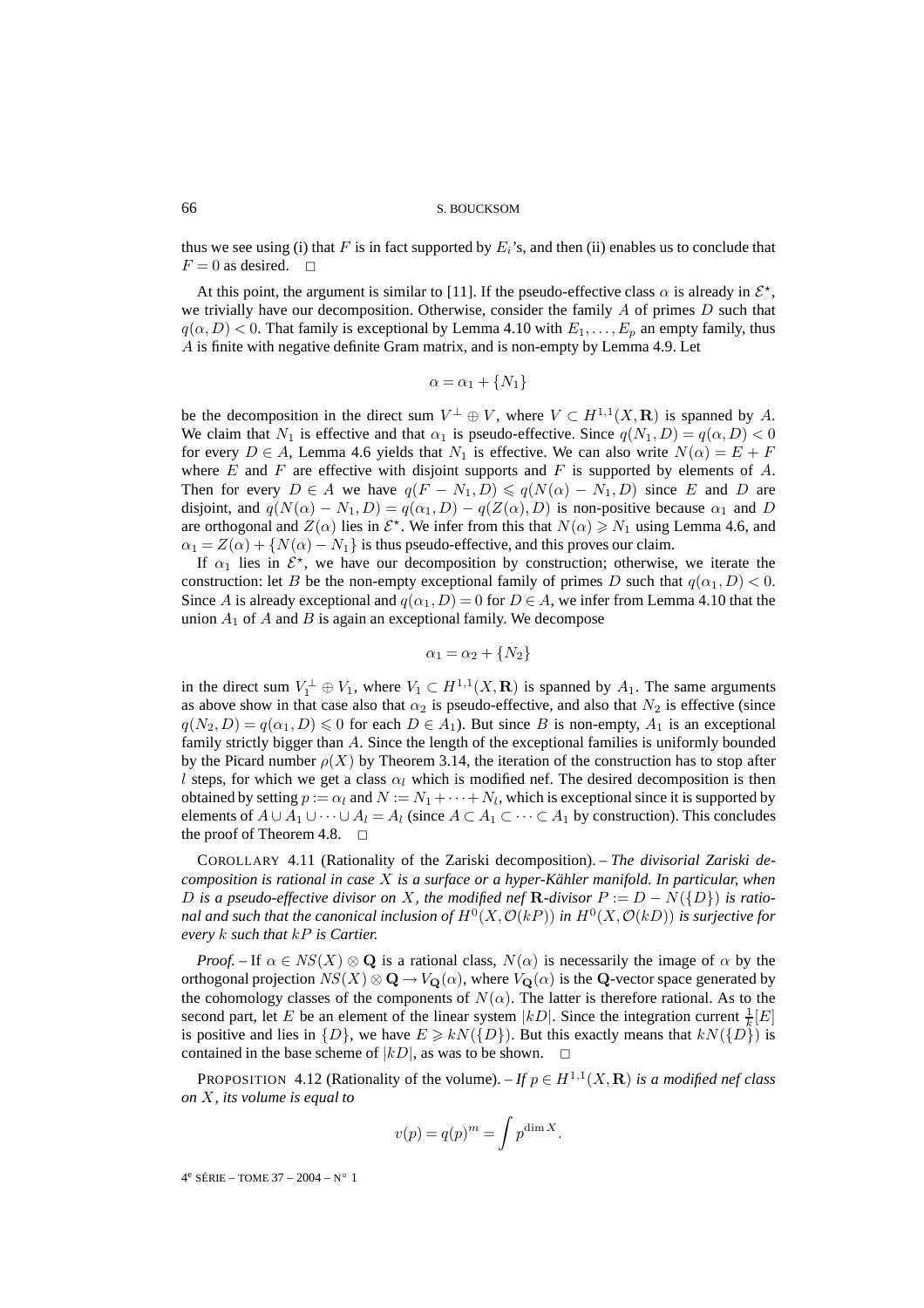thus we see using (i) that $F$ is in fact supported by $E_i$'s, and then (ii) enables us to conclude that $F = 0$ as desired. $\square$

At this point, the argument is similar to [11]. If the pseudo-effective class $\alpha$ is already in $\mathcal{E}^\star$, we trivially have our decomposition. Otherwise, consider the family $A$ of primes $D$ such that $q(\alpha, D) < 0$. That family is exceptional by Lemma 4.10 with $E_1, \ldots, E_p$ an empty family, thus $A$ is finite with negative definite Gram matrix, and is non-empty by Lemma 4.9. Let

$$\alpha = \alpha_1 + \{N_1\}$$

be the decomposition in the direct sum $V^\perp \oplus V$, where $V \subset H^{1,1}(X, \mathbf{R})$ is spanned by $A$. We claim that $N_1$ is effective and that $\alpha_1$ is pseudo-effective. Since $q(N_1, D) = q(\alpha, D) < 0$ for every $D \in A$, Lemma 4.6 yields that $N_1$ is effective. We can also write $N(\alpha) = E + F$ where $E$ and $F$ are effective with disjoint supports and $F$ is supported by elements of $A$. Then for every $D \in A$ we have $q(F - N_1, D) \leqslant q(N(\alpha) - N_1, D)$ since $E$ and $D$ are disjoint, and $q(N(\alpha) - N_1, D) = q(\alpha_1, D) - q(Z(\alpha), D)$ is non-positive because $\alpha_1$ and $D$ are orthogonal and $Z(\alpha)$ lies in $\mathcal{E}^\star$. We infer from this that $N(\alpha) \geqslant N_1$ using Lemma 4.6, and $\alpha_1 = Z(\alpha) + \{N(\alpha) - N_1\}$ is thus pseudo-effective, and this proves our claim.

If $\alpha_1$ lies in $\mathcal{E}^\star$, we have our decomposition by construction; otherwise, we iterate the construction: let $B$ be the non-empty exceptional family of primes $D$ such that $q(\alpha_1, D) < 0$. Since $A$ is already exceptional and $q(\alpha_1, D) = 0$ for $D \in A$, we infer from Lemma 4.10 that the union $A_1$ of $A$ and $B$ is again an exceptional family. We decompose

$$\alpha_1 = \alpha_2 + \{N_2\}$$

in the direct sum $V_1^\perp \oplus V_1$, where $V_1 \subset H^{1,1}(X, \mathbf{R})$ is spanned by $A_1$. The same arguments as above show in that case also that $\alpha_2$ is pseudo-effective, and also that $N_2$ is effective (since $q(N_2, D) = q(\alpha_1, D) \leqslant 0$ for each $D \in A_1$). But since $B$ is non-empty, $A_1$ is an exceptional family strictly bigger than $A$. Since the length of the exceptional families is uniformly bounded by the Picard number $\rho(X)$ by Theorem 3.14, the iteration of the construction has to stop after $l$ steps, for which we get a class $\alpha_l$ which is modified nef. The desired decomposition is then obtained by setting $p := \alpha_l$ and $N := N_1 + \cdots + N_l$, which is exceptional since it is supported by elements of $A \cup A_1 \cup \cdots \cup A_l = A_l$ (since $A \subset A_1 \subset \cdots \subset A_1$ by construction). This concludes the proof of Theorem 4.8. $\square$

COROLLARY 4.11 (Rationality of the Zariski decomposition). – *The divisorial Zariski decomposition is rational in case $X$ is a surface or a hyper-Kähler manifold. In particular, when $D$ is a pseudo-effective divisor on $X$, the modified nef $\mathbf{R}$-divisor $P := D - N(\{D\})$ is rational and such that the canonical inclusion of $H^0(X, \mathcal{O}(kP))$ in $H^0(X, \mathcal{O}(kD))$ is surjective for every $k$ such that $kP$ is Cartier.*

*Proof.* – If $\alpha \in NS(X) \otimes \mathbf{Q}$ is a rational class, $N(\alpha)$ is necessarily the image of $\alpha$ by the orthogonal projection $NS(X) \otimes \mathbf{Q} \to V_{\mathbf{Q}}(\alpha)$, where $V_{\mathbf{Q}}(\alpha)$ is the $\mathbf{Q}$-vector space generated by the cohomology classes of the components of $N(\alpha)$. The latter is therefore rational. As to the second part, let $E$ be an element of the linear system $|kD|$. Since the integration current $\frac{1}{k}[E]$ is positive and lies in $\{D\}$, we have $E \geqslant kN(\{D\})$. But this exactly means that $kN(\{D\})$ is contained in the base scheme of $|kD|$, as was to be shown. $\square$

PROPOSITION 4.12 (Rationality of the volume). – *If $p \in H^{1,1}(X, \mathbf{R})$ is a modified nef class on $X$, its volume is equal to*

$$v(p) = q(p)^m = \int p^{\dim X}.$$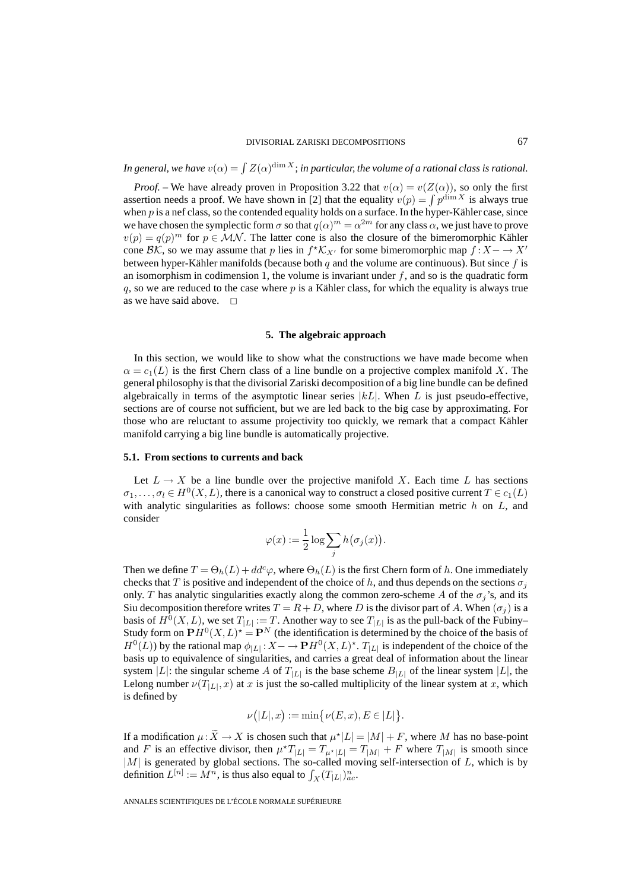*In general, we have $v(\alpha) = \int Z(\alpha)^{\dim X}$; in particular, the volume of a rational class is rational.*

*Proof.* – We have already proven in Proposition 3.22 that $v(\alpha) = v(Z(\alpha))$, so only the first assertion needs a proof. We have shown in [2] that the equality $v(p) = \int p^{\dim X}$ is always true when $p$ is a nef class, so the contended equality holds on a surface. In the hyper-Kähler case, since we have chosen the symplectic form $\sigma$ so that $q(\alpha)^m = \alpha^{2m}$ for any class $\alpha$, we just have to prove $v(p) = q(p)^m$ for $p \in \mathcal{MN}$. The latter cone is also the closure of the bimeromorphic Kähler cone $\mathcal{BK}$, so we may assume that $p$ lies in $f^\star \mathcal{K}_{X'}$ for some bimeromorphic map $f : X - \to X'$ between hyper-Kähler manifolds (because both $q$ and the volume are continuous). But since $f$ is an isomorphism in codimension 1, the volume is invariant under $f$, and so is the quadratic form $q$, so we are reduced to the case where $p$ is a Kähler class, for which the equality is always true as we have said above. □

## 5. The algebraic approach

In this section, we would like to show what the constructions we have made become when $\alpha = c_1(L)$ is the first Chern class of a line bundle on a projective complex manifold $X$. The general philosophy is that the divisorial Zariski decomposition of a big line bundle can be defined algebraically in terms of the asymptotic linear series $|kL|$. When $L$ is just pseudo-effective, sections are of course not sufficient, but we are led back to the big case by approximating. For those who are reluctant to assume projectivity too quickly, we remark that a compact Kähler manifold carrying a big line bundle is automatically projective.

### 5.1. From sections to currents and back

Let $L \to X$ be a line bundle over the projective manifold $X$. Each time $L$ has sections $\sigma_1, \ldots, \sigma_l \in H^0(X, L)$, there is a canonical way to construct a closed positive current $T \in c_1(L)$ with analytic singularities as follows: choose some smooth Hermitian metric $h$ on $L$, and consider

$$\varphi(x) := \frac{1}{2} \log \sum_j h\big(\sigma_j(x)\big).$$

Then we define $T = \Theta_h(L) + dd^c \varphi$, where $\Theta_h(L)$ is the first Chern form of $h$. One immediately checks that $T$ is positive and independent of the choice of $h$, and thus depends on the sections $\sigma_j$ only. $T$ has analytic singularities exactly along the common zero-scheme $A$ of the $\sigma_j$'s, and its Siu decomposition therefore writes $T = R + D$, where $D$ is the divisor part of $A$. When $(\sigma_j)$ is a basis of $H^0(X, L)$, we set $T_{|L|} := T$. Another way to see $T_{|L|}$ is as the pull-back of the Fubini–Study form on $\mathbf{P}H^0(X, L)^\star = \mathbf{P}^N$ (the identification is determined by the choice of the basis of $H^0(L)$) by the rational map $\phi_{|L|} : X - \to \mathbf{P}H^0(X, L)^\star$. $T_{|L|}$ is independent of the choice of the basis up to equivalence of singularities, and carries a great deal of information about the linear system $|L|$: the singular scheme $A$ of $T_{|L|}$ is the base scheme $B_{|L|}$ of the linear system $|L|$, the Lelong number $\nu(T_{|L|}, x)$ at $x$ is just the so-called multiplicity of the linear system at $x$, which is defined by

$$\nu\big(|L|, x\big) := \min\big\{\nu(E, x), E \in |L|\big\}.$$

If a modification $\mu : \widetilde{X} \to X$ is chosen such that $\mu^\star |L| = |M| + F$, where $M$ has no base-point and $F$ is an effective divisor, then $\mu^\star T_{|L|} = T_{\mu^\star |L|} = T_{|M|} + F$ where $T_{|M|}$ is smooth since $|M|$ is generated by global sections. The so-called moving self-intersection of $L$, which is by definition $L^{[n]} := M^n$, is thus also equal to $\int_X (T_{|L|})^n_{ac}$.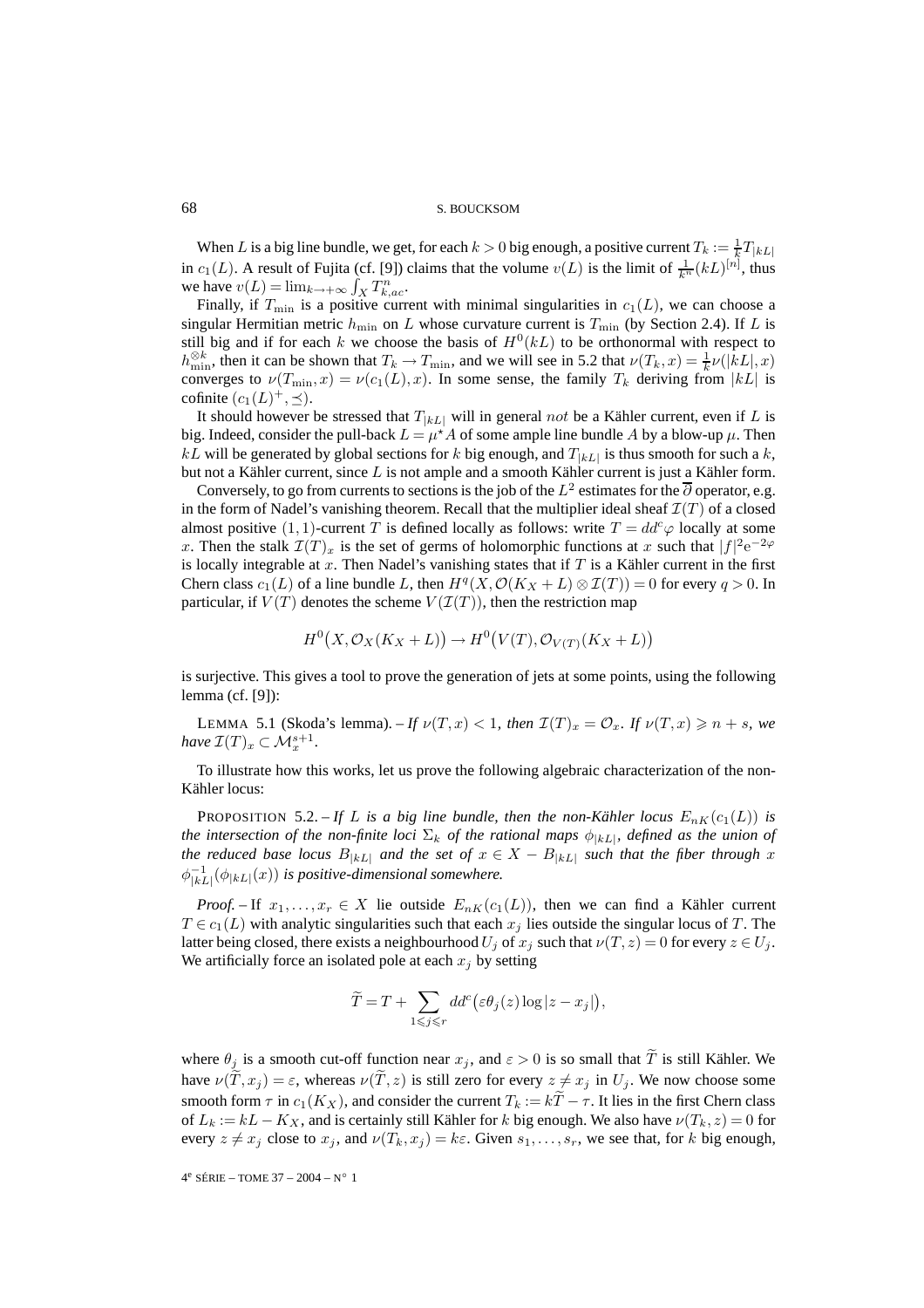When $L$ is a big line bundle, we get, for each $k > 0$ big enough, a positive current $T_k := \frac{1}{k} T_{|kL|}$ in $c_1(L)$. A result of Fujita (cf. [9]) claims that the volume $v(L)$ is the limit of $\frac{1}{k^n}(kL)^{[n]}$, thus we have $v(L) = \lim_{k \to +\infty} \int_X T^n_{k,ac}$.

Finally, if $T_{\min}$ is a positive current with minimal singularities in $c_1(L)$, we can choose a singular Hermitian metric $h_{\min}$ on $L$ whose curvature current is $T_{\min}$ (by Section 2.4). If $L$ is still big and if for each $k$ we choose the basis of $H^0(kL)$ to be orthonormal with respect to $h_{\min}^{\otimes k}$, then it can be shown that $T_k \to T_{\min}$, and we will see in 5.2 that $\nu(T_k, x) = \frac{1}{k}\nu(|kL|, x)$ converges to $\nu(T_{\min}, x) = \nu(c_1(L), x)$. In some sense, the family $T_k$ deriving from $|kL|$ is cofinite $(c_1(L)^+, \preceq)$.

It should however be stressed that $T_{|kL|}$ will in general *not* be a Kähler current, even if $L$ is big. Indeed, consider the pull-back $L = \mu^\star A$ of some ample line bundle $A$ by a blow-up $\mu$. Then $kL$ will be generated by global sections for $k$ big enough, and $T_{|kL|}$ is thus smooth for such a $k$, but not a Kähler current, since $L$ is not ample and a smooth Kähler current is just a Kähler form.

Conversely, to go from currents to sections is the job of the $L^2$ estimates for the $\overline{\partial}$ operator, e.g. in the form of Nadel's vanishing theorem. Recall that the multiplier ideal sheaf $\mathcal{I}(T)$ of a closed almost positive $(1,1)$-current $T$ is defined locally as follows: write $T = dd^c\varphi$ locally at some $x$. Then the stalk $\mathcal{I}(T)_x$ is the set of germs of holomorphic functions at $x$ such that $|f|^2 e^{-2\varphi}$ is locally integrable at $x$. Then Nadel's vanishing states that if $T$ is a Kähler current in the first Chern class $c_1(L)$ of a line bundle $L$, then $H^q(X, \mathcal{O}(K_X + L) \otimes \mathcal{I}(T)) = 0$ for every $q > 0$. In particular, if $V(T)$ denotes the scheme $V(\mathcal{I}(T))$, then the restriction map

$$H^0\big(X, \mathcal{O}_X(K_X + L)\big) \to H^0\big(V(T), \mathcal{O}_{V(T)}(K_X + L)\big)$$

is surjective. This gives a tool to prove the generation of jets at some points, using the following lemma (cf. [9]):

LEMMA 5.1 (Skoda's lemma). – *If $\nu(T, x) < 1$, then $\mathcal{I}(T)_x = \mathcal{O}_x$. If $\nu(T, x) \geqslant n + s$, we have $\mathcal{I}(T)_x \subset \mathcal{M}_x^{s+1}$.*

To illustrate how this works, let us prove the following algebraic characterization of the non-Kähler locus:

PROPOSITION 5.2. – *If $L$ is a big line bundle, then the non-Kähler locus $E_{nK}(c_1(L))$ is the intersection of the non-finite loci $\Sigma_k$ of the rational maps $\phi_{|kL|}$, defined as the union of the reduced base locus $B_{|kL|}$ and the set of $x \in X - B_{|kL|}$ such that the fiber through $x$ $\phi^{-1}_{|kL|}(\phi_{|kL|}(x))$ is positive-dimensional somewhere.*

*Proof.* – If $x_1, \ldots, x_r \in X$ lie outside $E_{nK}(c_1(L))$, then we can find a Kähler current $T \in c_1(L)$ with analytic singularities such that each $x_j$ lies outside the singular locus of $T$. The latter being closed, there exists a neighbourhood $U_j$ of $x_j$ such that $\nu(T, z) = 0$ for every $z \in U_j$. We artificially force an isolated pole at each $x_j$ by setting

$$\widetilde{T} = T + \sum_{1 \leqslant j \leqslant r} dd^c\big(\varepsilon\theta_j(z)\log|z - x_j|\big),$$

where $\theta_j$ is a smooth cut-off function near $x_j$, and $\varepsilon > 0$ is so small that $\widetilde{T}$ is still Kähler. We have $\nu(\widetilde{T}, x_j) = \varepsilon$, whereas $\nu(\widetilde{T}, z)$ is still zero for every $z \neq x_j$ in $U_j$. We now choose some smooth form $\tau$ in $c_1(K_X)$, and consider the current $T_k := k\widetilde{T} - \tau$. It lies in the first Chern class of $L_k := kL - K_X$, and is certainly still Kähler for $k$ big enough. We also have $\nu(T_k, z) = 0$ for every $z \neq x_j$ close to $x_j$, and $\nu(T_k, x_j) = k\varepsilon$. Given $s_1, \ldots, s_r$, we see that, for $k$ big enough,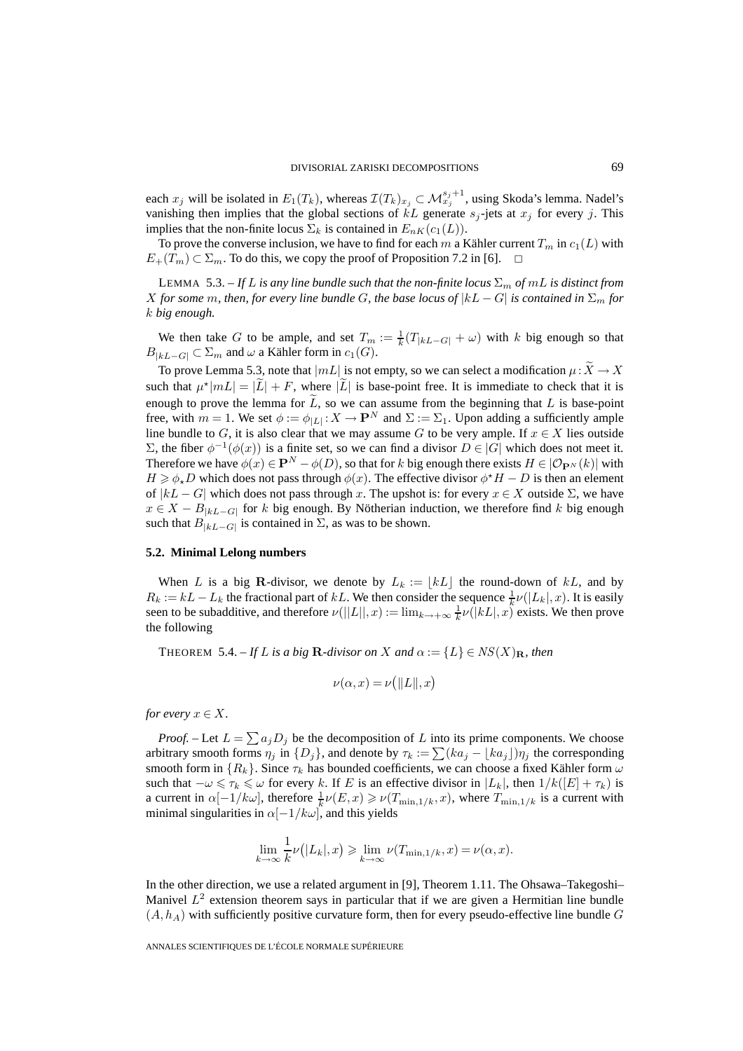each $x_j$ will be isolated in $E_1(T_k)$, whereas $\mathcal{I}(T_k)_{x_j} \subset \mathcal{M}_{x_j}^{s_j+1}$, using Skoda's lemma. Nadel's vanishing then implies that the global sections of $kL$ generate $s_j$-jets at $x_j$ for every $j$. This implies that the non-finite locus $\Sigma_k$ is contained in $E_{nK}(c_1(L))$.

To prove the converse inclusion, we have to find for each $m$ a Kähler current $T_m$ in $c_1(L)$ with $E_+(T_m) \subset \Sigma_m$. To do this, we copy the proof of Proposition 7.2 in [6]. □

LEMMA 5.3. – *If $L$ is any line bundle such that the non-finite locus $\Sigma_m$ of $mL$ is distinct from $X$ for some $m$, then, for every line bundle $G$, the base locus of $|kL - G|$ is contained in $\Sigma_m$ for $k$ big enough.*

We then take $G$ to be ample, and set $T_m := \frac{1}{k}(T_{|kL-G|} + \omega)$ with $k$ big enough so that $B_{|kL-G|} \subset \Sigma_m$ and $\omega$ a Kähler form in $c_1(G)$.

To prove Lemma 5.3, note that $|mL|$ is not empty, so we can select a modification $\mu : \widetilde{X} \to X$ such that $\mu^\star|mL| = |\widetilde{L}| + F$, where $|\widetilde{L}|$ is base-point free. It is immediate to check that it is enough to prove the lemma for $\widetilde{L}$, so we can assume from the beginning that $L$ is base-point free, with $m = 1$. We set $\phi := \phi_{|L|} : X \to \mathbf{P}^N$ and $\Sigma := \Sigma_1$. Upon adding a sufficiently ample line bundle to $G$, it is also clear that we may assume $G$ to be very ample. If $x \in X$ lies outside $\Sigma$, the fiber $\phi^{-1}(\phi(x))$ is a finite set, so we can find a divisor $D \in |G|$ which does not meet it. Therefore we have $\phi(x) \in \mathbf{P}^N - \phi(D)$, so that for $k$ big enough there exists $H \in |\mathcal{O}_{\mathbf{P}^N}(k)|$ with $H \geqslant \phi_\star D$ which does not pass through $\phi(x)$. The effective divisor $\phi^\star H - D$ is then an element of $|kL - G|$ which does not pass through $x$. The upshot is: for every $x \in X$ outside $\Sigma$, we have $x \in X - B_{|kL-G|}$ for $k$ big enough. By Nötherian induction, we therefore find $k$ big enough such that $B_{|kL-G|}$ is contained in $\Sigma$, as was to be shown.

### 5.2. Minimal Lelong numbers

When $L$ is a big $\mathbf{R}$-divisor, we denote by $L_k := \lfloor kL \rfloor$ the round-down of $kL$, and by $R_k := kL - L_k$ the fractional part of $kL$. We then consider the sequence $\frac{1}{k}\nu(|L_k|, x)$. It is easily seen to be subadditive, and therefore $\nu(||L||, x) := \lim_{k\to+\infty} \frac{1}{k}\nu(|kL|, x)$ exists. We then prove the following

THEOREM 5.4. – *If $L$ is a big $\mathbf{R}$-divisor on $X$ and $\alpha := \{L\} \in NS(X)_{\mathbf{R}}$, then*

$$\nu(\alpha, x) = \nu\big(\|L\|, x\big)$$

*for every $x \in X$.*

*Proof.* – Let $L = \sum a_j D_j$ be the decomposition of $L$ into its prime components. We choose arbitrary smooth forms $\eta_j$ in $\{D_j\}$, and denote by $\tau_k := \sum (ka_j - \lfloor ka_j \rfloor)\eta_j$ the corresponding smooth form in $\{R_k\}$. Since $\tau_k$ has bounded coefficients, we can choose a fixed Kähler form $\omega$ such that $-\omega \leqslant \tau_k \leqslant \omega$ for every $k$. If $E$ is an effective divisor in $|L_k|$, then $1/k([E] + \tau_k)$ is a current in $\alpha[-1/k\omega]$, therefore $\frac{1}{k}\nu(E, x) \geqslant \nu(T_{\min,1/k}, x)$, where $T_{\min,1/k}$ is a current with minimal singularities in $\alpha[-1/k\omega]$, and this yields

$$\lim_{k\to\infty} \frac{1}{k}\nu\big(|L_k|, x\big) \geqslant \lim_{k\to\infty} \nu(T_{\min,1/k}, x) = \nu(\alpha, x).$$

In the other direction, we use a related argument in [9], Theorem 1.11. The Ohsawa–Takegoshi–Manivel $L^2$ extension theorem says in particular that if we are given a Hermitian line bundle $(A, h_A)$ with sufficiently positive curvature form, then for every pseudo-effective line bundle $G$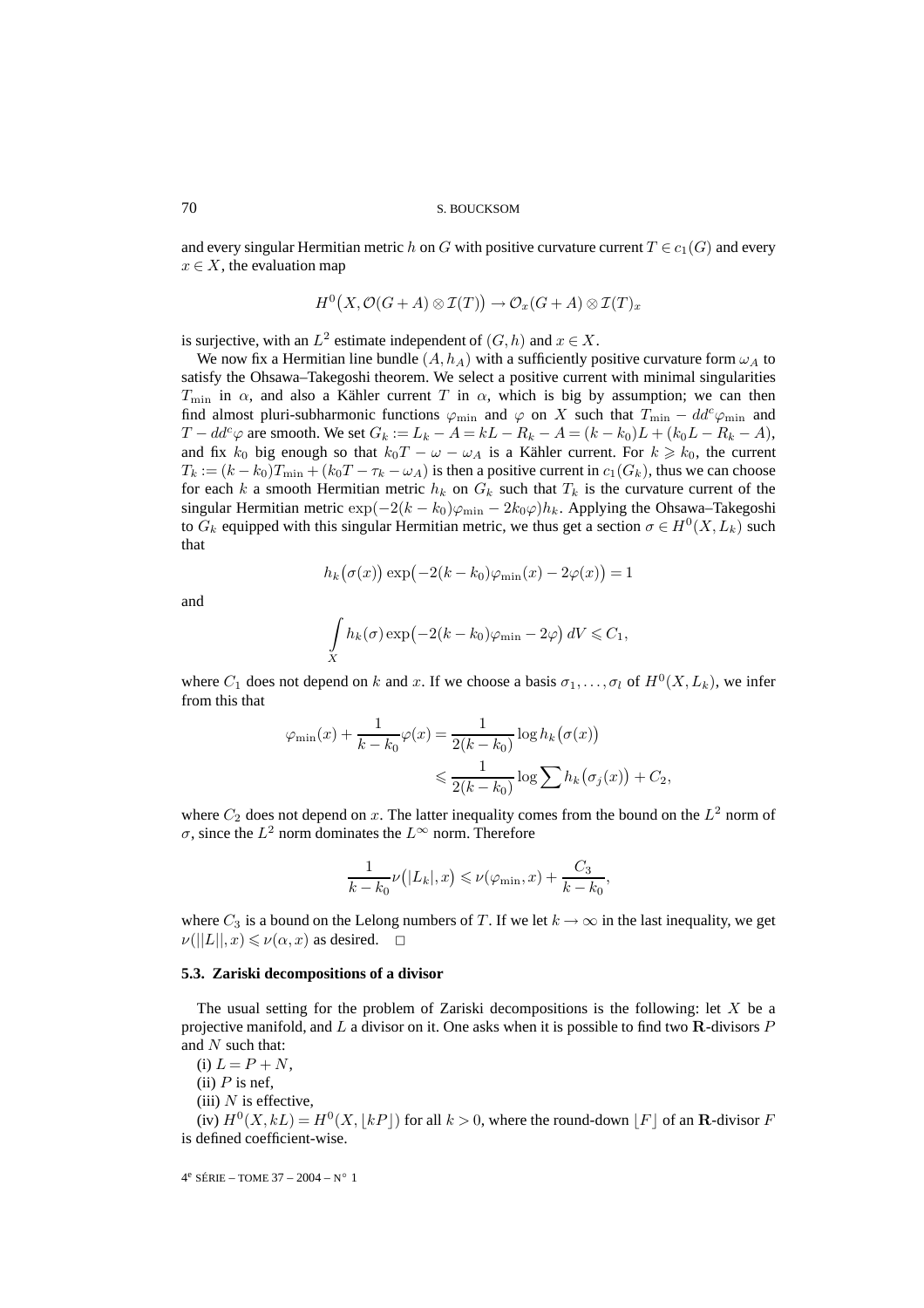and every singular Hermitian metric $h$ on $G$ with positive curvature current $T \in c_1(G)$ and every $x \in X$, the evaluation map

$$H^0\big(X, \mathcal{O}(G+A) \otimes \mathcal{I}(T)\big) \to \mathcal{O}_x(G+A) \otimes \mathcal{I}(T)_x$$

is surjective, with an $L^2$ estimate independent of $(G,h)$ and $x \in X$.

We now fix a Hermitian line bundle $(A, h_A)$ with a sufficiently positive curvature form $\omega_A$ to satisfy the Ohsawa–Takegoshi theorem. We select a positive current with minimal singularities $T_{\min}$ in $\alpha$, and also a Kähler current $T$ in $\alpha$, which is big by assumption; we can then find almost pluri-subharmonic functions $\varphi_{\min}$ and $\varphi$ on $X$ such that $T_{\min} - dd^c\varphi_{\min}$ and $T - dd^c\varphi$ are smooth. We set $G_k := L_k - A = kL - R_k - A = (k-k_0)L + (k_0L - R_k - A)$, and fix $k_0$ big enough so that $k_0T - \omega - \omega_A$ is a Kähler current. For $k \geqslant k_0$, the current $T_k := (k-k_0)T_{\min} + (k_0T - \tau_k - \omega_A)$ is then a positive current in $c_1(G_k)$, thus we can choose for each $k$ a smooth Hermitian metric $h_k$ on $G_k$ such that $T_k$ is the curvature current of the singular Hermitian metric $\exp(-2(k-k_0)\varphi_{\min} - 2k_0\varphi)h_k$. Applying the Ohsawa–Takegoshi to $G_k$ equipped with this singular Hermitian metric, we thus get a section $\sigma \in H^0(X, L_k)$ such that

$$h_k\big(\sigma(x)\big)\exp\big(-2(k-k_0)\varphi_{\min}(x) - 2\varphi(x)\big) = 1$$

and

$$\int\limits_X h_k(\sigma)\exp\big(-2(k-k_0)\varphi_{\min} - 2\varphi\big)\,dV \leqslant C_1,$$

where $C_1$ does not depend on $k$ and $x$. If we choose a basis $\sigma_1, \ldots, \sigma_l$ of $H^0(X, L_k)$, we infer from this that

$$\begin{aligned}\varphi_{\min}(x) + \frac{1}{k-k_0}\varphi(x) &= \frac{1}{2(k-k_0)}\log h_k\big(\sigma(x)\big)\\ &\leqslant \frac{1}{2(k-k_0)}\log\sum h_k\big(\sigma_j(x)\big) + C_2,\end{aligned}$$

where $C_2$ does not depend on $x$. The latter inequality comes from the bound on the $L^2$ norm of $\sigma$, since the $L^2$ norm dominates the $L^\infty$ norm. Therefore

$$\frac{1}{k-k_0}\nu\big(|L_k|, x\big) \leqslant \nu(\varphi_{\min}, x) + \frac{C_3}{k-k_0},$$

where $C_3$ is a bound on the Lelong numbers of $T$. If we let $k \to \infty$ in the last inequality, we get $\nu(||L||, x) \leqslant \nu(\alpha, x)$ as desired. □

### 5.3. Zariski decompositions of a divisor

The usual setting for the problem of Zariski decompositions is the following: let $X$ be a projective manifold, and $L$ a divisor on it. One asks when it is possible to find two $\mathbf{R}$-divisors $P$ and $N$ such that:

(i) $L = P + N$,
(ii) $P$ is nef,
(iii) $N$ is effective,
(iv) $H^0(X, kL) = H^0(X, \lfloor kP \rfloor)$ for all $k > 0$, where the round-down $\lfloor F \rfloor$ of an $\mathbf{R}$-divisor $F$ is defined coefficient-wise.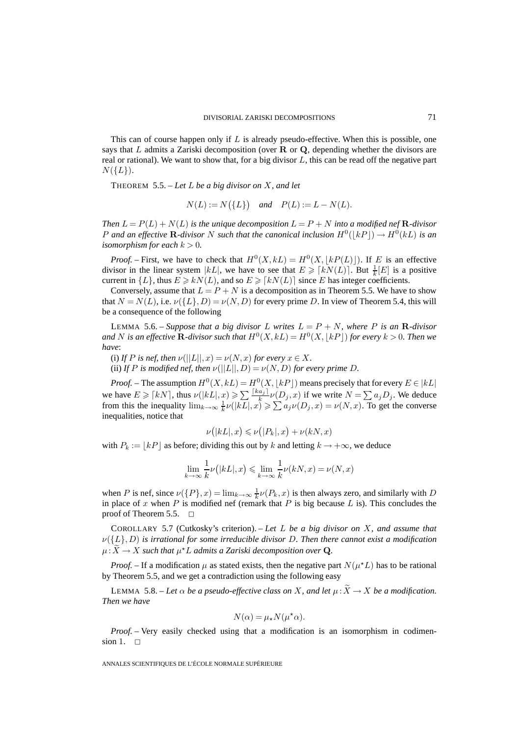This can of course happen only if $L$ is already pseudo-effective. When this is possible, one says that $L$ admits a Zariski decomposition (over $\mathbf{R}$ or $\mathbf{Q}$, depending whether the divisors are real or rational). We want to show that, for a big divisor $L$, this can be read off the negative part $N(\{L\})$.

THEOREM 5.5. – *Let $L$ be a big divisor on $X$, and let*

$$N(L) := N\big(\{L\}\big) \quad \textit{and} \quad P(L) := L - N(L).$$

*Then $L = P(L) + N(L)$ is the unique decomposition $L = P + N$ into a modified nef $\mathbf{R}$-divisor $P$ and an effective $\mathbf{R}$-divisor $N$ such that the canonical inclusion $H^0(\lfloor kP \rfloor) \to H^0(kL)$ is an isomorphism for each $k > 0$.*

*Proof.* – First, we have to check that $H^0(X, kL) = H^0(X, \lfloor kP(L) \rfloor)$. If $E$ is an effective divisor in the linear system $|kL|$, we have to see that $E \geqslant \lceil kN(L) \rceil$. But $\frac{1}{k}[E]$ is a positive current in $\{L\}$, thus $E \geqslant kN(L)$, and so $E \geqslant \lceil kN(L) \rceil$ since $E$ has integer coefficients.

Conversely, assume that $L = P + N$ is a decomposition as in Theorem 5.5. We have to show that $N = N(L)$, i.e. $\nu(\{L\}, D) = \nu(N, D)$ for every prime $D$. In view of Theorem 5.4, this will be a consequence of the following

LEMMA 5.6. – *Suppose that a big divisor $L$ writes $L = P + N$, where $P$ is an $\mathbf{R}$-divisor and $N$ is an effective $\mathbf{R}$-divisor such that $H^0(X, kL) = H^0(X, \lfloor kP \rfloor)$ for every $k > 0$. Then we have*:

(i) *If $P$ is nef, then $\nu(||L||, x) = \nu(N, x)$ for every $x \in X$.*

(ii) *If $P$ is modified nef, then $\nu(||L||, D) = \nu(N, D)$ for every prime $D$.*

*Proof.* – The assumption $H^0(X, kL) = H^0(X, \lfloor kP \rfloor)$ means precisely that for every $E \in |kL|$ we have $E \geqslant \lceil kN \rceil$, thus $\nu(|kL|, x) \geqslant \sum \frac{\lceil ka_j \rceil}{k} \nu(D_j, x)$ if we write $N = \sum a_j D_j$. We deduce from this the inequality $\lim_{k\to\infty} \frac{1}{k} \nu(|kL|, x) \geqslant \sum a_j \nu(D_j, x) = \nu(N, x)$. To get the converse inequalities, notice that

$$\nu\big(|kL|, x\big) \leqslant \nu\big(|P_k|, x\big) + \nu(kN, x)$$

with $P_k := \lfloor kP \rfloor$ as before; dividing this out by $k$ and letting $k \to +\infty$, we deduce

$$\lim_{k\to\infty} \frac{1}{k} \nu\big(|kL|, x\big) \leqslant \lim_{k\to\infty} \frac{1}{k} \nu(kN, x) = \nu(N, x)$$

when $P$ is nef, since $\nu(\{P\}, x) = \lim_{k\to\infty} \frac{1}{k} \nu(P_k, x)$ is then always zero, and similarly with $D$ in place of $x$ when $P$ is modified nef (remark that $P$ is big because $L$ is). This concludes the proof of Theorem 5.5. $\square$

COROLLARY 5.7 (Cutkosky's criterion). – *Let $L$ be a big divisor on $X$, and assume that $\nu(\{L\}, D)$ is irrational for some irreducible divisor $D$. Then there cannot exist a modification $\mu : \widetilde{X} \to X$ such that $\mu^\star L$ admits a Zariski decomposition over $\mathbf{Q}$.*

*Proof.* – If a modification $\mu$ as stated exists, then the negative part $N(\mu^\star L)$ has to be rational by Theorem 5.5, and we get a contradiction using the following easy

LEMMA 5.8. – *Let $\alpha$ be a pseudo-effective class on $X$, and let $\mu : \widetilde{X} \to X$ be a modification. Then we have*

$$N(\alpha) = \mu_\star N(\mu^\star \alpha).$$

*Proof.* – Very easily checked using that a modification is an isomorphism in codimension 1. $\square$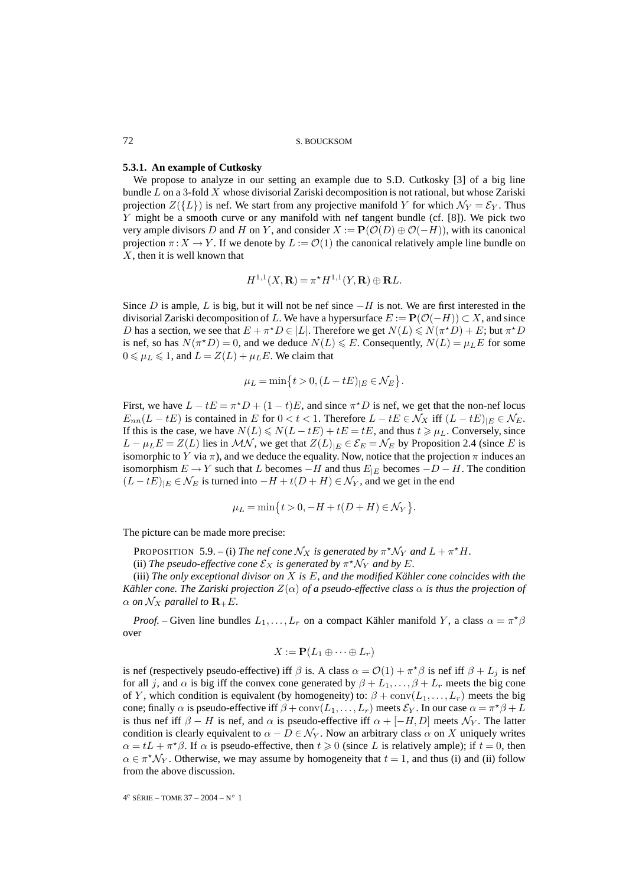### 5.3.1. An example of Cutkosky

We propose to analyze in our setting an example due to S.D. Cutkosky [3] of a big line bundle $L$ on a 3-fold $X$ whose divisorial Zariski decomposition is not rational, but whose Zariski projection $Z(\{L\})$ is nef. We start from any projective manifold $Y$ for which $\mathcal{N}_Y = \mathcal{E}_Y$. Thus $Y$ might be a smooth curve or any manifold with nef tangent bundle (cf. [8]). We pick two very ample divisors $D$ and $H$ on $Y$, and consider $X := \mathbf{P}(\mathcal{O}(D) \oplus \mathcal{O}(-H))$, with its canonical projection $\pi : X \to Y$. If we denote by $L := \mathcal{O}(1)$ the canonical relatively ample line bundle on $X$, then it is well known that

$$H^{1,1}(X, \mathbf{R}) = \pi^\star H^{1,1}(Y, \mathbf{R}) \oplus \mathbf{R}L.$$

Since $D$ is ample, $L$ is big, but it will not be nef since $-H$ is not. We are first interested in the divisorial Zariski decomposition of $L$. We have a hypersurface $E := \mathbf{P}(\mathcal{O}(-H)) \subset X$, and since $D$ has a section, we see that $E + \pi^\star D \in |L|$. Therefore we get $N(L) \leqslant N(\pi^\star D) + E$; but $\pi^\star D$ is nef, so has $N(\pi^\star D) = 0$, and we deduce $N(L) \leqslant E$. Consequently, $N(L) = \mu_L E$ for some $0 \leqslant \mu_L \leqslant 1$, and $L = Z(L) + \mu_L E$. We claim that

$$\mu_L = \min\{t > 0, (L - tE)_{|E} \in \mathcal{N}_E\}.$$

First, we have $L - tE = \pi^\star D + (1 - t)E$, and since $\pi^\star D$ is nef, we get that the non-nef locus $E_{nn}(L - tE)$ is contained in $E$ for $0 < t < 1$. Therefore $L - tE \in \mathcal{N}_X$ iff $(L - tE)_{|E} \in \mathcal{N}_E$. If this is the case, we have $N(L) \leqslant N(L - tE) + tE = tE$, and thus $t \geqslant \mu_L$. Conversely, since $L - \mu_L E = Z(L)$ lies in $\mathcal{MN}$, we get that $Z(L)_{|E} \in \mathcal{E}_E = \mathcal{N}_E$ by Proposition 2.4 (since $E$ is isomorphic to $Y$ via $\pi$), and we deduce the equality. Now, notice that the projection $\pi$ induces an isomorphism $E \to Y$ such that $L$ becomes $-H$ and thus $E_{|E}$ becomes $-D - H$. The condition $(L - tE)_{|E} \in \mathcal{N}_E$ is turned into $-H + t(D + H) \in \mathcal{N}_Y$, and we get in the end

$$\mu_L = \min\{t > 0, -H + t(D + H) \in \mathcal{N}_Y\}.$$

The picture can be made more precise:

PROPOSITION 5.9. – (i) *The nef cone $\mathcal{N}_X$ is generated by $\pi^\star \mathcal{N}_Y$ and $L + \pi^\star H$.*

(ii) *The pseudo-effective cone $\mathcal{E}_X$ is generated by $\pi^\star \mathcal{N}_Y$ and by $E$.*

(iii) *The only exceptional divisor on $X$ is $E$, and the modified Kähler cone coincides with the Kähler cone. The Zariski projection $Z(\alpha)$ of a pseudo-effective class $\alpha$ is thus the projection of $\alpha$ on $\mathcal{N}_X$ parallel to $\mathbf{R}_+ E$.*

*Proof.* – Given line bundles $L_1, \ldots, L_r$ on a compact Kähler manifold $Y$, a class $\alpha = \pi^\star \beta$ over

$$X := \mathbf{P}(L_1 \oplus \cdots \oplus L_r)$$

is nef (respectively pseudo-effective) iff $\beta$ is. A class $\alpha = \mathcal{O}(1) + \pi^\star \beta$ is nef iff $\beta + L_j$ is nef for all $j$, and $\alpha$ is big iff the convex cone generated by $\beta + L_1, \ldots, \beta + L_r$ meets the big cone of $Y$, which condition is equivalent (by homogeneity) to: $\beta + \operatorname{conv}(L_1, \ldots, L_r)$ meets the big cone; finally $\alpha$ is pseudo-effective iff $\beta + \operatorname{conv}(L_1, \ldots, L_r)$ meets $\mathcal{E}_Y$. In our case $\alpha = \pi^\star \beta + L$ is thus nef iff $\beta - H$ is nef, and $\alpha$ is pseudo-effective iff $\alpha + [-H, D]$ meets $\mathcal{N}_Y$. The latter condition is clearly equivalent to $\alpha - D \in \mathcal{N}_Y$. Now an arbitrary class $\alpha$ on $X$ uniquely writes $\alpha = tL + \pi^\star \beta$. If $\alpha$ is pseudo-effective, then $t \geqslant 0$ (since $L$ is relatively ample); if $t = 0$, then $\alpha \in \pi^\star \mathcal{N}_Y$. Otherwise, we may assume by homogeneity that $t = 1$, and thus (i) and (ii) follow from the above discussion.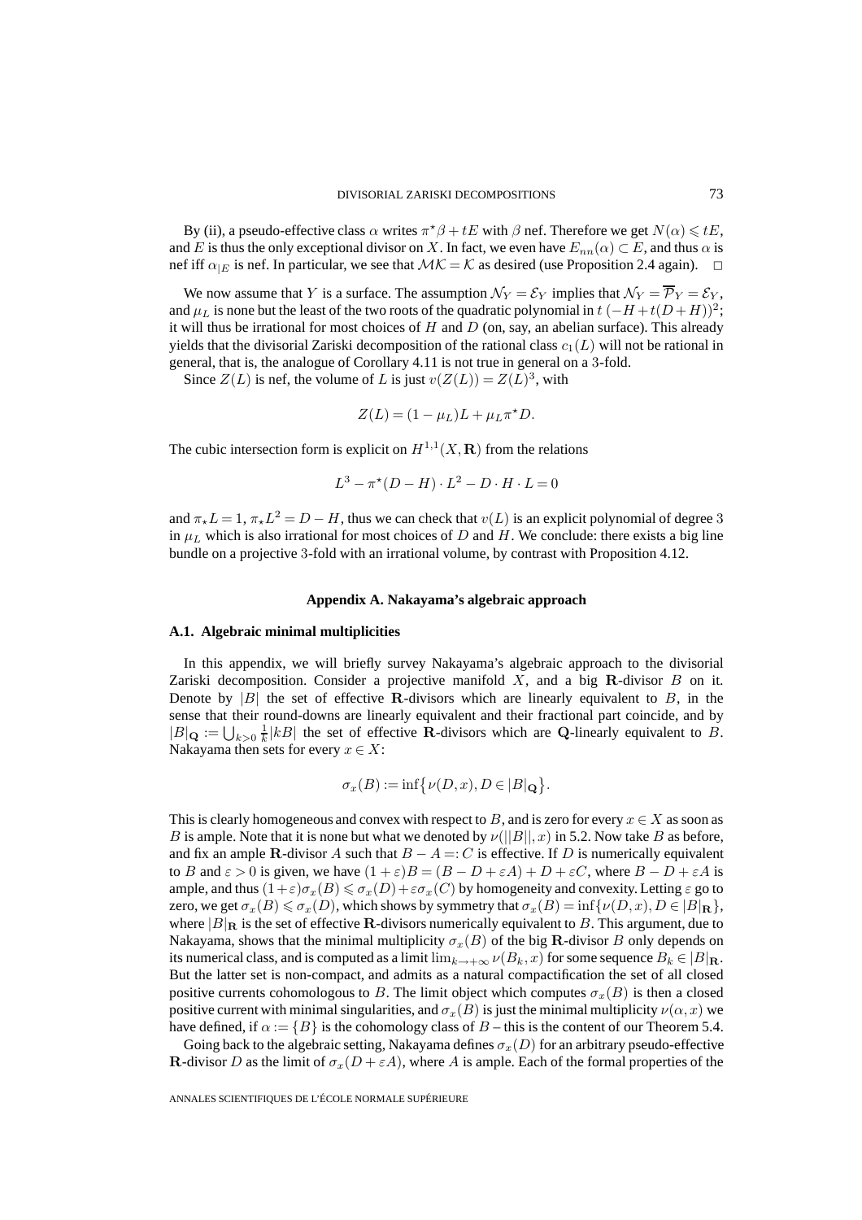By (ii), a pseudo-effective class $\alpha$ writes $\pi^\star\beta + tE$ with $\beta$ nef. Therefore we get $N(\alpha) \leqslant tE$, and $E$ is thus the only exceptional divisor on $X$. In fact, we even have $E_{nn}(\alpha) \subset E$, and thus $\alpha$ is nef iff $\alpha_{|E}$ is nef. In particular, we see that $\mathcal{MK} = \mathcal{K}$ as desired (use Proposition 2.4 again). $\square$

We now assume that $Y$ is a surface. The assumption $\mathcal{N}_Y = \mathcal{E}_Y$ implies that $\mathcal{N}_Y = \overline{\mathcal{P}}_Y = \mathcal{E}_Y$, and $\mu_L$ is none but the least of the two roots of the quadratic polynomial in $t$ $(-H + t(D+H))^2$; it will thus be irrational for most choices of $H$ and $D$ (on, say, an abelian surface). This already yields that the divisorial Zariski decomposition of the rational class $c_1(L)$ will not be rational in general, that is, the analogue of Corollary 4.11 is not true in general on a 3-fold.

Since $Z(L)$ is nef, the volume of $L$ is just $v(Z(L)) = Z(L)^3$, with

$$Z(L) = (1 - \mu_L)L + \mu_L \pi^\star D.$$

The cubic intersection form is explicit on $H^{1,1}(X, \mathbf{R})$ from the relations

$$L^3 - \pi^\star(D - H) \cdot L^2 - D \cdot H \cdot L = 0$$

and $\pi_\star L = 1$, $\pi_\star L^2 = D - H$, thus we can check that $v(L)$ is an explicit polynomial of degree 3 in $\mu_L$ which is also irrational for most choices of $D$ and $H$. We conclude: there exists a big line bundle on a projective 3-fold with an irrational volume, by contrast with Proposition 4.12.

## Appendix A. Nakayama's algebraic approach

### A.1. Algebraic minimal multiplicities

In this appendix, we will briefly survey Nakayama's algebraic approach to the divisorial Zariski decomposition. Consider a projective manifold $X$, and a big $\mathbf{R}$-divisor $B$ on it. Denote by $|B|$ the set of effective $\mathbf{R}$-divisors which are linearly equivalent to $B$, in the sense that their round-downs are linearly equivalent and their fractional part coincide, and by $|B|_{\mathbf{Q}} := \bigcup_{k>0} \frac{1}{k}|kB|$ the set of effective $\mathbf{R}$-divisors which are $\mathbf{Q}$-linearly equivalent to $B$. Nakayama then sets for every $x \in X$:

$$\sigma_x(B) := \inf\bigl\{\nu(D, x), D \in |B|_{\mathbf{Q}}\bigr\}.$$

This is clearly homogeneous and convex with respect to $B$, and is zero for every $x \in X$ as soon as $B$ is ample. Note that it is none but what we denoted by $\nu(||B||, x)$ in 5.2. Now take $B$ as before, and fix an ample $\mathbf{R}$-divisor $A$ such that $B - A =: C$ is effective. If $D$ is numerically equivalent to $B$ and $\varepsilon > 0$ is given, we have $(1+\varepsilon)B = (B - D + \varepsilon A) + D + \varepsilon C$, where $B - D + \varepsilon A$ is ample, and thus $(1+\varepsilon)\sigma_x(B) \leqslant \sigma_x(D) + \varepsilon\sigma_x(C)$ by homogeneity and convexity. Letting $\varepsilon$ go to zero, we get $\sigma_x(B) \leqslant \sigma_x(D)$, which shows by symmetry that $\sigma_x(B) = \inf\{\nu(D, x), D \in |B|_{\mathbf{R}}\}$, where $|B|_{\mathbf{R}}$ is the set of effective $\mathbf{R}$-divisors numerically equivalent to $B$. This argument, due to Nakayama, shows that the minimal multiplicity $\sigma_x(B)$ of the big $\mathbf{R}$-divisor $B$ only depends on its numerical class, and is computed as a limit $\lim_{k\to+\infty} \nu(B_k, x)$ for some sequence $B_k \in |B|_{\mathbf{R}}$. But the latter set is non-compact, and admits as a natural compactification the set of all closed positive currents cohomologous to $B$. The limit object which computes $\sigma_x(B)$ is then a closed positive current with minimal singularities, and $\sigma_x(B)$ is just the minimal multiplicity $\nu(\alpha, x)$ we have defined, if $\alpha := \{B\}$ is the cohomology class of $B$ – this is the content of our Theorem 5.4.

Going back to the algebraic setting, Nakayama defines $\sigma_x(D)$ for an arbitrary pseudo-effective $\mathbf{R}$-divisor $D$ as the limit of $\sigma_x(D + \varepsilon A)$, where $A$ is ample. Each of the formal properties of the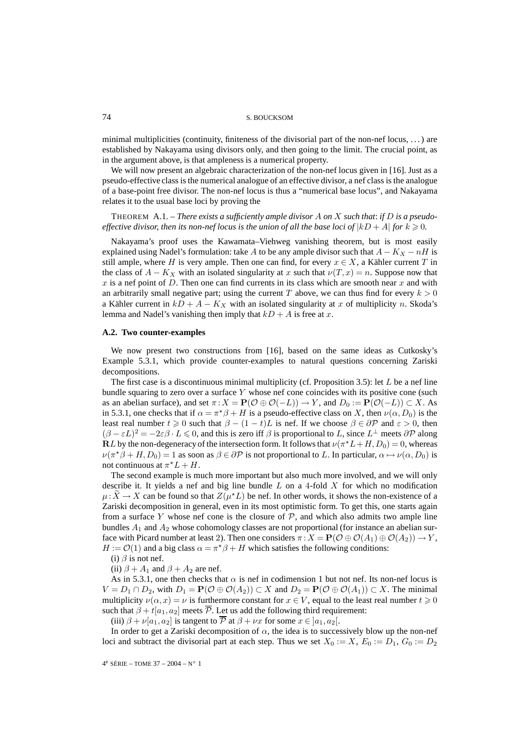minimal multiplicities (continuity, finiteness of the divisorial part of the non-nef locus, ...) are established by Nakayama using divisors only, and then going to the limit. The crucial point, as in the argument above, is that ampleness is a numerical property.

We will now present an algebraic characterization of the non-nef locus given in [16]. Just as a pseudo-effective class is the numerical analogue of an effective divisor, a nef class is the analogue of a base-point free divisor. The non-nef locus is thus a "numerical base locus", and Nakayama relates it to the usual base loci by proving the

THEOREM A.1. – *There exists a sufficiently ample divisor $A$ on $X$ such that: if $D$ is a pseudo-effective divisor, then its non-nef locus is the union of all the base loci of $|kD + A|$ for $k \geqslant 0$.*

Nakayama's proof uses the Kawamata–Viehweg vanishing theorem, but is most easily explained using Nadel's formulation: take $A$ to be any ample divisor such that $A - K_X - nH$ is still ample, where $H$ is very ample. Then one can find, for every $x \in X$, a Kähler current $T$ in the class of $A - K_X$ with an isolated singularity at $x$ such that $\nu(T, x) = n$. Suppose now that $x$ is a nef point of $D$. Then one can find currents in its class which are smooth near $x$ and with an arbitrarily small negative part; using the current $T$ above, we can thus find for every $k > 0$ a Kähler current in $kD + A - K_X$ with an isolated singularity at $x$ of multiplicity $n$. Skoda's lemma and Nadel's vanishing then imply that $kD + A$ is free at $x$.

### A.2. Two counter-examples

We now present two constructions from [16], based on the same ideas as Cutkosky's Example 5.3.1, which provide counter-examples to natural questions concerning Zariski decompositions.

The first case is a discontinuous minimal multiplicity (cf. Proposition 3.5): let $L$ be a nef line bundle squaring to zero over a surface $Y$ whose nef cone coincides with its positive cone (such as an abelian surface), and set $\pi : X = \mathbf{P}(\mathcal{O} \oplus \mathcal{O}(-L)) \to Y$, and $D_0 := \mathbf{P}(\mathcal{O}(-L)) \subset X$. As in 5.3.1, one checks that if $\alpha = \pi^\star \beta + H$ is a pseudo-effective class on $X$, then $\nu(\alpha, D_0)$ is the least real number $t \geqslant 0$ such that $\beta - (1-t)L$ is nef. If we choose $\beta \in \partial\mathcal{P}$ and $\varepsilon > 0$, then $(\beta - \varepsilon L)^2 = -2\varepsilon\beta \cdot L \leqslant 0$, and this is zero iff $\beta$ is proportional to $L$, since $L^\perp$ meets $\partial\mathcal{P}$ along $\mathbf{R}L$ by the non-degeneracy of the intersection form. It follows that $\nu(\pi^\star L + H, D_0) = 0$, whereas $\nu(\pi^\star \beta + H, D_0) = 1$ as soon as $\beta \in \partial\mathcal{P}$ is not proportional to $L$. In particular, $\alpha \mapsto \nu(\alpha, D_0)$ is not continuous at $\pi^\star L + H$.

The second example is much more important but also much more involved, and we will only describe it. It yields a nef and big line bundle $L$ on a 4-fold $X$ for which no modification $\mu : \widetilde{X} \to X$ can be found so that $Z(\mu^\star L)$ be nef. In other words, it shows the non-existence of a Zariski decomposition in general, even in its most optimistic form. To get this, one starts again from a surface $Y$ whose nef cone is the closure of $\mathcal{P}$, and which also admits two ample line bundles $A_1$ and $A_2$ whose cohomology classes are not proportional (for instance an abelian surface with Picard number at least 2). Then one considers $\pi : X = \mathbf{P}(\mathcal{O} \oplus \mathcal{O}(A_1) \oplus \mathcal{O}(A_2)) \to Y$, $H := \mathcal{O}(1)$ and a big class $\alpha = \pi^\star \beta + H$ which satisfies the following conditions:

(i) $\beta$ is not nef.

(ii) $\beta + A_1$ and $\beta + A_2$ are nef.

As in 5.3.1, one then checks that $\alpha$ is nef in codimension 1 but not nef. Its non-nef locus is $V = D_1 \cap D_2$, with $D_1 = \mathbf{P}(\mathcal{O} \oplus \mathcal{O}(A_2)) \subset X$ and $D_2 = \mathbf{P}(\mathcal{O} \oplus \mathcal{O}(A_1)) \subset X$. The minimal multiplicity $\nu(\alpha, x) = \nu$ is furthermore constant for $x \in V$, equal to the least real number $t \geqslant 0$ such that $\beta + t[a_1, a_2]$ meets $\overline{\mathcal{P}}$. Let us add the following third requirement:

(iii) $\beta + \nu[a_1, a_2]$ is tangent to $\overline{\mathcal{P}}$ at $\beta + \nu x$ for some $x \in \,]a_1, a_2[$.

In order to get a Zariski decomposition of $\alpha$, the idea is to successively blow up the non-nef loci and subtract the divisorial part at each step. Thus we set $X_0 := X$, $E_0 := D_1$, $G_0 := D_2$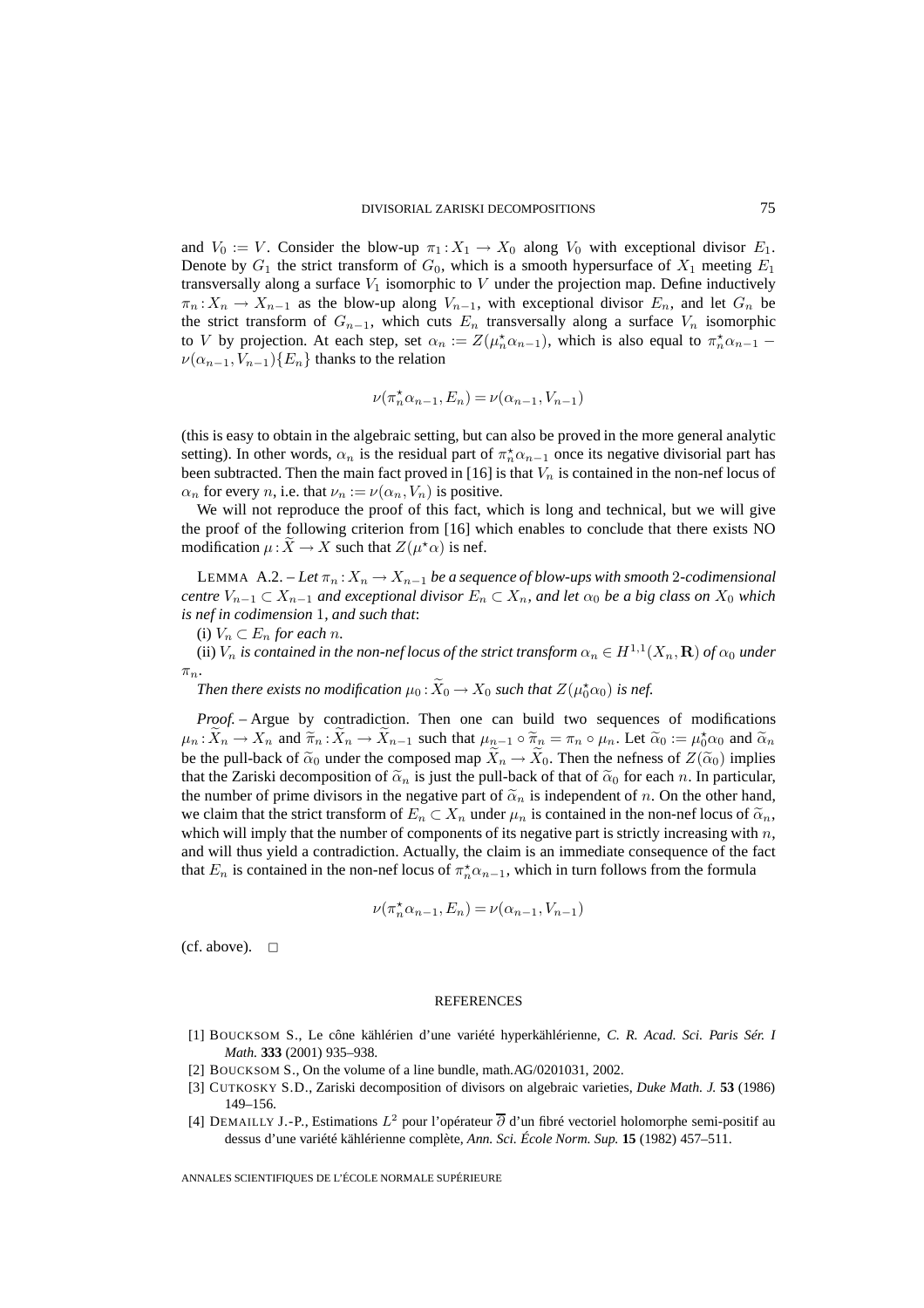and $V_0 := V$. Consider the blow-up $\pi_1 : X_1 \to X_0$ along $V_0$ with exceptional divisor $E_1$. Denote by $G_1$ the strict transform of $G_0$, which is a smooth hypersurface of $X_1$ meeting $E_1$ transversally along a surface $V_1$ isomorphic to $V$ under the projection map. Define inductively $\pi_n : X_n \to X_{n-1}$ as the blow-up along $V_{n-1}$, with exceptional divisor $E_n$, and let $G_n$ be the strict transform of $G_{n-1}$, which cuts $E_n$ transversally along a surface $V_n$ isomorphic to $V$ by projection. At each step, set $\alpha_n := Z(\mu_n^\star \alpha_{n-1})$, which is also equal to $\pi_n^\star \alpha_{n-1} - \nu(\alpha_{n-1}, V_{n-1})\{E_n\}$ thanks to the relation

$$\nu(\pi_n^\star \alpha_{n-1}, E_n) = \nu(\alpha_{n-1}, V_{n-1})$$

(this is easy to obtain in the algebraic setting, but can also be proved in the more general analytic setting). In other words, $\alpha_n$ is the residual part of $\pi_n^\star \alpha_{n-1}$ once its negative divisorial part has been subtracted. Then the main fact proved in [16] is that $V_n$ is contained in the non-nef locus of $\alpha_n$ for every $n$, i.e. that $\nu_n := \nu(\alpha_n, V_n)$ is positive.

We will not reproduce the proof of this fact, which is long and technical, but we will give the proof of the following criterion from [16] which enables to conclude that there exists NO modification $\mu : \widetilde{X} \to X$ such that $Z(\mu^\star \alpha)$ is nef.

LEMMA A.2. – *Let $\pi_n : X_n \to X_{n-1}$ be a sequence of blow-ups with smooth 2-codimensional centre $V_{n-1} \subset X_{n-1}$ and exceptional divisor $E_n \subset X_n$, and let $\alpha_0$ be a big class on $X_0$ which is nef in codimension 1, and such that*:

(i) *$V_n \subset E_n$ for each $n$.*

(ii) *$V_n$ is contained in the non-nef locus of the strict transform $\alpha_n \in H^{1,1}(X_n, \mathbf{R})$ of $\alpha_0$ under $\pi_n$.*

*Then there exists no modification $\mu_0 : \widetilde{X}_0 \to X_0$ such that $Z(\mu_0^\star \alpha_0)$ is nef.*

*Proof.* – Argue by contradiction. Then one can build two sequences of modifications $\mu_n : \widetilde{X}_n \to X_n$ and $\widetilde{\pi}_n : \widetilde{X}_n \to \widetilde{X}_{n-1}$ such that $\mu_{n-1} \circ \widetilde{\pi}_n = \pi_n \circ \mu_n$. Let $\widetilde{\alpha}_0 := \mu_0^\star \alpha_0$ and $\widetilde{\alpha}_n$ be the pull-back of $\widetilde{\alpha}_0$ under the composed map $\widetilde{X}_n \to \widetilde{X}_0$. Then the nefness of $Z(\widetilde{\alpha}_0)$ implies that the Zariski decomposition of $\widetilde{\alpha}_n$ is just the pull-back of that of $\widetilde{\alpha}_0$ for each $n$. In particular, the number of prime divisors in the negative part of $\widetilde{\alpha}_n$ is independent of $n$. On the other hand, we claim that the strict transform of $E_n \subset X_n$ under $\mu_n$ is contained in the non-nef locus of $\widetilde{\alpha}_n$, which will imply that the number of components of its negative part is strictly increasing with $n$, and will thus yield a contradiction. Actually, the claim is an immediate consequence of the fact that $E_n$ is contained in the non-nef locus of $\pi_n^\star \alpha_{n-1}$, which in turn follows from the formula

$$\nu(\pi_n^\star \alpha_{n-1}, E_n) = \nu(\alpha_{n-1}, V_{n-1})$$

(cf. above). □

## REFERENCES

[1] BOUCKSOM S., Le cône kählérien d'une variété hyperkählérienne, *C. R. Acad. Sci. Paris Sér. I Math.* **333** (2001) 935–938.

[2] BOUCKSOM S., On the volume of a line bundle, math.AG/0201031, 2002.

[3] CUTKOSKY S.D., Zariski decomposition of divisors on algebraic varieties, *Duke Math. J.* **53** (1986) 149–156.

[4] DEMAILLY J.-P., Estimations $L^2$ pour l'opérateur $\overline{\partial}$ d'un fibré vectoriel holomorphe semi-positif au dessus d'une variété kählérienne complète, *Ann. Sci. École Norm. Sup.* **15** (1982) 457–511.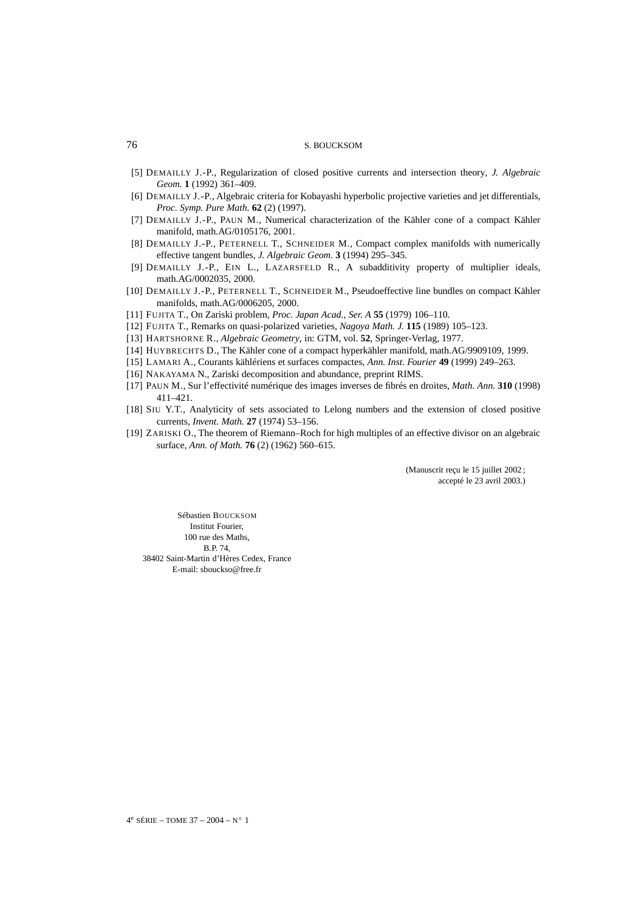[5] DEMAILLY J.-P., Regularization of closed positive currents and intersection theory, *J. Algebraic Geom.* **1** (1992) 361–409.

[6] DEMAILLY J.-P., Algebraic criteria for Kobayashi hyperbolic projective varieties and jet differentials, *Proc. Symp. Pure Math.* **62** (2) (1997).

[7] DEMAILLY J.-P., PAUN M., Numerical characterization of the Kähler cone of a compact Kähler manifold, math.AG/0105176, 2001.

[8] DEMAILLY J.-P., PETERNELL T., SCHNEIDER M., Compact complex manifolds with numerically effective tangent bundles, *J. Algebraic Geom.* **3** (1994) 295–345.

[9] DEMAILLY J.-P., EIN L., LAZARSFELD R., A subadditivity property of multiplier ideals, math.AG/0002035, 2000.

[10] DEMAILLY J.-P., PETERNELL T., SCHNEIDER M., Pseudoeffective line bundles on compact Kähler manifolds, math.AG/0006205, 2000.

[11] FUJITA T., On Zariski problem, *Proc. Japan Acad., Ser. A* **55** (1979) 106–110.

[12] FUJITA T., Remarks on quasi-polarized varieties, *Nagoya Math. J.* **115** (1989) 105–123.

[13] HARTSHORNE R., *Algebraic Geometry*, in: GTM, vol. **52**, Springer-Verlag, 1977.

[14] HUYBRECHTS D., The Kähler cone of a compact hyperkähler manifold, math.AG/9909109, 1999.

[15] LAMARI A., Courants kählériens et surfaces compactes, *Ann. Inst. Fourier* **49** (1999) 249–263.

[16] NAKAYAMA N., Zariski decomposition and abundance, preprint RIMS.

[17] PAUN M., Sur l'effectivité numérique des images inverses de fibrés en droites, *Math. Ann.* **310** (1998) 411–421.

[18] SIU Y.T., Analyticity of sets associated to Lelong numbers and the extension of closed positive currents, *Invent. Math.* **27** (1974) 53–156.

[19] ZARISKI O., The theorem of Riemann–Roch for high multiples of an effective divisor on an algebraic surface, *Ann. of Math.* **76** (2) (1962) 560–615.

(Manuscrit reçu le 15 juillet 2002 ;
accepté le 23 avril 2003.)

Sébastien BOUCKSOM
Institut Fourier,
100 rue des Maths,
B.P. 74,
38402 Saint-Martin d'Hères Cedex, France
E-mail: sboucksо@free.fr